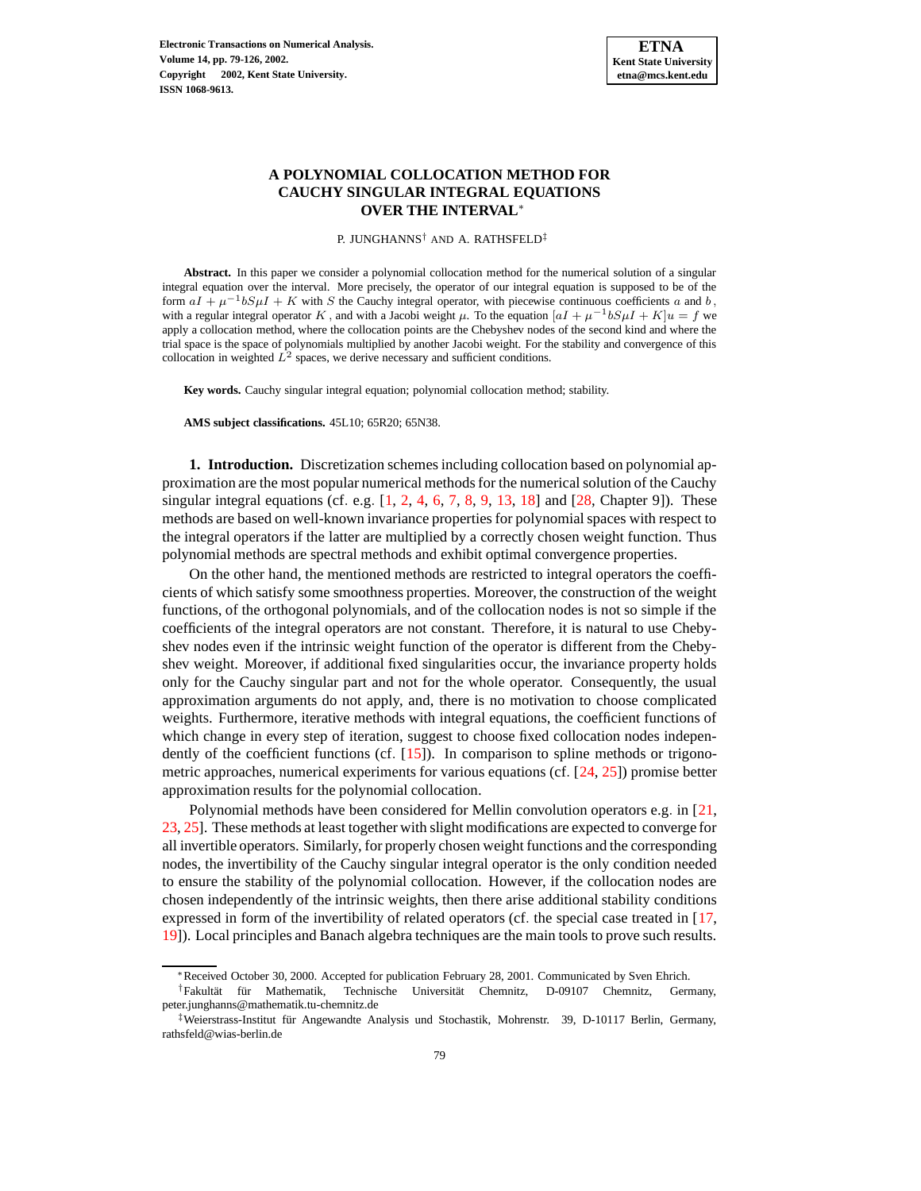# A POLYNOMIAL COLLOCATION METHOD FOR CAUCHY SINGULAR INTEGRAL EQUATIONS OVER THE INTERVAL*

P. JUNGHANNS† AND A. RATHSFELD‡

**Abstract.** In this paper we consider a polynomial collocation method for the numerical solution of a singular integral equation over the interval. More precisely, the operator of our integral equation is supposed to be of the form $aI + \mu^{-1} bS\mu I + K$ with $S$ the Cauchy integral operator, with piecewise continuous coefficients $a$ and $b$, with a regular integral operator $K$, and with a Jacobi weight $\mu$. To the equation $[aI + \mu^{-1} bS\mu I + K]u = f$ we apply a collocation method, where the collocation points are the Chebyshev nodes of the second kind and where the trial space is the space of polynomials multiplied by another Jacobi weight. For the stability and convergence of this collocation in weighted $L^2$ spaces, we derive necessary and sufficient conditions.

**Key words.** Cauchy singular integral equation; polynomial collocation method; stability.

**AMS subject classifications.** 45L10; 65R20; 65N38.

## 1. Introduction.

Discretization schemes including collocation based on polynomial approximation are the most popular numerical methods for the numerical solution of the Cauchy singular integral equations (cf. e.g. [1, 2, 4, 6, 7, 8, 9, 13, 18] and [28, Chapter 9]). These methods are based on well-known invariance properties for polynomial spaces with respect to the integral operators if the latter are multiplied by a correctly chosen weight function. Thus polynomial methods are spectral methods and exhibit optimal convergence properties.

On the other hand, the mentioned methods are restricted to integral operators the coefficients of which satisfy some smoothness properties. Moreover, the construction of the weight functions, of the orthogonal polynomials, and of the collocation nodes is not so simple if the coefficients of the integral operators are not constant. Therefore, it is natural to use Chebyshev nodes even if the intrinsic weight function of the operator is different from the Chebyshev weight. Moreover, if additional fixed singularities occur, the invariance property holds only for the Cauchy singular part and not for the whole operator. Consequently, the usual approximation arguments do not apply, and, there is no motivation to choose complicated weights. Furthermore, iterative methods with integral equations, the coefficient functions of which change in every step of iteration, suggest to choose fixed collocation nodes independently of the coefficient functions (cf. [15]). In comparison to spline methods or trigonometric approaches, numerical experiments for various equations (cf. [24, 25]) promise better approximation results for the polynomial collocation.

Polynomial methods have been considered for Mellin convolution operators e.g. in [21, 23, 25]. These methods at least together with slight modifications are expected to converge for all invertible operators. Similarly, for properly chosen weight functions and the corresponding nodes, the invertibility of the Cauchy singular integral operator is the only condition needed to ensure the stability of the polynomial collocation. However, if the collocation nodes are chosen independently of the intrinsic weights, then there arise additional stability conditions expressed in form of the invertibility of related operators (cf. the special case treated in [17, 19]). Local principles and Banach algebra techniques are the main tools to prove such results.

---

*Received October 30, 2000. Accepted for publication February 28, 2001. Communicated by Sven Ehrich.

†Fakultät für Mathematik, Technische Universität Chemnitz, D-09107 Chemnitz, Germany, peter.junghanns@mathematik.tu-chemnitz.de

‡Weierstrass-Institut für Angewandte Analysis und Stochastik, Mohrenstr. 39, D-10117 Berlin, Germany, rathsfeld@wias-berlin.de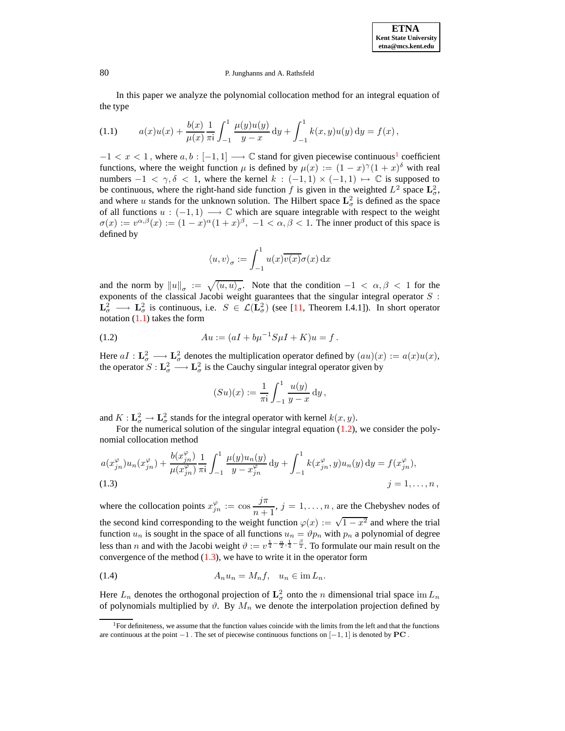In this paper we analyze the polynomial collocation method for an integral equation of the type

$$a(x)u(x) + \frac{b(x)}{\mu(x)} \frac{1}{\pi \mathrm{i}} \int_{-1}^{1} \frac{\mu(y)u(y)}{y-x}\,\mathrm{d}y + \int_{-1}^{1} k(x,y)u(y)\,\mathrm{d}y = f(x)\,, \tag{1.1}$$

$-1 < x < 1$, where $a, b : [-1,1] \longrightarrow \mathbb{C}$ stand for given piecewise continuous[1] coefficient functions, where the weight function $\mu$ is defined by $\mu(x) := (1-x)^{\gamma}(1+x)^{\delta}$ with real numbers $-1 < \gamma, \delta < 1$, where the kernel $k : (-1,1) \times (-1,1) \mapsto \mathbb{C}$ is supposed to be continuous, where the right-hand side function $f$ is given in the weighted $L^2$ space $\mathbf{L}^2_\sigma$, and where $u$ stands for the unknown solution. The Hilbert space $\mathbf{L}^2_\sigma$ is defined as the space of all functions $u : (-1,1) \longrightarrow \mathbb{C}$ which are square integrable with respect to the weight $\sigma(x) := v^{\alpha,\beta}(x) := (1-x)^{\alpha}(1+x)^{\beta}$, $-1 < \alpha, \beta < 1$. The inner product of this space is defined by

$$\langle u, v \rangle_\sigma := \int_{-1}^{1} u(x)\overline{v(x)}\sigma(x)\,\mathrm{d}x$$

and the norm by $\|u\|_\sigma := \sqrt{\langle u, u \rangle_\sigma}$. Note that the condition $-1 < \alpha, \beta < 1$ for the exponents of the classical Jacobi weight guarantees that the singular integral operator $S : \mathbf{L}^2_\sigma \longrightarrow \mathbf{L}^2_\sigma$ is continuous, i.e. $S \in \mathcal{L}(\mathbf{L}^2_\sigma)$ (see [11, Theorem I.4.1]). In short operator notation (1.1) takes the form

$$Au := (aI + b\mu^{-1}S\mu I + K)u = f\,. \tag{1.2}$$

Here $aI : \mathbf{L}^2_\sigma \longrightarrow \mathbf{L}^2_\sigma$ denotes the multiplication operator defined by $(au)(x) := a(x)u(x)$, the operator $S : \mathbf{L}^2_\sigma \longrightarrow \mathbf{L}^2_\sigma$ is the Cauchy singular integral operator given by

$$(Su)(x) := \frac{1}{\pi \mathrm{i}} \int_{-1}^{1} \frac{u(y)}{y-x}\,\mathrm{d}y\,,$$

and $K : \mathbf{L}^2_\sigma \to \mathbf{L}^2_\sigma$ stands for the integral operator with kernel $k(x,y)$.

For the numerical solution of the singular integral equation (1.2), we consider the polynomial collocation method

$$a(x^\varphi_{jn})u_n(x^\varphi_{jn}) + \frac{b(x^\varphi_{jn})}{\mu(x^\varphi_{jn})} \frac{1}{\pi \mathrm{i}} \int_{-1}^{1} \frac{\mu(y)u_n(y)}{y - x^\varphi_{jn}}\,\mathrm{d}y + \int_{-1}^{1} k(x^\varphi_{jn}, y)u_n(y)\,\mathrm{d}y = f(x^\varphi_{jn}), \quad j = 1, \ldots, n\,, \tag{1.3}$$

where the collocation points $x^\varphi_{jn} := \cos\dfrac{j\pi}{n+1}$, $j = 1, \ldots, n$, are the Chebyshev nodes of the second kind corresponding to the weight function $\varphi(x) := \sqrt{1-x^2}$ and where the trial function $u_n$ is sought in the space of all functions $u_n = \vartheta p_n$ with $p_n$ a polynomial of degree less than $n$ and with the Jacobi weight $\vartheta := v^{\frac{1}{4}-\frac{\alpha}{2}, \frac{1}{4}-\frac{\beta}{2}}$. To formulate our main result on the convergence of the method (1.3), we have to write it in the operator form

$$A_n u_n = M_n f, \quad u_n \in \operatorname{im} L_n. \tag{1.4}$$

Here $L_n$ denotes the orthogonal projection of $\mathbf{L}^2_\sigma$ onto the $n$ dimensional trial space $\operatorname{im} L_n$ of polynomials multiplied by $\vartheta$. By $M_n$ we denote the interpolation projection defined by

[1] For definiteness, we assume that the function values coincide with the limits from the left and that the functions are continuous at the point $-1$. The set of piecewise continuous functions on $[-1,1]$ is denoted by $\mathbf{PC}$.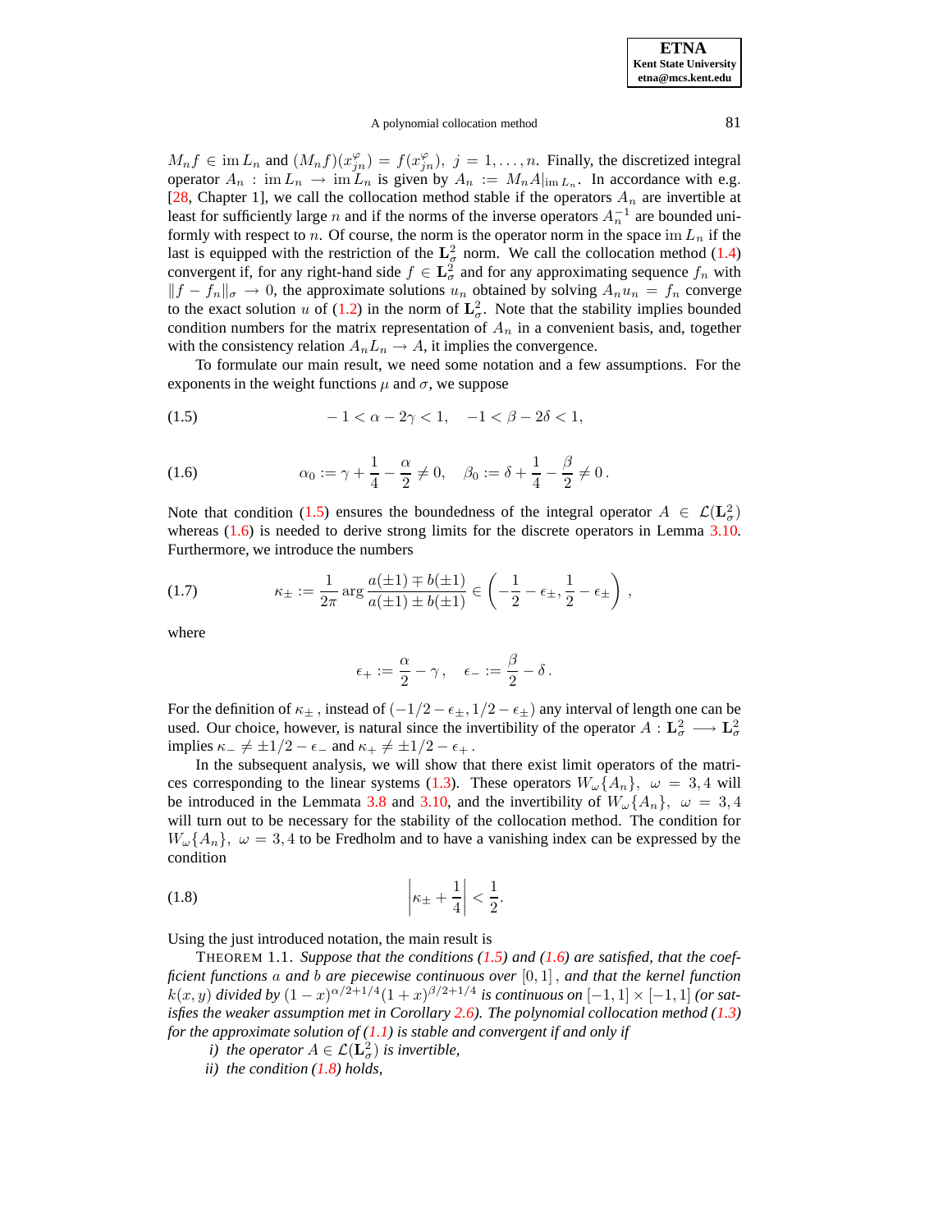$M_n f \in \operatorname{im} L_n$ and $(M_n f)(x^{\varphi}_{jn}) = f(x^{\varphi}_{jn}),\ j = 1, \ldots, n$. Finally, the discretized integral operator $A_n : \operatorname{im} L_n \longrightarrow \operatorname{im} L_n$ is given by $A_n := M_n A|_{\operatorname{im} L_n}$. In accordance with e.g. [28, Chapter 1], we call the collocation method stable if the operators $A_n$ are invertible at least for sufficiently large $n$ and if the norms of the inverse operators $A_n^{-1}$ are bounded uniformly with respect to $n$. Of course, the norm is the operator norm in the space $\operatorname{im} L_n$ if the last is equipped with the restriction of the $\mathbf{L}^2_\sigma$ norm. We call the collocation method (1.4) convergent if, for any right-hand side $f \in \mathbf{L}^2_\sigma$ and for any approximating sequence $f_n$ with $\|f - f_n\|_\sigma \to 0$, the approximate solutions $u_n$ obtained by solving $A_n u_n = f_n$ converge to the exact solution $u$ of (1.2) in the norm of $\mathbf{L}^2_\sigma$. Note that the stability implies bounded condition numbers for the matrix representation of $A_n$ in a convenient basis, and, together with the consistency relation $A_n L_n \to A$, it implies the convergence.

To formulate our main result, we need some notation and a few assumptions. For the exponents in the weight functions $\mu$ and $\sigma$, we suppose

$$-1 < \alpha - 2\gamma < 1, \quad -1 < \beta - 2\delta < 1, \tag{1.5}$$

$$\alpha_0 := \gamma + \frac{1}{4} - \frac{\alpha}{2} \neq 0, \quad \beta_0 := \delta + \frac{1}{4} - \frac{\beta}{2} \neq 0\,. \tag{1.6}$$

Note that condition (1.5) ensures the boundedness of the integral operator $A \in \mathcal{L}(\mathbf{L}^2_\sigma)$ whereas (1.6) is needed to derive strong limits for the discrete operators in Lemma 3.10. Furthermore, we introduce the numbers

$$\kappa_\pm := \frac{1}{2\pi} \arg \frac{a(\pm 1) \mp b(\pm 1)}{a(\pm 1) \pm b(\pm 1)} \in \left( -\frac{1}{2} - \epsilon_\pm, \frac{1}{2} - \epsilon_\pm \right), \tag{1.7}$$

where

$$\epsilon_+ := \frac{\alpha}{2} - \gamma\,, \quad \epsilon_- := \frac{\beta}{2} - \delta\,.$$

For the definition of $\kappa_\pm$, instead of $(-1/2 - \epsilon_\pm, 1/2 - \epsilon_\pm)$ any interval of length one can be used. Our choice, however, is natural since the invertibility of the operator $A : \mathbf{L}^2_\sigma \longrightarrow \mathbf{L}^2_\sigma$ implies $\kappa_- \neq \pm 1/2 - \epsilon_-$ and $\kappa_+ \neq \pm 1/2 - \epsilon_+$.

In the subsequent analysis, we will show that there exist limit operators of the matrices corresponding to the linear systems (1.3). These operators $W_\omega\{A_n\},\ \omega = 3, 4$ will be introduced in the Lemmata 3.8 and 3.10, and the invertibility of $W_\omega\{A_n\},\ \omega = 3, 4$ will turn out to be necessary for the stability of the collocation method. The condition for $W_\omega\{A_n\},\ \omega = 3, 4$ to be Fredholm and to have a vanishing index can be expressed by the condition

$$\left| \kappa_\pm + \frac{1}{4} \right| < \frac{1}{2}. \tag{1.8}$$

Using the just introduced notation, the main result is

THEOREM 1.1. *Suppose that the conditions (1.5) and (1.6) are satisfied, that the coefficient functions $a$ and $b$ are piecewise continuous over $[0, 1]$, and that the kernel function $k(x, y)$ divided by $(1 - x)^{\alpha/2 + 1/4}(1 + x)^{\beta/2 + 1/4}$ is continuous on $[-1, 1] \times [-1, 1]$ (or satisfies the weaker assumption met in Corollary 2.6). The polynomial collocation method (1.3) for the approximate solution of (1.1) is stable and convergent if and only if*

*i) the operator $A \in \mathcal{L}(\mathbf{L}^2_\sigma)$ is invertible,*

*ii) the condition (1.8) holds,*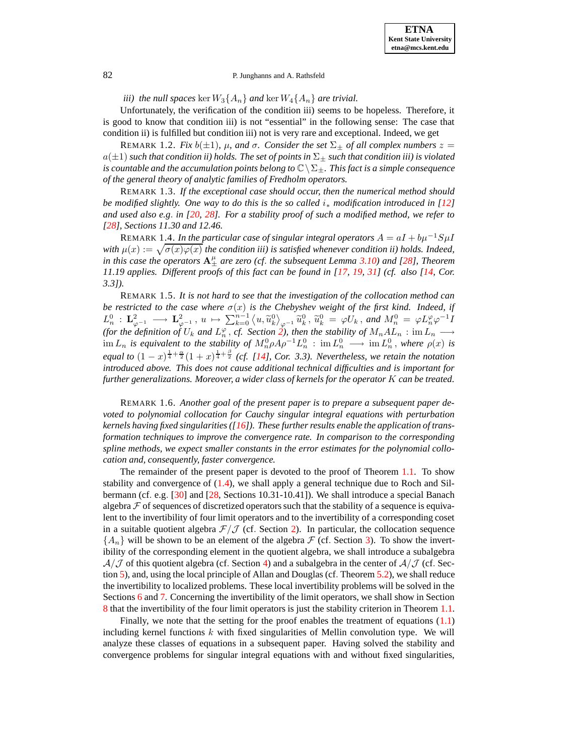*iii) the null spaces* $\ker W_3\{A_n\}$ *and* $\ker W_4\{A_n\}$ *are trivial.*

Unfortunately, the verification of the condition iii) seems to be hopeless. Therefore, it is good to know that condition iii) is not "essential" in the following sense: The case that condition ii) is fulfilled but condition iii) not is very rare and exceptional. Indeed, we get

REMARK 1.2. *Fix* $b(\pm 1)$, $\mu$, *and* $\sigma$. *Consider the set* $\Sigma_\pm$ *of all complex numbers* $z = a(\pm 1)$ *such that condition ii) holds. The set of points in* $\Sigma_\pm$ *such that condition iii) is violated is countable and the accumulation points belong to* $\mathbb{C} \setminus \Sigma_\pm$. *This fact is a simple consequence of the general theory of analytic families of Fredholm operators.*

REMARK 1.3. *If the exceptional case should occur, then the numerical method should be modified slightly. One way to do this is the so called* $i_*$ *modification introduced in [12] and used also e.g. in [20, 28]. For a stability proof of such a modified method, we refer to [28], Sections 11.30 and 12.46.*

REMARK 1.4. *In the particular case of singular integral operators* $A = aI + b\mu^{-1}S\mu I$ *with* $\mu(x) := \sqrt{\sigma(x)\varphi(x)}$ *the condition iii) is satisfied whenever condition ii) holds. Indeed, in this case the operators* $\mathbf{A}_\pm^\mu$ *are zero (cf. the subsequent Lemma 3.10) and [28], Theorem 11.19 applies. Different proofs of this fact can be found in [17, 19, 31] (cf. also [14, Cor. 3.3]).*

REMARK 1.5. *It is not hard to see that the investigation of the collocation method can be restricted to the case where* $\sigma(x)$ *is the Chebyshev weight of the first kind. Indeed, if* $L_n^0 : \mathbf{L}^2_{\varphi^{-1}} \longrightarrow \mathbf{L}^2_{\varphi^{-1}}$, $u \mapsto \sum_{k=0}^{n-1} \langle u, \widetilde{u}_k^0 \rangle_{\varphi^{-1}} \widetilde{u}_k^0$, $\widetilde{u}_k^0 = \varphi U_k$, *and* $M_n^0 = \varphi L_n^\varphi \varphi^{-1} I$ *(for the definition of* $U_k$ *and* $L_n^\varphi$, *cf. Section 2), then the stability of* $M_n A L_n : \operatorname{im} L_n \longrightarrow \operatorname{im} L_n$ *is equivalent to the stability of* $M_n^0 \rho A \rho^{-1} L_n^0 : \operatorname{im} L_n^0 \longrightarrow \operatorname{im} L_n^0$, *where* $\rho(x)$ *is equal to* $(1-x)^{\frac{1}{4}+\frac{\alpha}{2}}(1+x)^{\frac{1}{4}+\frac{\beta}{2}}$ *(cf. [14], Cor. 3.3). Nevertheless, we retain the notation introduced above. This does not cause additional technical difficulties and is important for further generalizations. Moreover, a wider class of kernels for the operator* $K$ *can be treated.*

REMARK 1.6. *Another goal of the present paper is to prepare a subsequent paper devoted to polynomial collocation for Cauchy singular integral equations with perturbation kernels having fixed singularities ([16]). These further results enable the application of transformation techniques to improve the convergence rate. In comparison to the corresponding spline methods, we expect smaller constants in the error estimates for the polynomial collocation and, consequently, faster convergence.*

The remainder of the present paper is devoted to the proof of Theorem 1.1. To show stability and convergence of (1.4), we shall apply a general technique due to Roch and Silbermann (cf. e.g. [30] and [28, Sections 10.31-10.41]). We shall introduce a special Banach algebra $\mathcal{F}$ of sequences of discretized operators such that the stability of a sequence is equivalent to the invertibility of four limit operators and to the invertibility of a corresponding coset in a suitable quotient algebra $\mathcal{F}/\mathcal{J}$ (cf. Section 2). In particular, the collocation sequence $\{A_n\}$ will be shown to be an element of the algebra $\mathcal{F}$ (cf. Section 3). To show the invertibility of the corresponding element in the quotient algebra, we shall introduce a subalgebra $\mathcal{A}/\mathcal{J}$ of this quotient algebra (cf. Section 4) and a subalgebra in the center of $\mathcal{A}/\mathcal{J}$ (cf. Section 5), and, using the local principle of Allan and Douglas (cf. Theorem 5.2), we shall reduce the invertibility to localized problems. These local invertibility problems will be solved in the Sections 6 and 7. Concerning the invertibility of the limit operators, we shall show in Section 8 that the invertibility of the four limit operators is just the stability criterion in Theorem 1.1.

Finally, we note that the setting for the proof enables the treatment of equations (1.1) including kernel functions $k$ with fixed singularities of Mellin convolution type. We will analyze these classes of equations in a subsequent paper. Having solved the stability and convergence problems for singular integral equations with and without fixed singularities,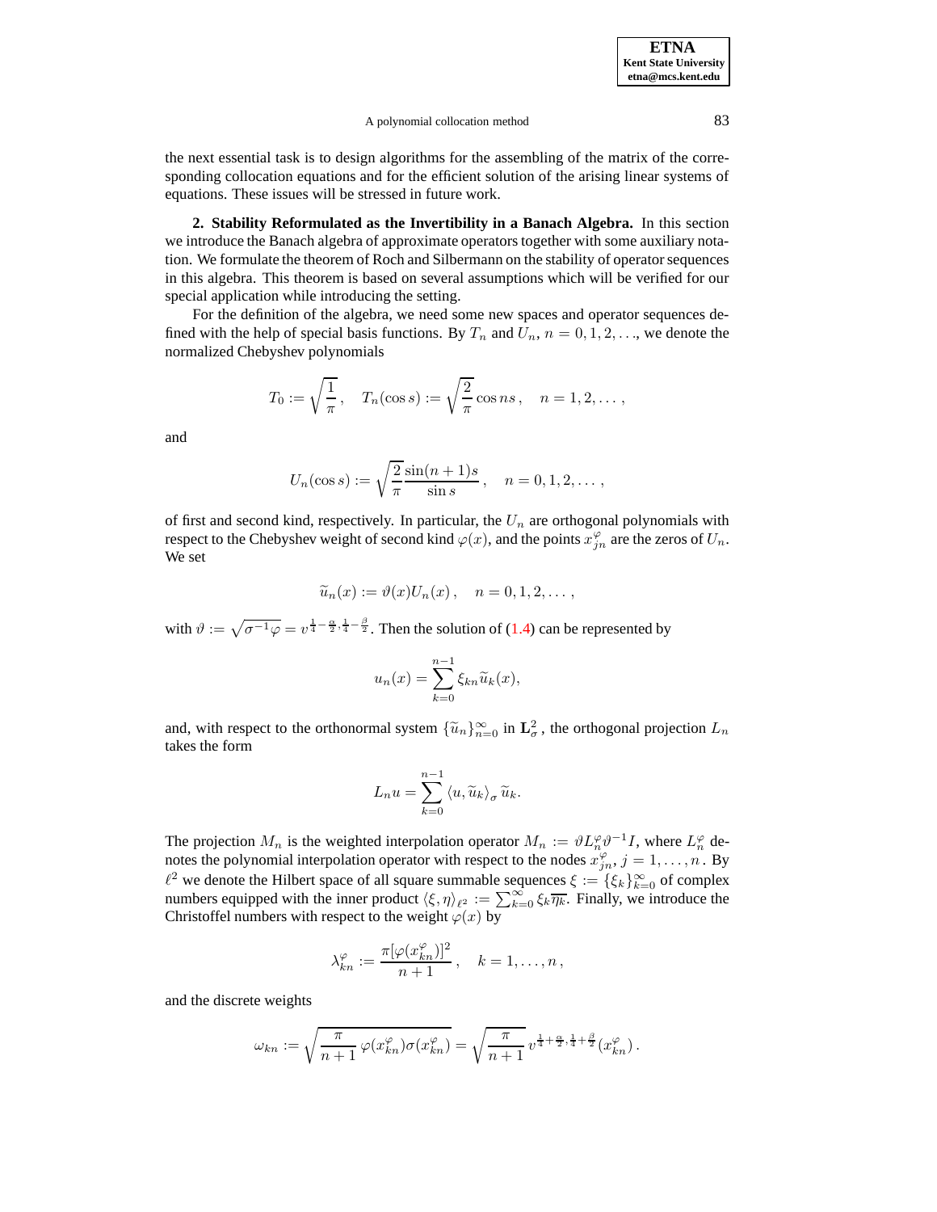the next essential task is to design algorithms for the assembling of the matrix of the corresponding collocation equations and for the efficient solution of the arising linear systems of equations. These issues will be stressed in future work.

**2. Stability Reformulated as the Invertibility in a Banach Algebra.** In this section we introduce the Banach algebra of approximate operators together with some auxiliary notation. We formulate the theorem of Roch and Silbermann on the stability of operator sequences in this algebra. This theorem is based on several assumptions which will be verified for our special application while introducing the setting.

For the definition of the algebra, we need some new spaces and operator sequences defined with the help of special basis functions. By $T_n$ and $U_n$, $n = 0, 1, 2, \ldots$, we denote the normalized Chebyshev polynomials

$$T_0 := \sqrt{\frac{1}{\pi}}\,, \quad T_n(\cos s) := \sqrt{\frac{2}{\pi}} \cos ns\,, \quad n = 1, 2, \ldots\,,$$

and

$$U_n(\cos s) := \sqrt{\frac{2}{\pi}} \frac{\sin(n+1)s}{\sin s}\,, \quad n = 0, 1, 2, \ldots\,,$$

of first and second kind, respectively. In particular, the $U_n$ are orthogonal polynomials with respect to the Chebyshev weight of second kind $\varphi(x)$, and the points $x^{\varphi}_{jn}$ are the zeros of $U_n$. We set

$$\widetilde{u}_n(x) := \vartheta(x) U_n(x)\,, \quad n = 0, 1, 2, \ldots\,,$$

with $\vartheta := \sqrt{\sigma^{-1}\varphi} = v^{\frac{1}{4}-\frac{\alpha}{2},\frac{1}{4}-\frac{\beta}{2}}$. Then the solution of (1.4) can be represented by

$$u_n(x) = \sum_{k=0}^{n-1} \xi_{kn} \widetilde{u}_k(x),$$

and, with respect to the orthonormal system $\{\widetilde{u}_n\}_{n=0}^{\infty}$ in $\mathbf{L}^2_{\sigma}$, the orthogonal projection $L_n$ takes the form

$$L_n u = \sum_{k=0}^{n-1} \langle u, \widetilde{u}_k \rangle_{\sigma} \widetilde{u}_k.$$

The projection $M_n$ is the weighted interpolation operator $M_n := \vartheta L^{\varphi}_n \vartheta^{-1} I$, where $L^{\varphi}_n$ denotes the polynomial interpolation operator with respect to the nodes $x^{\varphi}_{jn}$, $j = 1, \ldots, n$. By $\ell^2$ we denote the Hilbert space of all square summable sequences $\xi := \{\xi_k\}_{k=0}^{\infty}$ of complex numbers equipped with the inner product $\langle \xi, \eta \rangle_{\ell^2} := \sum_{k=0}^{\infty} \xi_k \overline{\eta_k}$. Finally, we introduce the Christoffel numbers with respect to the weight $\varphi(x)$ by

$$\lambda^{\varphi}_{kn} := \frac{\pi [\varphi(x^{\varphi}_{kn})]^2}{n+1}\,, \quad k = 1, \ldots, n\,,$$

and the discrete weights

$$\omega_{kn} := \sqrt{\frac{\pi}{n+1}\, \varphi(x^{\varphi}_{kn}) \sigma(x^{\varphi}_{kn})} = \sqrt{\frac{\pi}{n+1}}\, v^{\frac{1}{4}+\frac{\alpha}{2},\frac{1}{4}+\frac{\beta}{2}}(x^{\varphi}_{kn})\,.$$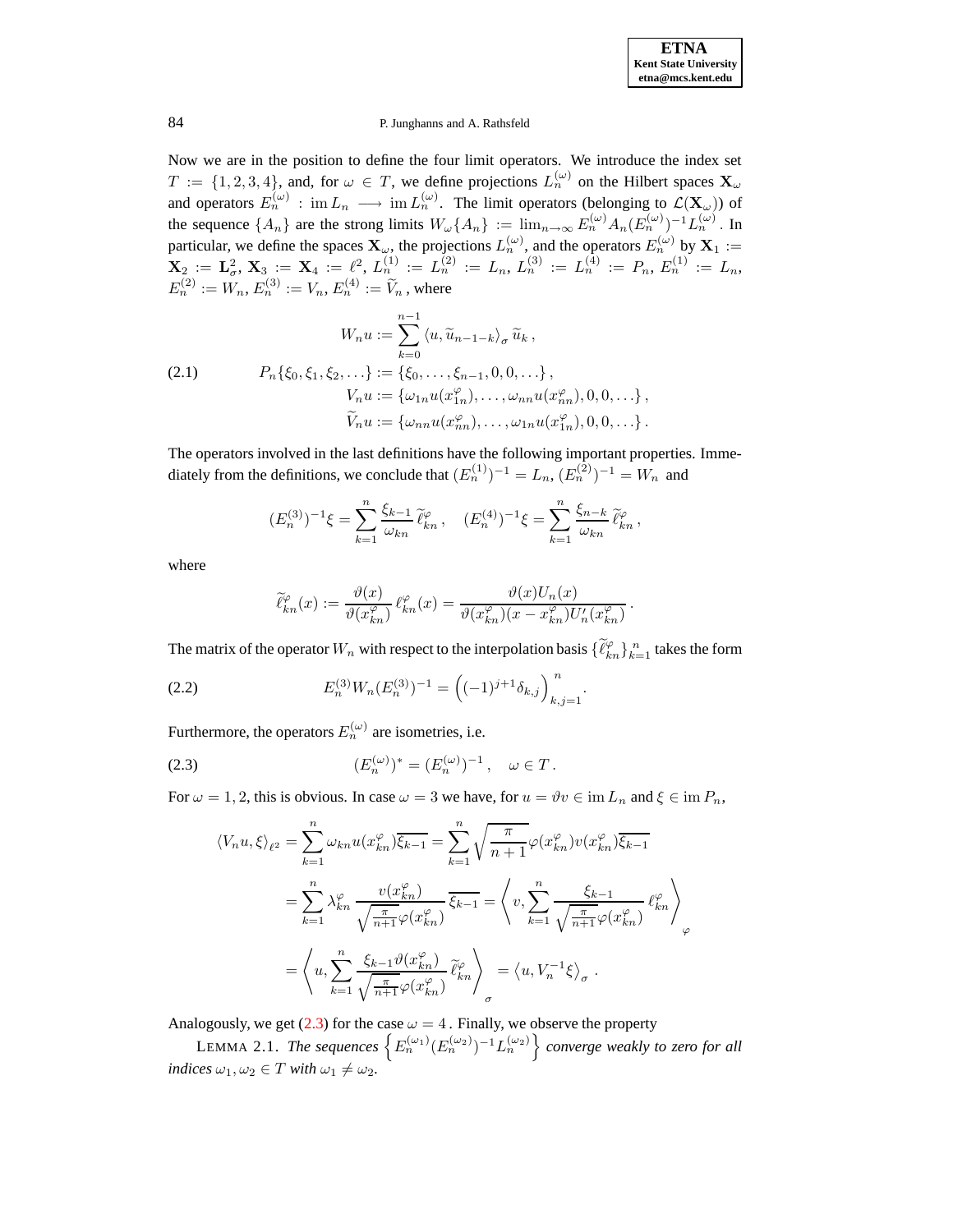Now we are in the position to define the four limit operators. We introduce the index set $T := \{1,2,3,4\}$, and, for $\omega \in T$, we define projections $L_n^{(\omega)}$ on the Hilbert spaces $\mathbf{X}_\omega$ and operators $E_n^{(\omega)} : \operatorname{im} L_n \longrightarrow \operatorname{im} L_n^{(\omega)}$. The limit operators (belonging to $\mathcal{L}(\mathbf{X}_\omega)$) of the sequence $\{A_n\}$ are the strong limits $W_\omega\{A_n\} := \lim_{n\to\infty} E_n^{(\omega)} A_n (E_n^{(\omega)})^{-1} L_n^{(\omega)}$. In particular, we define the spaces $\mathbf{X}_\omega$, the projections $L_n^{(\omega)}$, and the operators $E_n^{(\omega)}$ by $\mathbf{X}_1 := \mathbf{X}_2 := \mathbf{L}^2_\sigma$, $\mathbf{X}_3 := \mathbf{X}_4 := \ell^2$, $L_n^{(1)} := L_n^{(2)} := L_n$, $L_n^{(3)} := L_n^{(4)} := P_n$, $E_n^{(1)} := L_n$, $E_n^{(2)} := W_n$, $E_n^{(3)} := V_n$, $E_n^{(4)} := \widetilde{V}_n$, where

$$
\begin{aligned}
W_n u &:= \sum_{k=0}^{n-1} \langle u, \widetilde{u}_{n-1-k}\rangle_\sigma \, \widetilde{u}_k \,, \\
P_n\{\xi_0,\xi_1,\xi_2,\ldots\} &:= \{\xi_0,\ldots,\xi_{n-1},0,0,\ldots\}\,, \\
V_n u &:= \{\omega_{1n} u(x_{1n}^\varphi),\ldots,\omega_{nn} u(x_{nn}^\varphi),0,0,\ldots\}\,, \\
\widetilde{V}_n u &:= \{\omega_{nn} u(x_{nn}^\varphi),\ldots,\omega_{1n} u(x_{1n}^\varphi),0,0,\ldots\}\,.
\end{aligned}
\tag{2.1}
$$

The operators involved in the last definitions have the following important properties. Immediately from the definitions, we conclude that $(E_n^{(1)})^{-1} = L_n$, $(E_n^{(2)})^{-1} = W_n$ and

$$
(E_n^{(3)})^{-1}\xi = \sum_{k=1}^{n} \frac{\xi_{k-1}}{\omega_{kn}}\, \widetilde{\ell}_{kn}^\varphi \,, \quad (E_n^{(4)})^{-1}\xi = \sum_{k=1}^{n} \frac{\xi_{n-k}}{\omega_{kn}}\, \widetilde{\ell}_{kn}^\varphi \,,
$$

where

$$
\widetilde{\ell}_{kn}^\varphi(x) := \frac{\vartheta(x)}{\vartheta(x_{kn}^\varphi)}\, \ell_{kn}^\varphi(x) = \frac{\vartheta(x) U_n(x)}{\vartheta(x_{kn}^\varphi)(x - x_{kn}^\varphi) U_n'(x_{kn}^\varphi)} \,.
$$

The matrix of the operator $W_n$ with respect to the interpolation basis $\{\widetilde{\ell}_{kn}^\varphi\}_{k=1}^n$ takes the form

$$
E_n^{(3)} W_n (E_n^{(3)})^{-1} = \Big( (-1)^{j+1}\delta_{k,j} \Big)_{k,j=1}^{n} . \tag{2.2}
$$

Furthermore, the operators $E_n^{(\omega)}$ are isometries, i.e.

$$
(E_n^{(\omega)})^* = (E_n^{(\omega)})^{-1} \,, \quad \omega \in T \,. \tag{2.3}
$$

For $\omega = 1,2$, this is obvious. In case $\omega = 3$ we have, for $u = \vartheta v \in \operatorname{im} L_n$ and $\xi \in \operatorname{im} P_n$,

$$
\begin{aligned}
\langle V_n u, \xi\rangle_{\ell^2} &= \sum_{k=1}^{n} \omega_{kn} u(x_{kn}^\varphi)\overline{\xi_{k-1}} = \sum_{k=1}^{n} \sqrt{\frac{\pi}{n+1}} \varphi(x_{kn}^\varphi) v(x_{kn}^\varphi) \overline{\xi_{k-1}} \\
&= \sum_{k=1}^{n} \lambda_{kn}^\varphi \, \frac{v(x_{kn}^\varphi)}{\sqrt{\frac{\pi}{n+1}}\varphi(x_{kn}^\varphi)}\, \overline{\xi_{k-1}} = \left\langle v, \sum_{k=1}^{n} \frac{\xi_{k-1}}{\sqrt{\frac{\pi}{n+1}}\varphi(x_{kn}^\varphi)}\, \ell_{kn}^\varphi \right\rangle_\varphi \\
&= \left\langle u, \sum_{k=1}^{n} \frac{\xi_{k-1}\vartheta(x_{kn}^\varphi)}{\sqrt{\frac{\pi}{n+1}}\varphi(x_{kn}^\varphi)}\, \widetilde{\ell}_{kn}^\varphi \right\rangle_\sigma = \langle u, V_n^{-1}\xi\rangle_\sigma \,.
\end{aligned}
$$

Analogously, we get (2.3) for the case $\omega = 4$ . Finally, we observe the property

LEMMA 2.1. *The sequences* $\left\{ E_n^{(\omega_1)} (E_n^{(\omega_2)})^{-1} L_n^{(\omega_2)} \right\}$ *converge weakly to zero for all indices* $\omega_1, \omega_2 \in T$ *with* $\omega_1 \neq \omega_2$.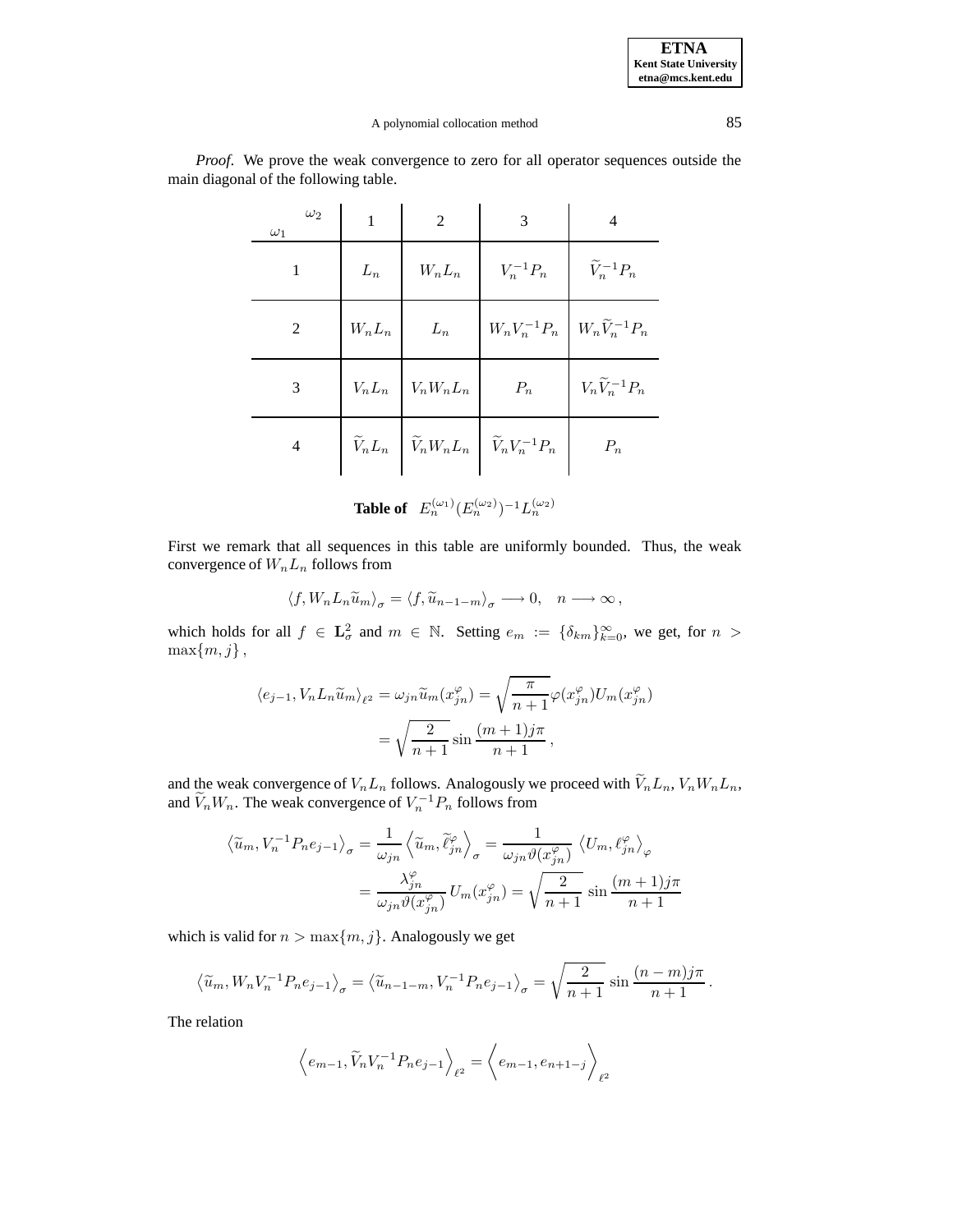*Proof*. We prove the weak convergence to zero for all operator sequences outside the main diagonal of the following table.

| $\omega_1$ \ $\omega_2$ | 1 | 2 | 3 | 4 |
|---|---|---|---|---|
| 1 | $L_n$ | $W_nL_n$ | $V_n^{-1}P_n$ | $\widetilde{V}_n^{-1}P_n$ |
| 2 | $W_nL_n$ | $L_n$ | $W_nV_n^{-1}P_n$ | $W_n\widetilde{V}_n^{-1}P_n$ |
| 3 | $V_nL_n$ | $V_nW_nL_n$ | $P_n$ | $V_n\widetilde{V}_n^{-1}P_n$ |
| 4 | $\widetilde{V}_nL_n$ | $\widetilde{V}_nW_nL_n$ | $\widetilde{V}_nV_n^{-1}P_n$ | $P_n$ |

**Table of** $E_n^{(\omega_1)}(E_n^{(\omega_2)})^{-1}L_n^{(\omega_2)}$

First we remark that all sequences in this table are uniformly bounded. Thus, the weak convergence of $W_nL_n$ follows from

$$\langle f, W_nL_n\widetilde{u}_m\rangle_\sigma = \langle f, \widetilde{u}_{n-1-m}\rangle_\sigma \longrightarrow 0, \quad n \longrightarrow \infty\,,$$

which holds for all $f \in \mathbf{L}^2_\sigma$ and $m \in \mathbb{N}$. Setting $e_m := \{\delta_{km}\}_{k=0}^\infty$, we get, for $n > \max\{m, j\}\,$,

$$\begin{aligned}\langle e_{j-1}, V_nL_n\widetilde{u}_m\rangle_{\ell^2} &= \omega_{jn}\widetilde{u}_m(x^\varphi_{jn}) = \sqrt{\frac{\pi}{n+1}}\varphi(x^\varphi_{jn})U_m(x^\varphi_{jn}) \\ &= \sqrt{\frac{2}{n+1}}\sin\frac{(m+1)j\pi}{n+1}\,,\end{aligned}$$

and the weak convergence of $V_nL_n$ follows. Analogously we proceed with $\widetilde{V}_nL_n$, $V_nW_nL_n$, and $\widetilde{V}_nW_n$. The weak convergence of $V_n^{-1}P_n$ follows from

$$\begin{aligned}\left\langle \widetilde{u}_m, V_n^{-1}P_ne_{j-1}\right\rangle_\sigma &= \frac{1}{\omega_{jn}}\left\langle \widetilde{u}_m, \widetilde{\ell}^\varphi_{jn}\right\rangle_\sigma = \frac{1}{\omega_{jn}\vartheta(x^\varphi_{jn})}\left\langle U_m, \ell^\varphi_{jn}\right\rangle_\varphi \\ &= \frac{\lambda^\varphi_{jn}}{\omega_{jn}\vartheta(x^\varphi_{jn})}U_m(x^\varphi_{jn}) = \sqrt{\frac{2}{n+1}}\sin\frac{(m+1)j\pi}{n+1}\end{aligned}$$

which is valid for $n > \max\{m, j\}$. Analogously we get

$$\left\langle \widetilde{u}_m, W_nV_n^{-1}P_ne_{j-1}\right\rangle_\sigma = \left\langle \widetilde{u}_{n-1-m}, V_n^{-1}P_ne_{j-1}\right\rangle_\sigma = \sqrt{\frac{2}{n+1}}\sin\frac{(n-m)j\pi}{n+1}\,.$$

The relation

$$\left\langle e_{m-1}, \widetilde{V}_nV_n^{-1}P_ne_{j-1}\right\rangle_{\ell^2} = \left\langle e_{m-1}, e_{n+1-j}\right\rangle_{\ell^2}$$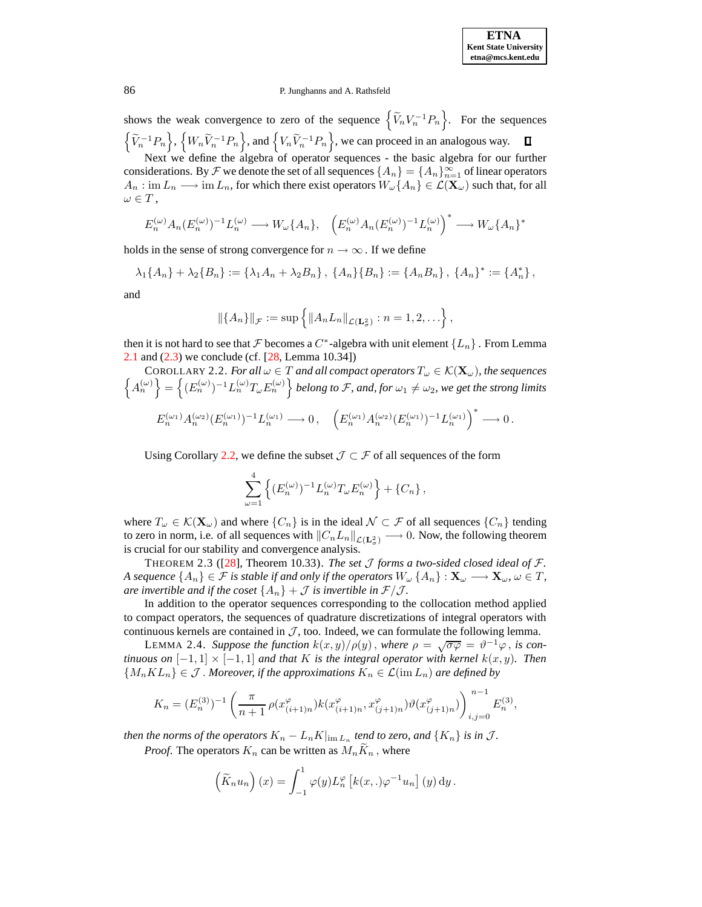shows the weak convergence to zero of the sequence $\left\{\widetilde{V}_n V_n^{-1} P_n\right\}$. For the sequences $\left\{\widetilde{V}_n^{-1} P_n\right\}$, $\left\{W_n \widetilde{V}_n^{-1} P_n\right\}$, and $\left\{V_n \widetilde{V}_n^{-1} P_n\right\}$, we can proceed in an analogous way. $\square$

Next we define the algebra of operator sequences - the basic algebra for our further considerations. By $\mathcal{F}$ we denote the set of all sequences $\{A_n\} = \{A_n\}_{n=1}^{\infty}$ of linear operators $A_n : \operatorname{im} L_n \longrightarrow \operatorname{im} L_n$, for which there exist operators $W_\omega\{A_n\} \in \mathcal{L}(\mathbf{X}_\omega)$ such that, for all $\omega \in T$,

$$E_n^{(\omega)} A_n (E_n^{(\omega)})^{-1} L_n^{(\omega)} \longrightarrow W_\omega\{A_n\}, \quad \left(E_n^{(\omega)} A_n (E_n^{(\omega)})^{-1} L_n^{(\omega)}\right)^* \longrightarrow W_\omega\{A_n\}^*$$

holds in the sense of strong convergence for $n \to \infty$. If we define

$$\lambda_1\{A_n\} + \lambda_2\{B_n\} := \{\lambda_1 A_n + \lambda_2 B_n\}, \; \{A_n\}\{B_n\} := \{A_n B_n\}, \; \{A_n\}^* := \{A_n^*\},$$

and

$$\|\{A_n\}\|_{\mathcal{F}} := \sup\left\{\|A_n L_n\|_{\mathcal{L}(\mathbf{L}^2_\sigma)} : n = 1, 2, \ldots\right\},$$

then it is not hard to see that $\mathcal{F}$ becomes a $C^*$-algebra with unit element $\{L_n\}$. From Lemma 2.1 and (2.3) we conclude (cf. [28, Lemma 10.34])

COROLLARY 2.2. *For all $\omega \in T$ and all compact operators $T_\omega \in \mathcal{K}(\mathbf{X}_\omega)$, the sequences $\left\{A_n^{(\omega)}\right\} = \left\{(E_n^{(\omega)})^{-1} L_n^{(\omega)} T_\omega E_n^{(\omega)}\right\}$ belong to $\mathcal{F}$, and, for $\omega_1 \neq \omega_2$, we get the strong limits*

$$E_n^{(\omega_1)} A_n^{(\omega_2)} (E_n^{(\omega_1)})^{-1} L_n^{(\omega_1)} \longrightarrow 0, \quad \left(E_n^{(\omega_1)} A_n^{(\omega_2)} (E_n^{(\omega_1)})^{-1} L_n^{(\omega_1)}\right)^* \longrightarrow 0.$$

Using Corollary 2.2, we define the subset $\mathcal{J} \subset \mathcal{F}$ of all sequences of the form

$$\sum_{\omega=1}^{4} \left\{(E_n^{(\omega)})^{-1} L_n^{(\omega)} T_\omega E_n^{(\omega)}\right\} + \{C_n\},$$

where $T_\omega \in \mathcal{K}(\mathbf{X}_\omega)$ and where $\{C_n\}$ is in the ideal $\mathcal{N} \subset \mathcal{F}$ of all sequences $\{C_n\}$ tending to zero in norm, i.e. of all sequences with $\|C_n L_n\|_{\mathcal{L}(\mathbf{L}^2_\sigma)} \longrightarrow 0$. Now, the following theorem is crucial for our stability and convergence analysis.

THEOREM 2.3 ([28], Theorem 10.33). *The set $\mathcal{J}$ forms a two-sided closed ideal of $\mathcal{F}$. A sequence $\{A_n\} \in \mathcal{F}$ is stable if and only if the operators $W_\omega\{A_n\} : \mathbf{X}_\omega \longrightarrow \mathbf{X}_\omega$, $\omega \in T$, are invertible and if the coset $\{A_n\} + \mathcal{J}$ is invertible in $\mathcal{F}/\mathcal{J}$.*

In addition to the operator sequences corresponding to the collocation method applied to compact operators, the sequences of quadrature discretizations of integral operators with continuous kernels are contained in $\mathcal{J}$, too. Indeed, we can formulate the following lemma.

LEMMA 2.4. *Suppose the function $k(x,y)/\rho(y)$, where $\rho = \sqrt{\sigma\varphi} = \vartheta^{-1}\varphi$, is continuous on $[-1,1] \times [-1,1]$ and that $K$ is the integral operator with kernel $k(x,y)$. Then $\{M_n K L_n\} \in \mathcal{J}$. Moreover, if the approximations $K_n \in \mathcal{L}(\operatorname{im} L_n)$ are defined by*

$$K_n = (E_n^{(3)})^{-1} \left(\frac{\pi}{n+1}\, \rho(x^\varphi_{(i+1)n}) k(x^\varphi_{(i+1)n}, x^\varphi_{(j+1)n}) \vartheta(x^\varphi_{(j+1)n})\right)_{i,j=0}^{n-1} E_n^{(3)},$$

*then the norms of the operators $K_n - L_n K|_{\operatorname{im} L_n}$ tend to zero, and $\{K_n\}$ is in $\mathcal{J}$.*

*Proof.* The operators $K_n$ can be written as $M_n \widetilde{K}_n$, where

$$\left(\widetilde{K}_n u_n\right)(x) = \int_{-1}^{1} \varphi(y) L_n^\varphi \left[k(x,.)\varphi^{-1} u_n\right](y)\, \mathrm{d}y.$$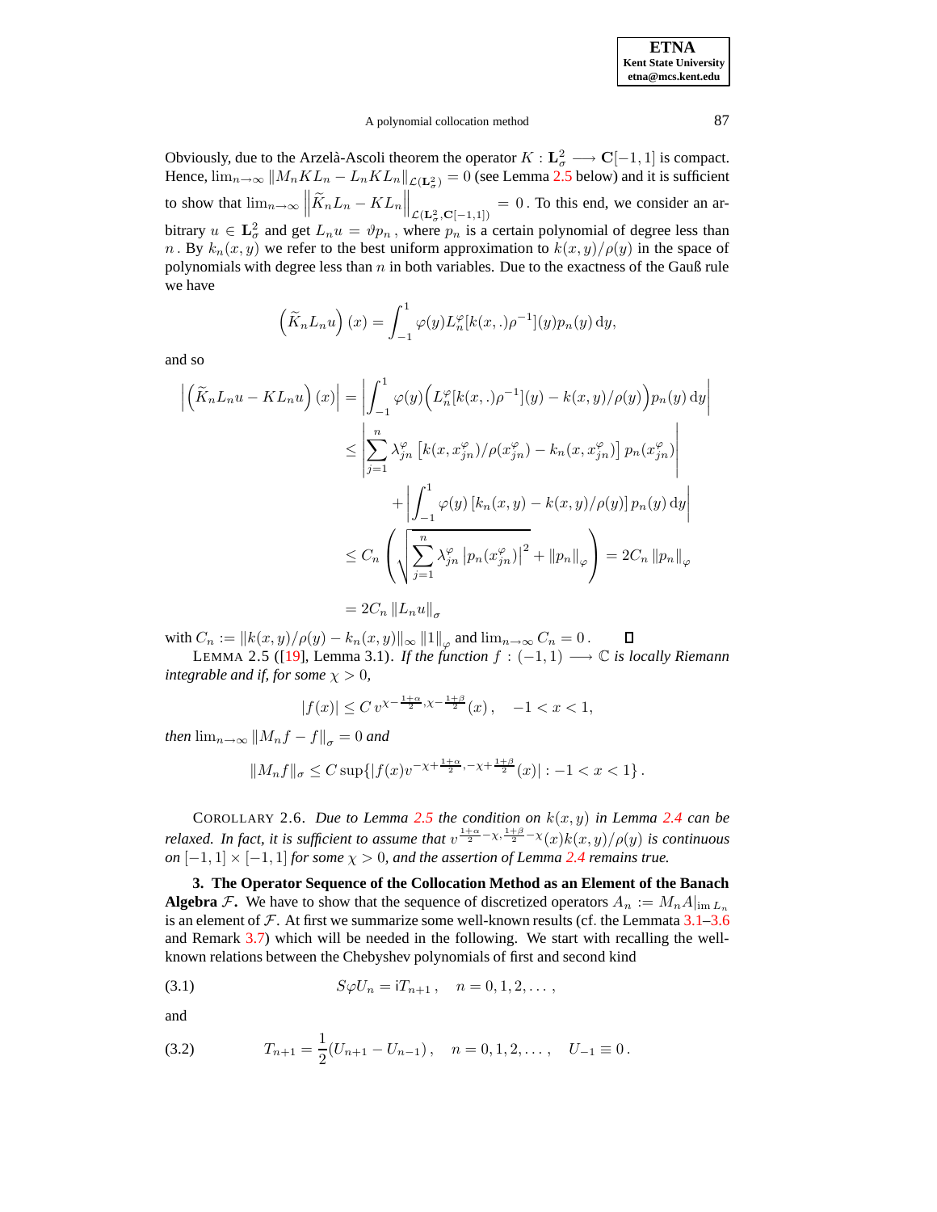Obviously, due to the Arzelà-Ascoli theorem the operator $K : \mathbf{L}^2_\sigma \longrightarrow \mathbf{C}[-1,1]$ is compact. Hence, $\lim_{n\to\infty} \|M_n K L_n - L_n K L_n\|_{\mathcal{L}(\mathbf{L}^2_\sigma)} = 0$ (see Lemma 2.5 below) and it is sufficient to show that $\lim_{n\to\infty} \left\| \widetilde{K}_n L_n - K L_n \right\|_{\mathcal{L}(\mathbf{L}^2_\sigma, \mathbf{C}[-1,1])} = 0$. To this end, we consider an arbitrary $u \in \mathbf{L}^2_\sigma$ and get $L_n u = \vartheta p_n$, where $p_n$ is a certain polynomial of degree less than $n$. By $k_n(x,y)$ we refer to the best uniform approximation to $k(x,y)/\rho(y)$ in the space of polynomials with degree less than $n$ in both variables. Due to the exactness of the Gauß rule we have

$$\left(\widetilde{K}_n L_n u\right)(x) = \int_{-1}^{1} \varphi(y) L_n^\varphi[k(x,.)\rho^{-1}](y) p_n(y)\,\mathrm{d}y,$$

and so

$$\begin{aligned}
\left|\left(\widetilde{K}_n L_n u - K L_n u\right)(x)\right| &= \left|\int_{-1}^{1} \varphi(y)\Big(L_n^\varphi[k(x,.)\rho^{-1}](y) - k(x,y)/\rho(y)\Big)p_n(y)\,\mathrm{d}y\right| \\
&\le \left|\sum_{j=1}^{n} \lambda_{jn}^\varphi \left[k(x,x_{jn}^\varphi)/\rho(x_{jn}^\varphi) - k_n(x,x_{jn}^\varphi)\right] p_n(x_{jn}^\varphi)\right| \\
&\quad + \left|\int_{-1}^{1} \varphi(y)\left[k_n(x,y) - k(x,y)/\rho(y)\right] p_n(y)\,\mathrm{d}y\right| \\
&\le C_n \left(\sqrt{\sum_{j=1}^{n} \lambda_{jn}^\varphi \left|p_n(x_{jn}^\varphi)\right|^2} + \|p_n\|_\varphi\right) = 2C_n \|p_n\|_\varphi \\
&= 2C_n \|L_n u\|_\sigma
\end{aligned}$$

with $C_n := \|k(x,y)/\rho(y) - k_n(x,y)\|_\infty \|1\|_\varphi$ and $\lim_{n\to\infty} C_n = 0$. ∎

LEMMA 2.5 ([19], Lemma 3.1). *If the function $f : (-1,1) \longrightarrow \mathbb{C}$ is locally Riemann integrable and if, for some $\chi > 0$,*

$$|f(x)| \le C\, v^{\chi - \frac{1+\alpha}{2}, \chi - \frac{1+\beta}{2}}(x), \quad -1 < x < 1,$$

*then $\lim_{n\to\infty} \|M_n f - f\|_\sigma = 0$ and*

$$\|M_n f\|_\sigma \le C \sup\{|f(x) v^{-\chi + \frac{1+\alpha}{2}, -\chi + \frac{1+\beta}{2}}(x)| : -1 < x < 1\}.$$

COROLLARY 2.6. *Due to Lemma 2.5 the condition on $k(x,y)$ in Lemma 2.4 can be relaxed. In fact, it is sufficient to assume that $v^{\frac{1+\alpha}{2} - \chi, \frac{1+\beta}{2} - \chi}(x) k(x,y)/\rho(y)$ is continuous on $[-1,1] \times [-1,1]$ for some $\chi > 0$, and the assertion of Lemma 2.4 remains true.*

**3. The Operator Sequence of the Collocation Method as an Element of the Banach Algebra $\mathcal{F}$.** We have to show that the sequence of discretized operators $A_n := M_n A|_{\operatorname{im} L_n}$ is an element of $\mathcal{F}$. At first we summarize some well-known results (cf. the Lemmata 3.1–3.6 and Remark 3.7) which will be needed in the following. We start with recalling the well-known relations between the Chebyshev polynomials of first and second kind

$$S\varphi U_n = \mathrm{i}T_{n+1}, \quad n = 0,1,2,\ldots, \tag{3.1}$$

and

$$T_{n+1} = \frac{1}{2}(U_{n+1} - U_{n-1}), \quad n = 0,1,2,\ldots, \quad U_{-1} \equiv 0. \tag{3.2}$$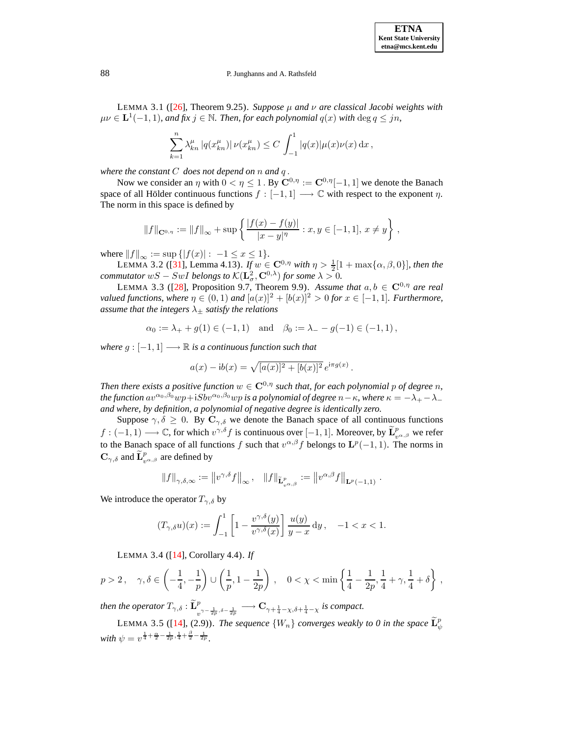LEMMA 3.1 ([26], Theorem 9.25). *Suppose $\mu$ and $\nu$ are classical Jacobi weights with $\mu\nu \in \mathbf{L}^1(-1,1)$, and fix $j \in \mathbb{N}$. Then, for each polynomial $q(x)$ with $\deg q \le jn$,*

$$\sum_{k=1}^{n} \lambda_{kn}^{\mu} \, |q(x_{kn}^{\mu})| \, \nu(x_{kn}^{\mu}) \le C \int_{-1}^{1} |q(x)| \mu(x)\nu(x) \, \mathrm{d}x \,,$$

*where the constant $C$ does not depend on $n$ and $q$.*

Now we consider an $\eta$ with $0 < \eta \le 1$. By $\mathbf{C}^{0,\eta} := \mathbf{C}^{0,\eta}[-1,1]$ we denote the Banach space of all Hölder continuous functions $f : [-1,1] \longrightarrow \mathbb{C}$ with respect to the exponent $\eta$. The norm in this space is defined by

$$\|f\|_{\mathbf{C}^{0,\eta}} := \|f\|_\infty + \sup \left\{ \frac{|f(x) - f(y)|}{|x-y|^\eta} : x, y \in [-1,1], \, x \neq y \right\} ,$$

where $\|f\|_\infty := \sup \{ |f(x)| : \, -1 \le x \le 1 \}$.

LEMMA 3.2 ([31], Lemma 4.13). *If $w \in \mathbf{C}^{0,\eta}$ with $\eta > \frac{1}{2}[1 + \max\{\alpha, \beta, 0\}]$, then the commutator $wS - SwI$ belongs to $\mathcal{K}(\mathbf{L}^2_\sigma, \mathbf{C}^{0,\lambda})$ for some $\lambda > 0$.*

LEMMA 3.3 ([28], Proposition 9.7, Theorem 9.9). *Assume that $a, b \in \mathbf{C}^{0,\eta}$ are real valued functions, where $\eta \in (0,1)$ and $[a(x)]^2 + [b(x)]^2 > 0$ for $x \in [-1,1]$. Furthermore, assume that the integers $\lambda_\pm$ satisfy the relations*

$$\alpha_0 := \lambda_+ + g(1) \in (-1,1) \quad \text{and} \quad \beta_0 := \lambda_- - g(-1) \in (-1,1) \,,$$

*where $g : [-1,1] \longrightarrow \mathbb{R}$ is a continuous function such that*

$$a(x) - \mathrm{i}b(x) = \sqrt{[a(x)]^2 + [b(x)]^2} \, e^{\mathrm{i}\pi g(x)} \,.$$

*Then there exists a positive function $w \in \mathbf{C}^{0,\eta}$ such that, for each polynomial $p$ of degree $n$, the function $av^{\alpha_0,\beta_0}wp + \mathrm{i}Sbv^{\alpha_0,\beta_0}wp$ is a polynomial of degree $n - \kappa$, where $\kappa = -\lambda_+ - \lambda_-$ and where, by definition, a polynomial of negative degree is identically zero.*

Suppose $\gamma, \delta \ge 0$. By $\mathbf{C}_{\gamma,\delta}$ we denote the Banach space of all continuous functions $f : (-1,1) \longrightarrow \mathbb{C}$, for which $v^{\gamma,\delta} f$ is continuous over $[-1,1]$. Moreover, by $\widetilde{\mathbf{L}}^p_{v^{\alpha,\beta}}$ we refer to the Banach space of all functions $f$ such that $v^{\alpha,\beta} f$ belongs to $\mathbf{L}^p(-1,1)$. The norms in $\mathbf{C}_{\gamma,\delta}$ and $\widetilde{\mathbf{L}}^p_{v^{\alpha,\beta}}$ are defined by

$$\|f\|_{\gamma,\delta,\infty} := \left\| v^{\gamma,\delta} f \right\|_\infty , \quad \|f\|_{\widetilde{\mathbf{L}}^p_{v^{\alpha,\beta}}} := \left\| v^{\alpha,\beta} f \right\|_{\mathbf{L}^p(-1,1)} .$$

We introduce the operator $T_{\gamma,\delta}$ by

$$(T_{\gamma,\delta} u)(x) := \int_{-1}^{1} \left[ 1 - \frac{v^{\gamma,\delta}(y)}{v^{\gamma,\delta}(x)} \right] \frac{u(y)}{y - x} \, \mathrm{d}y \,, \quad -1 < x < 1.$$

LEMMA 3.4 ([14], Corollary 4.4). *If*

$$p > 2 \,, \quad \gamma, \delta \in \left( -\frac{1}{4}, -\frac{1}{p} \right) \cup \left( \frac{1}{p}, 1 - \frac{1}{2p} \right) \,, \quad 0 < \chi < \min \left\{ \frac{1}{4} - \frac{1}{2p}, \frac{1}{4} + \gamma, \frac{1}{4} + \delta \right\} \,,$$

*then the operator $T_{\gamma,\delta} : \widetilde{\mathbf{L}}^p_{v^{\gamma - \frac{1}{2p}, \delta - \frac{1}{2p}}} \longrightarrow \mathbf{C}_{\gamma + \frac{1}{4} - \chi, \delta + \frac{1}{4} - \chi}$ is compact.*

LEMMA 3.5 ([14], (2.9)). *The sequence $\{W_n\}$ converges weakly to 0 in the space $\widetilde{\mathbf{L}}^p_\psi$ with $\psi = v^{\frac{1}{4} + \frac{\alpha}{2} - \frac{1}{2p}, \frac{1}{4} + \frac{\beta}{2} - \frac{1}{2p}}$.*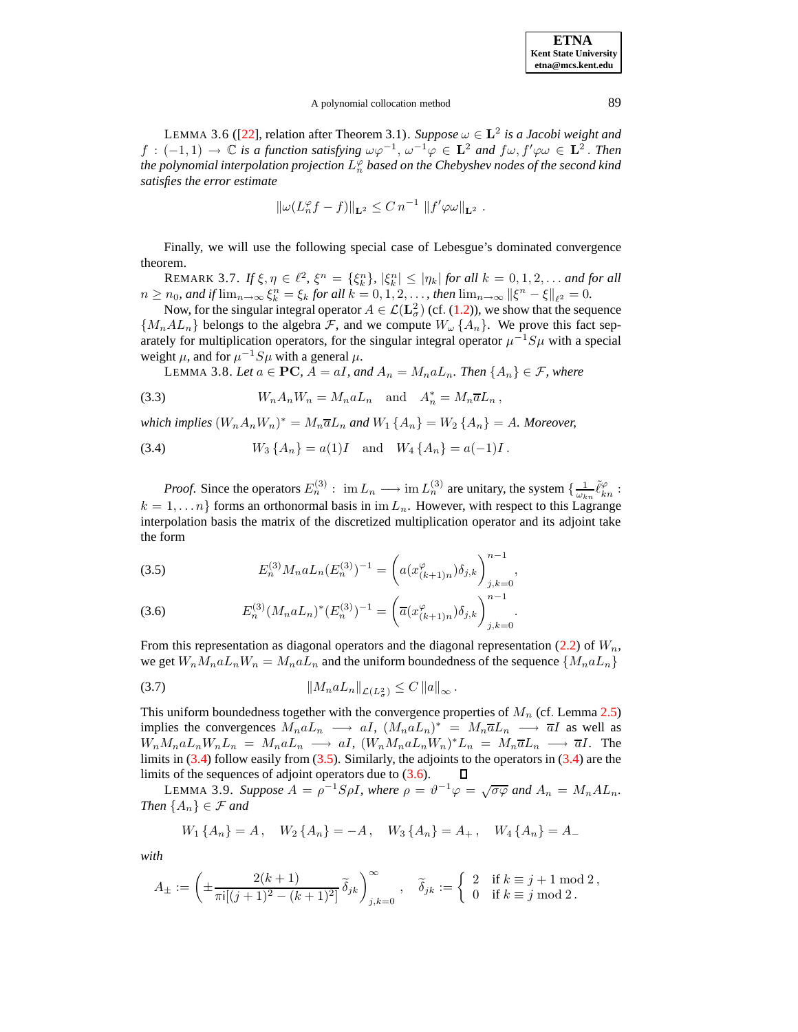LEMMA 3.6 ([22], relation after Theorem 3.1). *Suppose $\omega \in \mathbf{L}^2$ is a Jacobi weight and $f : (-1,1) \to \mathbb{C}$ is a function satisfying $\omega\varphi^{-1}$, $\omega^{-1}\varphi \in \mathbf{L}^2$ and $f\omega, f'\varphi\omega \in \mathbf{L}^2$. Then the polynomial interpolation projection $L_n^\varphi$ based on the Chebyshev nodes of the second kind satisfies the error estimate*

$$\|\omega(L_n^\varphi f - f)\|_{\mathbf{L}^2} \le C\, n^{-1}\, \|f'\varphi\omega\|_{\mathbf{L}^2} \,.$$

Finally, we will use the following special case of Lebesgue's dominated convergence theorem.

REMARK 3.7. *If $\xi, \eta \in \ell^2$, $\xi^n = \{\xi_k^n\}$, $|\xi_k^n| \le |\eta_k|$ for all $k = 0,1,2,\ldots$ and for all $n \ge n_0$, and if $\lim_{n\to\infty} \xi_k^n = \xi_k$ for all $k = 0,1,2,\ldots$, then $\lim_{n\to\infty} \|\xi^n - \xi\|_{\ell^2} = 0$.*

Now, for the singular integral operator $A \in \mathcal{L}(\mathbf{L}_\sigma^2)$ (cf. (1.2)), we show that the sequence $\{M_nAL_n\}$ belongs to the algebra $\mathcal{F}$, and we compute $W_\omega\{A_n\}$. We prove this fact separately for multiplication operators, for the singular integral operator $\mu^{-1}S\mu$ with a special weight $\mu$, and for $\mu^{-1}S\mu$ with a general $\mu$.

LEMMA 3.8. *Let $a \in \mathbf{PC}$, $A = aI$, and $A_n = M_naL_n$. Then $\{A_n\} \in \mathcal{F}$, where*

$$W_nA_nW_n = M_naL_n \quad \text{and} \quad A_n^* = M_n\overline{a}L_n \,, \tag{3.3}$$

*which implies $(W_nA_nW_n)^* = M_n\overline{a}L_n$ and $W_1\{A_n\} = W_2\{A_n\} = A$. Moreover,*

$$W_3\{A_n\} = a(1)I \quad \text{and} \quad W_4\{A_n\} = a(-1)I \,. \tag{3.4}$$

*Proof.* Since the operators $E_n^{(3)} : \operatorname{im} L_n \longrightarrow \operatorname{im} L_n^{(3)}$ are unitary, the system $\{\frac{1}{\omega_{kn}}\tilde{\ell}_{kn}^\varphi : k = 1,\ldots n\}$ forms an orthonormal basis in $\operatorname{im} L_n$. However, with respect to this Lagrange interpolation basis the matrix of the discretized multiplication operator and its adjoint take the form

$$E_n^{(3)} M_naL_n (E_n^{(3)})^{-1} = \left( a(x_{(k+1)n}^\varphi)\delta_{j,k} \right)_{j,k=0}^{n-1}, \tag{3.5}$$

$$E_n^{(3)} (M_naL_n)^* (E_n^{(3)})^{-1} = \left( \overline{a}(x_{(k+1)n}^\varphi)\delta_{j,k} \right)_{j,k=0}^{n-1}. \tag{3.6}$$

From this representation as diagonal operators and the diagonal representation (2.2) of $W_n$, we get $W_nM_naL_nW_n = M_naL_n$ and the uniform boundedness of the sequence $\{M_naL_n\}$

$$\|M_naL_n\|_{\mathcal{L}(L_\sigma^2)} \le C\,\|a\|_\infty \,. \tag{3.7}$$

This uniform boundedness together with the convergence properties of $M_n$ (cf. Lemma 2.5) implies the convergences $M_naL_n \longrightarrow aI$, $(M_naL_n)^* = M_n\overline{a}L_n \longrightarrow \overline{a}I$ as well as $W_nM_naL_nW_nL_n = M_naL_n \longrightarrow aI$, $(W_nM_naL_nW_n)^*L_n = M_n\overline{a}L_n \longrightarrow \overline{a}I$. The limits in (3.4) follow easily from (3.5). Similarly, the adjoints to the operators in (3.4) are the limits of the sequences of adjoint operators due to (3.6). ∎

LEMMA 3.9. *Suppose $A = \rho^{-1}S\rho I$, where $\rho = \vartheta^{-1}\varphi = \sqrt{\sigma\varphi}$ and $A_n = M_nAL_n$. Then $\{A_n\} \in \mathcal{F}$ and*

$$W_1\{A_n\} = A\,, \quad W_2\{A_n\} = -A\,, \quad W_3\{A_n\} = A_+\,, \quad W_4\{A_n\} = A_-$$

*with*

$$A_\pm := \left( \pm \frac{2(k+1)}{\pi\mathrm{i}[(j+1)^2 - (k+1)^2]}\,\widetilde{\delta}_{jk} \right)_{j,k=0}^\infty, \quad \widetilde{\delta}_{jk} := \begin{cases} 2 & \text{if } k \equiv j+1 \bmod 2\,, \\ 0 & \text{if } k \equiv j \bmod 2\,. \end{cases}$$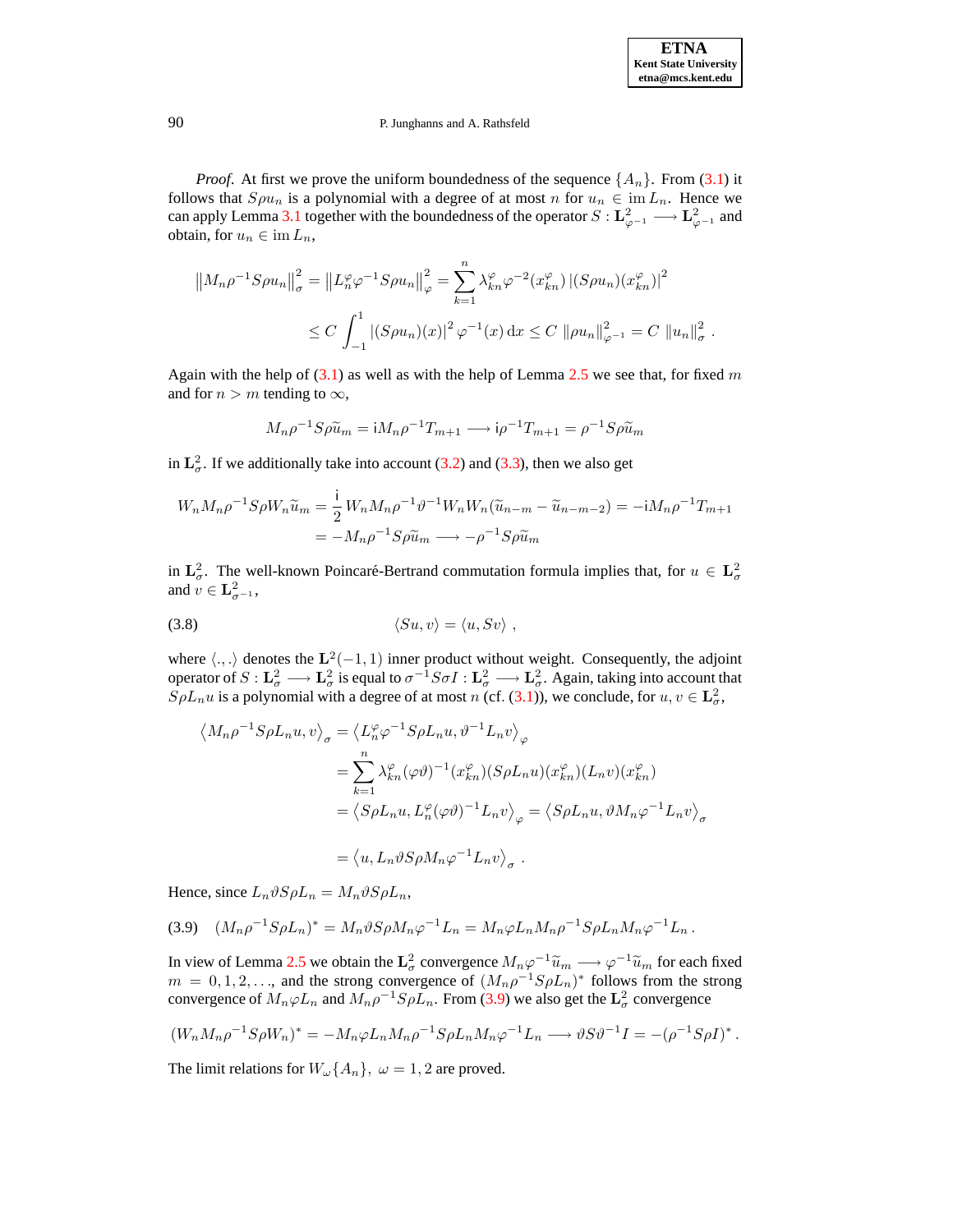*Proof.* At first we prove the uniform boundedness of the sequence $\{A_n\}$. From (3.1) it follows that $S\rho u_n$ is a polynomial with a degree of at most $n$ for $u_n \in \operatorname{im} L_n$. Hence we can apply Lemma 3.1 together with the boundedness of the operator $S : \mathbf{L}^2_{\varphi^{-1}} \longrightarrow \mathbf{L}^2_{\varphi^{-1}}$ and obtain, for $u_n \in \operatorname{im} L_n$,

$$\left\| M_n \rho^{-1} S \rho u_n \right\|_\sigma^2 = \left\| L_n^\varphi \varphi^{-1} S \rho u_n \right\|_\varphi^2 = \sum_{k=1}^n \lambda_{kn}^\varphi \varphi^{-2}(x_{kn}^\varphi) \left|(S\rho u_n)(x_{kn}^\varphi)\right|^2$$
$$\leq C \int_{-1}^1 \left|(S\rho u_n)(x)\right|^2 \varphi^{-1}(x)\,\mathrm{d}x \leq C \left\|\rho u_n\right\|_{\varphi^{-1}}^2 = C \left\|u_n\right\|_\sigma^2 .$$

Again with the help of (3.1) as well as with the help of Lemma 2.5 we see that, for fixed $m$ and for $n > m$ tending to $\infty$,

$$M_n \rho^{-1} S \rho \widetilde{u}_m = \mathrm{i} M_n \rho^{-1} T_{m+1} \longrightarrow \mathrm{i} \rho^{-1} T_{m+1} = \rho^{-1} S \rho \widetilde{u}_m$$

in $\mathbf{L}^2_\sigma$. If we additionally take into account (3.2) and (3.3), then we also get

$$W_n M_n \rho^{-1} S \rho W_n \widetilde{u}_m = \frac{\mathrm{i}}{2} W_n M_n \rho^{-1} \vartheta^{-1} W_n W_n (\widetilde{u}_{n-m} - \widetilde{u}_{n-m-2}) = -\mathrm{i} M_n \rho^{-1} T_{m+1}$$
$$= -M_n \rho^{-1} S \rho \widetilde{u}_m \longrightarrow -\rho^{-1} S \rho \widetilde{u}_m$$

in $\mathbf{L}^2_\sigma$. The well-known Poincaré-Bertrand commutation formula implies that, for $u \in \mathbf{L}^2_\sigma$ and $v \in \mathbf{L}^2_{\sigma^{-1}}$,

$$\langle Su, v \rangle = \langle u, Sv \rangle \ , \tag{3.8}$$

where $\langle .,. \rangle$ denotes the $\mathbf{L}^2(-1,1)$ inner product without weight. Consequently, the adjoint operator of $S : \mathbf{L}^2_\sigma \longrightarrow \mathbf{L}^2_\sigma$ is equal to $\sigma^{-1} S \sigma I : \mathbf{L}^2_\sigma \longrightarrow \mathbf{L}^2_\sigma$. Again, taking into account that $S\rho L_n u$ is a polynomial with a degree of at most $n$ (cf. (3.1)), we conclude, for $u, v \in \mathbf{L}^2_\sigma$,

$$\begin{aligned}
\left\langle M_n \rho^{-1} S \rho L_n u, v \right\rangle_\sigma &= \left\langle L_n^\varphi \varphi^{-1} S \rho L_n u, \vartheta^{-1} L_n v \right\rangle_\varphi \\
&= \sum_{k=1}^n \lambda_{kn}^\varphi (\varphi\vartheta)^{-1}(x_{kn}^\varphi)(S\rho L_n u)(x_{kn}^\varphi)(L_n v)(x_{kn}^\varphi) \\
&= \left\langle S\rho L_n u, L_n^\varphi (\varphi\vartheta)^{-1} L_n v \right\rangle_\varphi = \left\langle S\rho L_n u, \vartheta M_n \varphi^{-1} L_n v \right\rangle_\sigma \\
&= \left\langle u, L_n \vartheta S \rho M_n \varphi^{-1} L_n v \right\rangle_\sigma .
\end{aligned}$$

Hence, since $L_n \vartheta S \rho L_n = M_n \vartheta S \rho L_n$,

$$(M_n \rho^{-1} S \rho L_n)^* = M_n \vartheta S \rho M_n \varphi^{-1} L_n = M_n \varphi L_n M_n \rho^{-1} S \rho L_n M_n \varphi^{-1} L_n . \tag{3.9}$$

In view of Lemma 2.5 we obtain the $\mathbf{L}^2_\sigma$ convergence $M_n \varphi^{-1} \widetilde{u}_m \longrightarrow \varphi^{-1} \widetilde{u}_m$ for each fixed $m = 0, 1, 2, \ldots$, and the strong convergence of $(M_n \rho^{-1} S \rho L_n)^*$ follows from the strong convergence of $M_n \varphi L_n$ and $M_n \rho^{-1} S \rho L_n$. From (3.9) we also get the $\mathbf{L}^2_\sigma$ convergence

$$(W_n M_n \rho^{-1} S \rho W_n)^* = -M_n \varphi L_n M_n \rho^{-1} S \rho L_n M_n \varphi^{-1} L_n \longrightarrow \vartheta S \vartheta^{-1} I = -(\rho^{-1} S \rho I)^* .$$

The limit relations for $W_\omega\{A_n\},\ \omega = 1, 2$ are proved.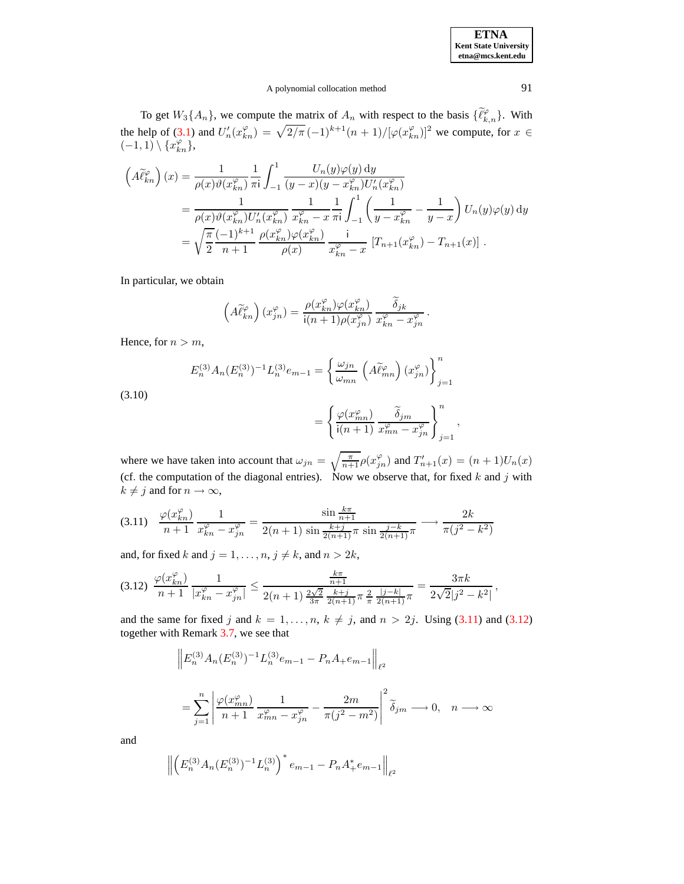To get $W_3\{A_n\}$, we compute the matrix of $A_n$ with respect to the basis $\{\widetilde{\ell}^{\varphi}_{k,n}\}$. With the help of (3.1) and $U_n'(x^{\varphi}_{kn}) = \sqrt{2/\pi}\,(-1)^{k+1}(n+1)/[\varphi(x^{\varphi}_{kn})]^2$ we compute, for $x \in (-1,1)\setminus\{x^{\varphi}_{kn}\}$,

$$
\begin{aligned}
\left(A\widetilde{\ell}^{\varphi}_{kn}\right)(x) &= \frac{1}{\rho(x)\vartheta(x^{\varphi}_{kn})}\frac{1}{\pi\mathrm{i}}\int_{-1}^{1}\frac{U_n(y)\varphi(y)\,\mathrm{d}y}{(y-x)(y-x^{\varphi}_{kn})U_n'(x^{\varphi}_{kn})}\\
&= \frac{1}{\rho(x)\vartheta(x^{\varphi}_{kn})U_n'(x^{\varphi}_{kn})}\,\frac{1}{x^{\varphi}_{kn}-x}\,\frac{1}{\pi\mathrm{i}}\int_{-1}^{1}\left(\frac{1}{y-x^{\varphi}_{kn}}-\frac{1}{y-x}\right)U_n(y)\varphi(y)\,\mathrm{d}y\\
&= \sqrt{\frac{\pi}{2}}\,\frac{(-1)^{k+1}}{n+1}\,\frac{\rho(x^{\varphi}_{kn})\varphi(x^{\varphi}_{kn})}{\rho(x)}\,\frac{\mathrm{i}}{x^{\varphi}_{kn}-x}\,\left[T_{n+1}(x^{\varphi}_{kn})-T_{n+1}(x)\right]\,.
\end{aligned}
$$

In particular, we obtain

$$
\left(A\widetilde{\ell}^{\varphi}_{kn}\right)(x^{\varphi}_{jn}) = \frac{\rho(x^{\varphi}_{kn})\varphi(x^{\varphi}_{kn})}{\mathrm{i}(n+1)\rho(x^{\varphi}_{jn})}\,\frac{\widetilde{\delta}_{jk}}{x^{\varphi}_{kn}-x^{\varphi}_{jn}}\,.
$$

Hence, for $n > m$,

$$
\begin{aligned}
E^{(3)}_n A_n (E^{(3)}_n)^{-1} L^{(3)}_n e_{m-1} &= \left\{\frac{\omega_{jn}}{\omega_{mn}}\left(A\widetilde{\ell}^{\varphi}_{mn}\right)(x^{\varphi}_{jn})\right\}_{j=1}^{n}\\
&= \left\{\frac{\varphi(x^{\varphi}_{mn})}{\mathrm{i}(n+1)}\,\frac{\widetilde{\delta}_{jm}}{x^{\varphi}_{mn}-x^{\varphi}_{jn}}\right\}_{j=1}^{n}\,,
\end{aligned}
\tag{3.10}
$$

where we have taken into account that $\omega_{jn} = \sqrt{\frac{\pi}{n+1}}\rho(x^{\varphi}_{jn})$ and $T_{n+1}'(x) = (n+1)U_n(x)$ (cf. the computation of the diagonal entries). Now we observe that, for fixed $k$ and $j$ with $k \neq j$ and for $n \to \infty$,

$$
\frac{\varphi(x^{\varphi}_{kn})}{n+1}\,\frac{1}{x^{\varphi}_{kn}-x^{\varphi}_{jn}} = \frac{\sin\frac{k\pi}{n+1}}{2(n+1)\,\sin\frac{k+j}{2(n+1)}\pi\,\sin\frac{j-k}{2(n+1)}\pi} \longrightarrow \frac{2k}{\pi(j^2-k^2)}
\tag{3.11}
$$

and, for fixed $k$ and $j = 1,\ldots,n$, $j \neq k$, and $n > 2k$,

$$
\frac{\varphi(x^{\varphi}_{kn})}{n+1}\,\frac{1}{|x^{\varphi}_{kn}-x^{\varphi}_{jn}|} \le \frac{\frac{k\pi}{n+1}}{2(n+1)\,\frac{2\sqrt{2}}{3\pi}\,\frac{k+j}{2(n+1)}\pi\,\frac{2}{\pi}\,\frac{|j-k|}{2(n+1)}\pi} = \frac{3\pi k}{2\sqrt{2}|j^2-k^2|}\,,
\tag{3.12}
$$

and the same for fixed $j$ and $k = 1,\ldots,n$, $k \neq j$, and $n > 2j$. Using (3.11) and (3.12) together with Remark 3.7, we see that

$$
\begin{aligned}
&\left\|E^{(3)}_n A_n (E^{(3)}_n)^{-1} L^{(3)}_n e_{m-1} - P_n A_+ e_{m-1}\right\|_{\ell^2}\\
&= \sum_{j=1}^{n}\left|\frac{\varphi(x^{\varphi}_{mn})}{n+1}\,\frac{1}{x^{\varphi}_{mn}-x^{\varphi}_{jn}} - \frac{2m}{\pi(j^2-m^2)}\right|^2 \widetilde{\delta}_{jm} \longrightarrow 0, \quad n \longrightarrow \infty
\end{aligned}
$$

and

$$
\left\|\left(E^{(3)}_n A_n (E^{(3)}_n)^{-1} L^{(3)}_n\right)^* e_{m-1} - P_n A_+^* e_{m-1}\right\|_{\ell^2}
$$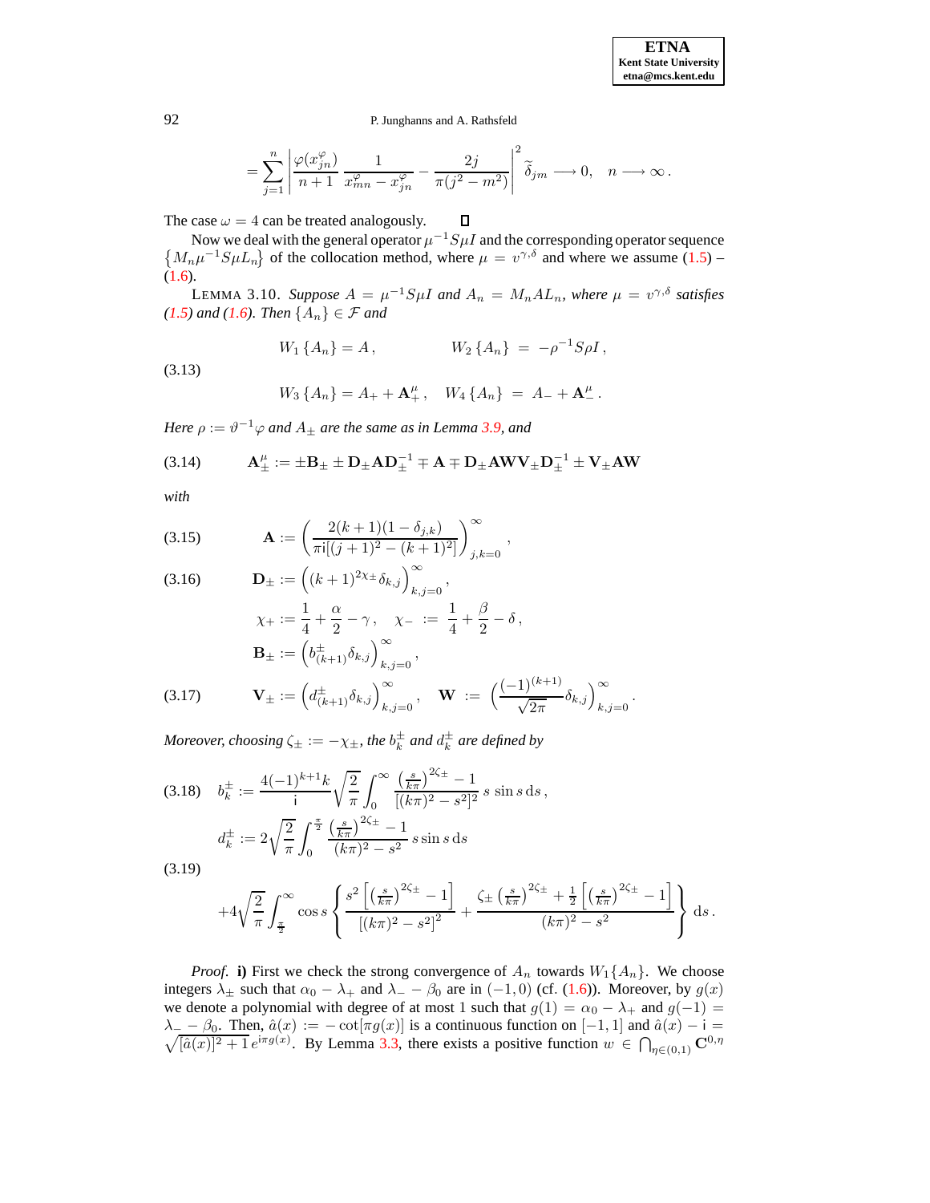$$= \sum_{j=1}^{n} \left| \frac{\varphi(x_{jn}^{\varphi})}{n+1} \, \frac{1}{x_{mn}^{\varphi} - x_{jn}^{\varphi}} - \frac{2j}{\pi(j^2 - m^2)} \right|^2 \widetilde{\delta}_{jm} \longrightarrow 0, \quad n \longrightarrow \infty \,.$$

The case $\omega = 4$ can be treated analogously. □

Now we deal with the general operator $\mu^{-1}S\mu I$ and the corresponding operator sequence $\left\{M_n \mu^{-1} S \mu L_n\right\}$ of the collocation method, where $\mu = v^{\gamma,\delta}$ and where we assume (1.5) – (1.6).

LEMMA 3.10. *Suppose $A = \mu^{-1}S\mu I$ and $A_n = M_n A L_n$, where $\mu = v^{\gamma,\delta}$ satisfies (1.5) and (1.6). Then $\{A_n\} \in \mathcal{F}$ and*

$$W_1\{A_n\} = A\,, \qquad W_2\{A_n\} \;=\; -\rho^{-1}S\rho I\,,$$
$$W_3\{A_n\} = A_+ + \mathbf{A}_+^{\mu}\,, \quad W_4\{A_n\} \;=\; A_- + \mathbf{A}_-^{\mu}\,. \tag{3.13}$$

*Here $\rho := \vartheta^{-1}\varphi$ and $A_\pm$ are the same as in Lemma 3.9, and*

$$\mathbf{A}_\pm^{\mu} := \pm\mathbf{B}_\pm \pm \mathbf{D}_\pm \mathbf{A} \mathbf{D}_\pm^{-1} \mp \mathbf{A} \mp \mathbf{D}_\pm \mathbf{A} \mathbf{W} \mathbf{V}_\pm \mathbf{D}_\pm^{-1} \pm \mathbf{V}_\pm \mathbf{A} \mathbf{W} \tag{3.14}$$

*with*

$$\mathbf{A} := \left( \frac{2(k+1)(1-\delta_{j,k})}{\pi \mathrm{i}[(j+1)^2 - (k+1)^2]} \right)_{j,k=0}^{\infty}\,, \tag{3.15}$$

$$\mathbf{D}_\pm := \left( (k+1)^{2\chi_\pm} \delta_{k,j} \right)_{k,j=0}^{\infty}\,, \tag{3.16}$$

$$\chi_+ := \frac{1}{4} + \frac{\alpha}{2} - \gamma\,, \quad \chi_- \;:=\; \frac{1}{4} + \frac{\beta}{2} - \delta\,,$$

$$\mathbf{B}_\pm := \left( b_{(k+1)}^{\pm} \delta_{k,j} \right)_{k,j=0}^{\infty}\,,$$

$$\mathbf{V}_\pm := \left( d_{(k+1)}^{\pm} \delta_{k,j} \right)_{k,j=0}^{\infty}\,, \quad \mathbf{W} \;:=\; \left( \frac{(-1)^{(k+1)}}{\sqrt{2\pi}} \delta_{k,j} \right)_{k,j=0}^{\infty}\,. \tag{3.17}$$

*Moreover, choosing $\zeta_\pm := -\chi_\pm$, the $b_k^\pm$ and $d_k^\pm$ are defined by*

$$b_k^\pm := \frac{4(-1)^{k+1}k}{\mathrm{i}} \sqrt{\frac{2}{\pi}} \int_0^\infty \frac{\left(\frac{s}{k\pi}\right)^{2\zeta_\pm} - 1}{[(k\pi)^2 - s^2]^2}\, s \sin s \, \mathrm{d}s\,, \tag{3.18}$$

$$d_k^\pm := 2\sqrt{\frac{2}{\pi}} \int_0^{\frac{\pi}{2}} \frac{\left(\frac{s}{k\pi}\right)^{2\zeta_\pm} - 1}{(k\pi)^2 - s^2}\, s \sin s \, \mathrm{d}s$$
$$+4\sqrt{\frac{2}{\pi}} \int_{\frac{\pi}{2}}^{\infty} \cos s \left\{ \frac{s^2\left[\left(\frac{s}{k\pi}\right)^{2\zeta_\pm} - 1\right]}{\left[(k\pi)^2 - s^2\right]^2} + \frac{\zeta_\pm \left(\frac{s}{k\pi}\right)^{2\zeta_\pm} + \frac{1}{2}\left[\left(\frac{s}{k\pi}\right)^{2\zeta_\pm} - 1\right]}{(k\pi)^2 - s^2} \right\} \mathrm{d}s\,. \tag{3.19}$$

*Proof.* **i)** First we check the strong convergence of $A_n$ towards $W_1\{A_n\}$. We choose integers $\lambda_\pm$ such that $\alpha_0 - \lambda_+$ and $\lambda_- - \beta_0$ are in $(-1, 0)$ (cf. (1.6)). Moreover, by $g(x)$ we denote a polynomial with degree of at most 1 such that $g(1) = \alpha_0 - \lambda_+$ and $g(-1) = \lambda_- - \beta_0$. Then, $\hat{a}(x) := -\cot[\pi g(x)]$ is a continuous function on $[-1, 1]$ and $\hat{a}(x) - \mathrm{i} = \sqrt{[\hat{a}(x)]^2 + 1}\, e^{\mathrm{i}\pi g(x)}$. By Lemma 3.3, there exists a positive function $w \in \bigcap_{\eta \in (0,1)} \mathbf{C}^{0,\eta}$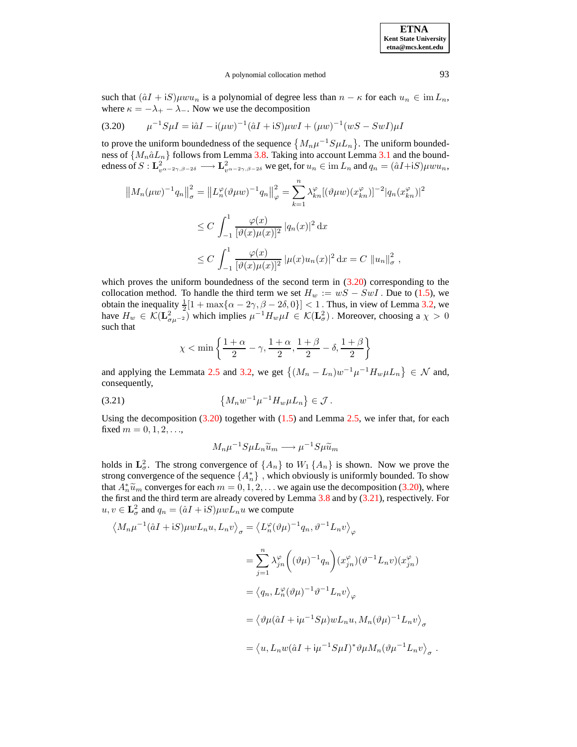such that $(\hat{a}I + \mathrm{i}S)\mu w u_n$ is a polynomial of degree less than $n - \kappa$ for each $u_n \in \operatorname{im} L_n$, where $\kappa = -\lambda_+ - \lambda_-$. Now we use the decomposition

$$\mu^{-1}S\mu I = \mathrm{i}\hat{a}I - \mathrm{i}(\mu w)^{-1}(\hat{a}I + \mathrm{i}S)\mu w I + (\mu w)^{-1}(wS - SwI)\mu I \tag{3.20}$$

to prove the uniform boundedness of the sequence $\left\{M_n \mu^{-1} S \mu L_n\right\}$. The uniform boundedness of $\{M_n \hat{a} L_n\}$ follows from Lemma 3.8. Taking into account Lemma 3.1 and the boundedness of $S : \mathbf{L}^2_{v^{\alpha-2\gamma,\beta-2\delta}} \longrightarrow \mathbf{L}^2_{v^{\alpha-2\gamma,\beta-2\delta}}$ we get, for $u_n \in \operatorname{im} L_n$ and $q_n = (\hat{a}I + \mathrm{i}S)\mu w u_n$,

$$\begin{aligned}
\left\| M_n (\mu w)^{-1} q_n \right\|_\sigma^2 &= \left\| L_n^\varphi (\vartheta \mu w)^{-1} q_n \right\|_\varphi^2 = \sum_{k=1}^n \lambda_{kn}^\varphi [(\vartheta \mu w)(x_{kn}^\varphi)]^{-2} |q_n(x_{kn}^\varphi)|^2 \\
&\le C \int_{-1}^1 \frac{\varphi(x)}{[\vartheta(x)\mu(x)]^2} \, |q_n(x)|^2 \, \mathrm{d}x \\
&\le C \int_{-1}^1 \frac{\varphi(x)}{[\vartheta(x)\mu(x)]^2} \, |\mu(x) u_n(x)|^2 \, \mathrm{d}x = C \, \|u_n\|_\sigma^2 \, ,
\end{aligned}$$

which proves the uniform boundedness of the second term in (3.20) corresponding to the collocation method. To handle the third term we set $H_w := wS - SwI$ . Due to (1.5), we obtain the inequality $\frac{1}{2}[1 + \max\{\alpha - 2\gamma, \beta - 2\delta, 0\}] < 1$ . Thus, in view of Lemma 3.2, we have $H_w \in \mathcal{K}(\mathbf{L}^2_{\sigma\mu^{-2}})$ which implies $\mu^{-1} H_w \mu I \in \mathcal{K}(\mathbf{L}^2_\sigma)$ . Moreover, choosing a $\chi > 0$ such that

$$\chi < \min\left\{ \frac{1+\alpha}{2} - \gamma, \frac{1+\alpha}{2}, \frac{1+\beta}{2} - \delta, \frac{1+\beta}{2} \right\}$$

and applying the Lemmata 2.5 and 3.2, we get $\left\{ (M_n - L_n) w^{-1} \mu^{-1} H_w \mu L_n \right\} \in \mathcal{N}$ and, consequently,

$$\left\{ M_n w^{-1} \mu^{-1} H_w \mu L_n \right\} \in \mathcal{J} \, . \tag{3.21}$$

Using the decomposition (3.20) together with (1.5) and Lemma 2.5, we infer that, for each fixed $m = 0, 1, 2, \ldots$,

$$M_n \mu^{-1} S \mu L_n \widetilde{u}_m \longrightarrow \mu^{-1} S \mu \widetilde{u}_m$$

holds in $\mathbf{L}^2_\sigma$. The strong convergence of $\{A_n\}$ to $W_1\{A_n\}$ is shown. Now we prove the strong convergence of the sequence $\{A_n^*\}$ , which obviously is uniformly bounded. To show that $A_n^* \widetilde{u}_m$ converges for each $m = 0, 1, 2, \ldots$ we again use the decomposition (3.20), where the first and the third term are already covered by Lemma 3.8 and by (3.21), respectively. For $u, v \in \mathbf{L}^2_\sigma$ and $q_n = (\hat{a}I + \mathrm{i}S)\mu w L_n u$ we compute

$$\begin{aligned}
\left\langle M_n \mu^{-1} (\hat{a}I + \mathrm{i}S) \mu w L_n u, L_n v \right\rangle_\sigma &= \left\langle L_n^\varphi (\vartheta\mu)^{-1} q_n, \vartheta^{-1} L_n v \right\rangle_\varphi \\
&= \sum_{j=1}^n \lambda_{jn}^\varphi \Big( (\vartheta\mu)^{-1} q_n \Big)(x_{jn}^\varphi)(\vartheta^{-1} L_n v)(x_{jn}^\varphi) \\
&= \left\langle q_n, L_n^\varphi (\vartheta\mu)^{-1} \vartheta^{-1} L_n v \right\rangle_\varphi \\
&= \left\langle \vartheta\mu(\hat{a}I + \mathrm{i}\mu^{-1} S \mu) w L_n u, M_n (\vartheta\mu)^{-1} L_n v \right\rangle_\sigma \\
&= \left\langle u, L_n w (\hat{a}I + \mathrm{i}\mu^{-1} S \mu I)^* \vartheta\mu M_n (\vartheta\mu^{-1} L_n v) \right\rangle_\sigma \, .
\end{aligned}$$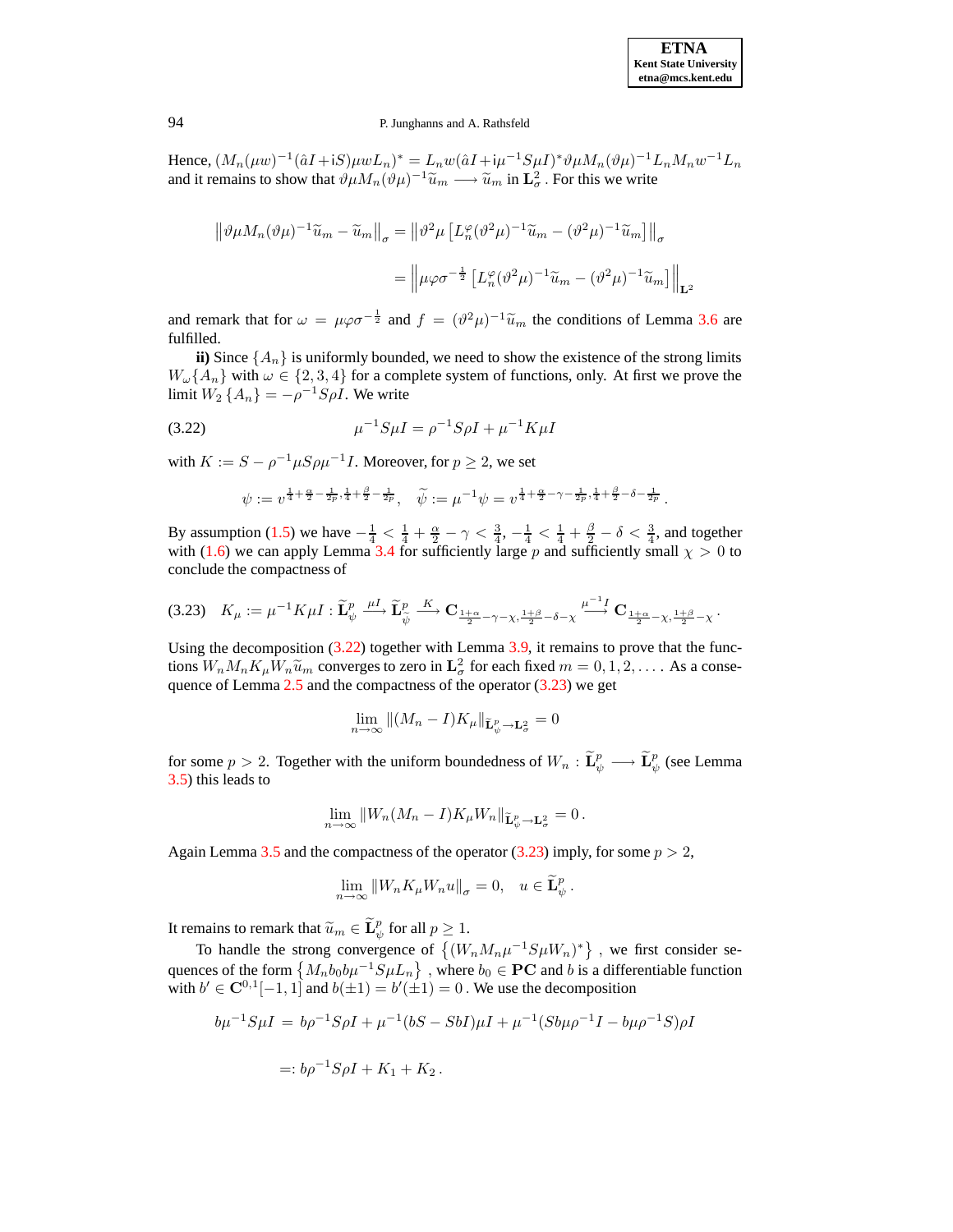Hence, $(M_n(\mu w)^{-1}(\hat{a}I + \mathrm{i}S)\mu w L_n)^* = L_n w(\hat{a}I + \mathrm{i}\mu^{-1}S\mu I)^* \vartheta\mu M_n(\vartheta\mu)^{-1} L_n M_n w^{-1} L_n$ and it remains to show that $\vartheta\mu M_n(\vartheta\mu)^{-1}\widetilde{u}_m \longrightarrow \widetilde{u}_m$ in $\mathbf{L}^2_\sigma$ . For this we write

$$
\begin{aligned}
\left\| \vartheta\mu M_n(\vartheta\mu)^{-1}\widetilde{u}_m - \widetilde{u}_m \right\|_\sigma &= \left\| \vartheta^2\mu \left[ L_n^\varphi(\vartheta^2\mu)^{-1}\widetilde{u}_m - (\vartheta^2\mu)^{-1}\widetilde{u}_m \right] \right\|_\sigma \\
&= \left\| \mu\varphi\sigma^{-\frac{1}{2}} \left[ L_n^\varphi(\vartheta^2\mu)^{-1}\widetilde{u}_m - (\vartheta^2\mu)^{-1}\widetilde{u}_m \right] \right\|_{\mathbf{L}^2}
\end{aligned}
$$

and remark that for $\omega = \mu\varphi\sigma^{-\frac{1}{2}}$ and $f = (\vartheta^2\mu)^{-1}\widetilde{u}_m$ the conditions of Lemma 3.6 are fulfilled.

**ii)** Since $\{A_n\}$ is uniformly bounded, we need to show the existence of the strong limits $W_\omega\{A_n\}$ with $\omega \in \{2,3,4\}$ for a complete system of functions, only. At first we prove the limit $W_2\{A_n\} = -\rho^{-1}S\rho I$. We write

$$
\mu^{-1}S\mu I = \rho^{-1}S\rho I + \mu^{-1}K\mu I \tag{3.22}
$$

with $K := S - \rho^{-1}\mu S\rho\mu^{-1}I$. Moreover, for $p \geq 2$, we set

$$
\psi := v^{\frac{1}{4}+\frac{\alpha}{2}-\frac{1}{2p},\frac{1}{4}+\frac{\beta}{2}-\frac{1}{2p}}, \quad \widetilde{\psi} := \mu^{-1}\psi = v^{\frac{1}{4}+\frac{\alpha}{2}-\gamma-\frac{1}{2p},\frac{1}{4}+\frac{\beta}{2}-\delta-\frac{1}{2p}}.
$$

By assumption (1.5) we have $-\frac{1}{4} < \frac{1}{4}+\frac{\alpha}{2}-\gamma < \frac{3}{4}$, $-\frac{1}{4} < \frac{1}{4}+\frac{\beta}{2}-\delta < \frac{3}{4}$, and together with (1.6) we can apply Lemma 3.4 for sufficiently large $p$ and sufficiently small $\chi > 0$ to conclude the compactness of

$$
K_\mu := \mu^{-1}K\mu I : \widetilde{\mathbf{L}}^p_\psi \stackrel{\mu I}{\longrightarrow} \widetilde{\mathbf{L}}^p_{\widetilde{\psi}} \stackrel{K}{\longrightarrow} \mathbf{C}_{\frac{1+\alpha}{2}-\gamma-\chi,\frac{1+\beta}{2}-\delta-\chi} \stackrel{\mu^{-1}I}{\longrightarrow} \mathbf{C}_{\frac{1+\alpha}{2}-\chi,\frac{1+\beta}{2}-\chi}. \tag{3.23}
$$

Using the decomposition (3.22) together with Lemma 3.9, it remains to prove that the functions $W_n M_n K_\mu W_n \widetilde{u}_m$ converges to zero in $\mathbf{L}^2_\sigma$ for each fixed $m = 0,1,2,\ldots$. As a consequence of Lemma 2.5 and the compactness of the operator (3.23) we get

$$
\lim_{n\to\infty} \|(M_n - I)K_\mu\|_{\widetilde{\mathbf{L}}^p_\psi \to \mathbf{L}^2_\sigma} = 0
$$

for some $p > 2$. Together with the uniform boundedness of $W_n : \widetilde{\mathbf{L}}^p_\psi \longrightarrow \widetilde{\mathbf{L}}^p_\psi$ (see Lemma 3.5) this leads to

$$
\lim_{n\to\infty} \|W_n(M_n - I)K_\mu W_n\|_{\widetilde{\mathbf{L}}^p_\psi \to \mathbf{L}^2_\sigma} = 0.
$$

Again Lemma 3.5 and the compactness of the operator (3.23) imply, for some $p > 2$,

$$
\lim_{n\to\infty} \|W_n K_\mu W_n u\|_\sigma = 0, \quad u \in \widetilde{\mathbf{L}}^p_\psi.
$$

It remains to remark that $\widetilde{u}_m \in \widetilde{\mathbf{L}}^p_\psi$ for all $p \geq 1$.

To handle the strong convergence of $\left\{(W_n M_n \mu^{-1}S\mu W_n)^*\right\}$ , we first consider sequences of the form $\left\{M_n b_0 b\mu^{-1}S\mu L_n\right\}$ , where $b_0 \in \mathbf{PC}$ and $b$ is a differentiable function with $b' \in \mathbf{C}^{0,1}[-1,1]$ and $b(\pm 1) = b'(\pm 1) = 0$ . We use the decomposition

$$
\begin{aligned}
b\mu^{-1}S\mu I \;&=\; b\rho^{-1}S\rho I + \mu^{-1}(bS - SbI)\mu I + \mu^{-1}(Sb\mu\rho^{-1}I - b\mu\rho^{-1}S)\rho I \\
&=: b\rho^{-1}S\rho I + K_1 + K_2\,.
\end{aligned}
$$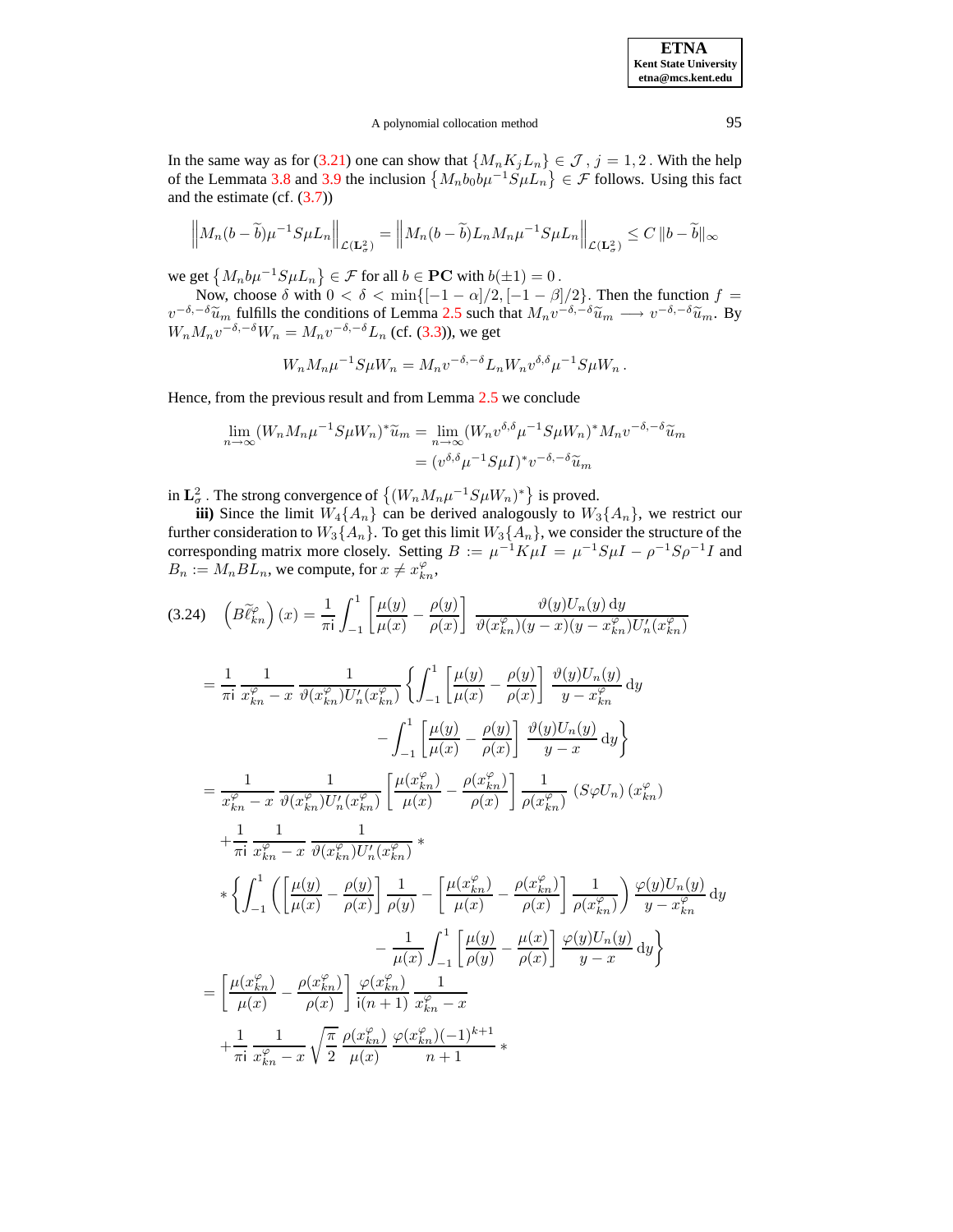In the same way as for (3.21) one can show that $\{M_n K_j L_n\} \in \mathcal{J}$, $j = 1, 2$. With the help of the Lemmata 3.8 and 3.9 the inclusion $\left\{M_n b_0 b \mu^{-1} S \mu L_n\right\} \in \mathcal{F}$ follows. Using this fact and the estimate (cf. (3.7))

$$\left\| M_n (b - \widetilde{b}) \mu^{-1} S \mu L_n \right\|_{\mathcal{L}(\mathbf{L}^2_\sigma)} = \left\| M_n (b - \widetilde{b}) L_n M_n \mu^{-1} S \mu L_n \right\|_{\mathcal{L}(\mathbf{L}^2_\sigma)} \le C \, \| b - \widetilde{b} \|_\infty$$

we get $\left\{M_n b \mu^{-1} S \mu L_n\right\} \in \mathcal{F}$ for all $b \in \mathbf{PC}$ with $b(\pm 1) = 0$.

Now, choose $\delta$ with $0 < \delta < \min\{[-1-\alpha]/2, [-1-\beta]/2\}$. Then the function $f = v^{-\delta,-\delta}\widetilde{u}_m$ fulfills the conditions of Lemma 2.5 such that $M_n v^{-\delta,-\delta}\widetilde{u}_m \longrightarrow v^{-\delta,-\delta}\widetilde{u}_m$. By $W_n M_n v^{-\delta,-\delta} W_n = M_n v^{-\delta,-\delta} L_n$ (cf. (3.3)), we get

$$W_n M_n \mu^{-1} S \mu W_n = M_n v^{-\delta,-\delta} L_n W_n v^{\delta,\delta} \mu^{-1} S \mu W_n .$$

Hence, from the previous result and from Lemma 2.5 we conclude

$$\begin{aligned}
\lim_{n\to\infty} (W_n M_n \mu^{-1} S \mu W_n)^* \widetilde{u}_m &= \lim_{n\to\infty} (W_n v^{\delta,\delta} \mu^{-1} S \mu W_n)^* M_n v^{-\delta,-\delta} \widetilde{u}_m \\
&= (v^{\delta,\delta} \mu^{-1} S \mu I)^* v^{-\delta,-\delta} \widetilde{u}_m
\end{aligned}$$

in $\mathbf{L}^2_\sigma$. The strong convergence of $\left\{(W_n M_n \mu^{-1} S \mu W_n)^*\right\}$ is proved.

**iii)** Since the limit $W_4\{A_n\}$ can be derived analogously to $W_3\{A_n\}$, we restrict our further consideration to $W_3\{A_n\}$. To get this limit $W_3\{A_n\}$, we consider the structure of the corresponding matrix more closely. Setting $B := \mu^{-1} K \mu I = \mu^{-1} S \mu I - \rho^{-1} S \rho^{-1} I$ and $B_n := M_n B L_n$, we compute, for $x \neq x^\varphi_{kn}$,

$$\begin{aligned}
(3.24)\quad \left(B\widetilde{\ell}^{\varphi}_{kn}\right)(x) &= \frac{1}{\pi \mathrm{i}} \int_{-1}^{1} \left[\frac{\mu(y)}{\mu(x)} - \frac{\rho(y)}{\rho(x)}\right] \frac{\vartheta(y) U_n(y)\, \mathrm{d}y}{\vartheta(x^\varphi_{kn})(y-x)(y-x^\varphi_{kn}) U_n'(x^\varphi_{kn})} \\
&= \frac{1}{\pi \mathrm{i}} \frac{1}{x^\varphi_{kn} - x} \frac{1}{\vartheta(x^\varphi_{kn}) U_n'(x^\varphi_{kn})} \left\{ \int_{-1}^{1} \left[\frac{\mu(y)}{\mu(x)} - \frac{\rho(y)}{\rho(x)}\right] \frac{\vartheta(y) U_n(y)}{y - x^\varphi_{kn}} \, \mathrm{d}y \right. \\
&\qquad \left. - \int_{-1}^{1} \left[\frac{\mu(y)}{\mu(x)} - \frac{\rho(y)}{\rho(x)}\right] \frac{\vartheta(y) U_n(y)}{y - x} \, \mathrm{d}y \right\} \\
&= \frac{1}{x^\varphi_{kn} - x} \frac{1}{\vartheta(x^\varphi_{kn}) U_n'(x^\varphi_{kn})} \left[\frac{\mu(x^\varphi_{kn})}{\mu(x)} - \frac{\rho(x^\varphi_{kn})}{\rho(x)}\right] \frac{1}{\rho(x^\varphi_{kn})} \left(S\varphi U_n\right)(x^\varphi_{kn}) \\
&\quad + \frac{1}{\pi \mathrm{i}} \frac{1}{x^\varphi_{kn} - x} \frac{1}{\vartheta(x^\varphi_{kn}) U_n'(x^\varphi_{kn})} * \\
&\quad * \left\{ \int_{-1}^{1} \left( \left[\frac{\mu(y)}{\mu(x)} - \frac{\rho(y)}{\rho(x)}\right] \frac{1}{\rho(y)} - \left[\frac{\mu(x^\varphi_{kn})}{\mu(x)} - \frac{\rho(x^\varphi_{kn})}{\rho(x)}\right] \frac{1}{\rho(x^\varphi_{kn})} \right) \frac{\varphi(y) U_n(y)}{y - x^\varphi_{kn}} \, \mathrm{d}y \right. \\
&\qquad \left. - \frac{1}{\mu(x)} \int_{-1}^{1} \left[\frac{\mu(y)}{\rho(y)} - \frac{\mu(x)}{\rho(x)}\right] \frac{\varphi(y) U_n(y)}{y - x} \, \mathrm{d}y \right\} \\
&= \left[\frac{\mu(x^\varphi_{kn})}{\mu(x)} - \frac{\rho(x^\varphi_{kn})}{\rho(x)}\right] \frac{\varphi(x^\varphi_{kn})}{\mathrm{i}(n+1)} \frac{1}{x^\varphi_{kn} - x} \\
&\quad + \frac{1}{\pi \mathrm{i}} \frac{1}{x^\varphi_{kn} - x} \sqrt{\frac{\pi}{2}} \frac{\rho(x^\varphi_{kn})}{\mu(x)} \frac{\varphi(x^\varphi_{kn})(-1)^{k+1}}{n+1} *
\end{aligned}$$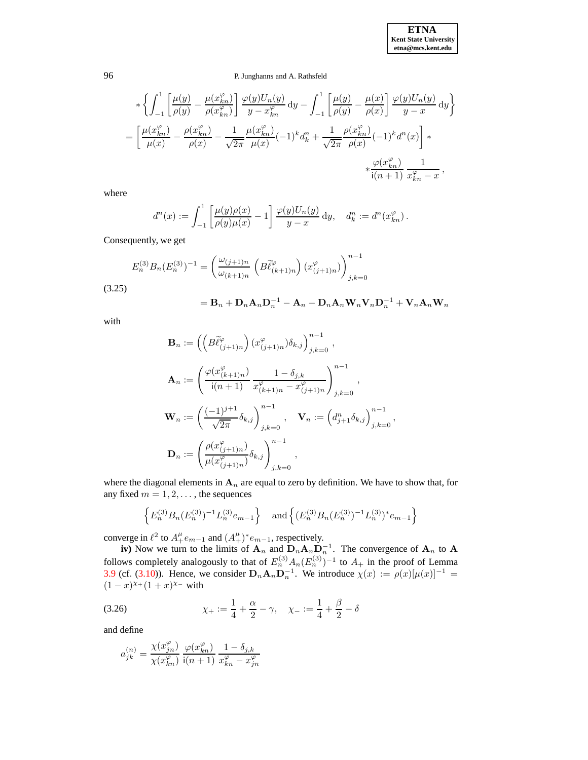$$
* \left\{ \int_{-1}^{1} \left[ \frac{\mu(y)}{\rho(y)} - \frac{\mu(x_{kn}^{\varphi})}{\rho(x_{kn}^{\varphi})} \right] \frac{\varphi(y)U_n(y)}{y - x_{kn}^{\varphi}} \, \mathrm{d}y - \int_{-1}^{1} \left[ \frac{\mu(y)}{\rho(y)} - \frac{\mu(x)}{\rho(x)} \right] \frac{\varphi(y)U_n(y)}{y - x} \, \mathrm{d}y \right\}
$$

$$
= \left[ \frac{\mu(x_{kn}^{\varphi})}{\mu(x)} - \frac{\rho(x_{kn}^{\varphi})}{\rho(x)} - \frac{1}{\sqrt{2\pi}} \frac{\mu(x_{kn}^{\varphi})}{\mu(x)} (-1)^k d_k^n + \frac{1}{\sqrt{2\pi}} \frac{\rho(x_{kn}^{\varphi})}{\rho(x)} (-1)^k d^n(x) \right] *
$$

$$
* \frac{\varphi(x_{kn}^{\varphi})}{\mathrm{i}(n+1)} \frac{1}{x_{kn}^{\varphi} - x},
$$

where

$$
d^n(x) := \int_{-1}^{1} \left[ \frac{\mu(y)\rho(x)}{\rho(y)\mu(x)} - 1 \right] \frac{\varphi(y)U_n(y)}{y - x} \, \mathrm{d}y, \quad d_k^n := d^n(x_{kn}^{\varphi}).
$$

Consequently, we get

$$
E_n^{(3)} B_n (E_n^{(3)})^{-1} = \left( \frac{\omega_{(j+1)n}}{\omega_{(k+1)n}} \left( B \widetilde{\ell}_{(k+1)n}^{\varphi} \right) (x_{(j+1)n}^{\varphi}) \right)_{j,k=0}^{n-1}
$$

$$
= \mathbf{B}_n + \mathbf{D}_n \mathbf{A}_n \mathbf{D}_n^{-1} - \mathbf{A}_n - \mathbf{D}_n \mathbf{A}_n \mathbf{W}_n \mathbf{V}_n \mathbf{D}_n^{-1} + \mathbf{V}_n \mathbf{A}_n \mathbf{W}_n \tag{3.25}
$$

with

$$
\mathbf{B}_n := \left( \left( B \widetilde{\ell}_{(j+1)n}^{\varphi} \right) (x_{(j+1)n}^{\varphi}) \delta_{k,j} \right)_{j,k=0}^{n-1},
$$

$$
\mathbf{A}_n := \left( \frac{\varphi(x_{(k+1)n}^{\varphi})}{\mathrm{i}(n+1)} \frac{1 - \delta_{j,k}}{x_{(k+1)n}^{\varphi} - x_{(j+1)n}^{\varphi}} \right)_{j,k=0}^{n-1},
$$

$$
\mathbf{W}_n := \left( \frac{(-1)^{j+1}}{\sqrt{2\pi}} \delta_{k,j} \right)_{j,k=0}^{n-1}, \quad \mathbf{V}_n := \left( d_{j+1}^n \delta_{k,j} \right)_{j,k=0}^{n-1},
$$

$$
\mathbf{D}_n := \left( \frac{\rho(x_{(j+1)n}^{\varphi})}{\mu(x_{(j+1)n}^{\varphi})} \delta_{k,j} \right)_{j,k=0}^{n-1},
$$

where the diagonal elements in $\mathbf{A}_n$ are equal to zero by definition. We have to show that, for any fixed $m = 1, 2, \ldots$, the sequences

$$
\left\{ E_n^{(3)} B_n (E_n^{(3)})^{-1} L_n^{(3)} e_{m-1} \right\} \quad \text{and} \left\{ (E_n^{(3)} B_n (E_n^{(3)})^{-1} L_n^{(3)})^* e_{m-1} \right\}
$$

converge in $\ell^2$ to $A_+^{\mu} e_{m-1}$ and $(A_+^{\mu})^* e_{m-1}$, respectively.

**iv)** Now we turn to the limits of $\mathbf{A}_n$ and $\mathbf{D}_n \mathbf{A}_n \mathbf{D}_n^{-1}$. The convergence of $\mathbf{A}_n$ to $\mathbf{A}$ follows completely analogously to that of $E_n^{(3)} A_n (E_n^{(3)})^{-1}$ to $A_+$ in the proof of Lemma 3.9 (cf. (3.10)). Hence, we consider $\mathbf{D}_n \mathbf{A}_n \mathbf{D}_n^{-1}$. We introduce $\chi(x) := \rho(x)[\mu(x)]^{-1} = (1-x)^{\chi_+}(1+x)^{\chi_-}$ with

$$
\chi_+ := \frac{1}{4} + \frac{\alpha}{2} - \gamma, \quad \chi_- := \frac{1}{4} + \frac{\beta}{2} - \delta \tag{3.26}
$$

and define

$$
a_{jk}^{(n)} = \frac{\chi(x_{jn}^{\varphi})}{\chi(x_{kn}^{\varphi})} \frac{\varphi(x_{kn}^{\varphi})}{\mathrm{i}(n+1)} \frac{1 - \delta_{j,k}}{x_{kn}^{\varphi} - x_{jn}^{\varphi}}
$$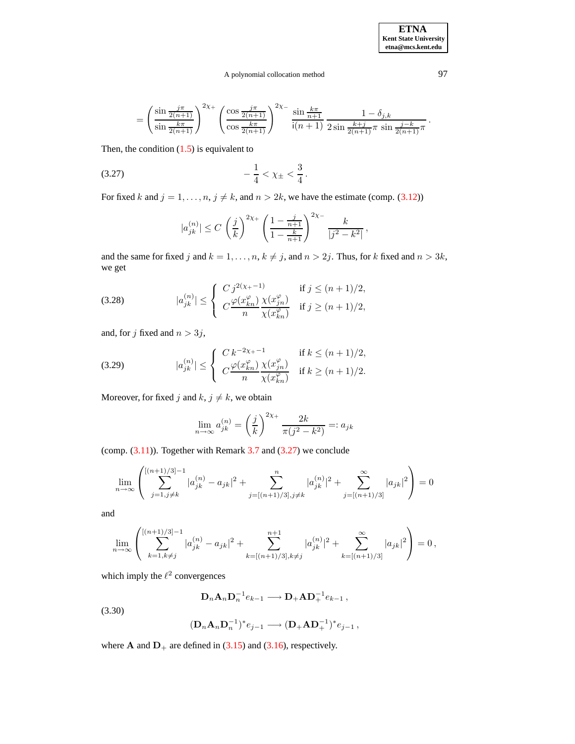$$
= \left( \frac{\sin \frac{j\pi}{2(n+1)}}{\sin \frac{k\pi}{2(n+1)}} \right)^{2\chi_+} \left( \frac{\cos \frac{j\pi}{2(n+1)}}{\cos \frac{k\pi}{2(n+1)}} \right)^{2\chi_-} \frac{\sin \frac{k\pi}{n+1}}{\mathrm{i}(n+1)} \frac{1 - \delta_{j,k}}{2 \sin \frac{k+j}{2(n+1)}\pi \, \sin \frac{j-k}{2(n+1)}\pi} .
$$

Then, the condition (1.5) is equivalent to

$$
-\frac{1}{4} < \chi_\pm < \frac{3}{4} . \tag{3.27}
$$

For fixed $k$ and $j = 1, \ldots, n$, $j \neq k$, and $n > 2k$, we have the estimate (comp. (3.12))

$$
|a_{jk}^{(n)}| \le C \left( \frac{j}{k} \right)^{2\chi_+} \left( \frac{1 - \frac{j}{n+1}}{1 - \frac{k}{n+1}} \right)^{2\chi_-} \frac{k}{|j^2 - k^2|} ,
$$

and the same for fixed $j$ and $k = 1, \ldots, n$, $k \neq j$, and $n > 2j$. Thus, for $k$ fixed and $n > 3k$, we get

$$
|a_{jk}^{(n)}| \le \begin{cases} C \, j^{2(\chi_+ - 1)} & \text{if } j \le (n+1)/2, \\ C \dfrac{\varphi(x_{kn}^\varphi)}{n} \dfrac{\chi(x_{jn}^\varphi)}{\chi(x_{kn}^\varphi)} & \text{if } j \ge (n+1)/2, \end{cases} \tag{3.28}
$$

and, for $j$ fixed and $n > 3j$,

$$
|a_{jk}^{(n)}| \le \begin{cases} C \, k^{-2\chi_+ - 1} & \text{if } k \le (n+1)/2, \\ C \dfrac{\varphi(x_{kn}^\varphi)}{n} \dfrac{\chi(x_{jn}^\varphi)}{\chi(x_{kn}^\varphi)} & \text{if } k \ge (n+1)/2. \end{cases} \tag{3.29}
$$

Moreover, for fixed $j$ and $k$, $j \neq k$, we obtain

$$
\lim_{n \to \infty} a_{jk}^{(n)} = \left( \frac{j}{k} \right)^{2\chi_+} \frac{2k}{\pi(j^2 - k^2)} =: a_{jk}
$$

(comp. (3.11)). Together with Remark 3.7 and (3.27) we conclude

$$
\lim_{n \to \infty} \left( \sum_{j=1, j \neq k}^{[(n+1)/3]-1} |a_{jk}^{(n)} - a_{jk}|^2 + \sum_{j=[(n+1)/3], j \neq k}^{n} |a_{jk}^{(n)}|^2 + \sum_{j=[(n+1)/3]}^{\infty} |a_{jk}|^2 \right) = 0
$$

and

$$
\lim_{n \to \infty} \left( \sum_{k=1, k \neq j}^{[(n+1)/3]-1} |a_{jk}^{(n)} - a_{jk}|^2 + \sum_{k=[(n+1)/3], k \neq j}^{n+1} |a_{jk}^{(n)}|^2 + \sum_{k=[(n+1)/3]}^{\infty} |a_{jk}|^2 \right) = 0 ,
$$

which imply the $\ell^2$ convergences

$$
\begin{aligned}
\mathbf{D}_n \mathbf{A}_n \mathbf{D}_n^{-1} e_{k-1} &\longrightarrow \mathbf{D}_+ \mathbf{A} \mathbf{D}_+^{-1} e_{k-1} , \\
(\mathbf{D}_n \mathbf{A}_n \mathbf{D}_n^{-1})^* e_{j-1} &\longrightarrow (\mathbf{D}_+ \mathbf{A} \mathbf{D}_+^{-1})^* e_{j-1} ,
\end{aligned} \tag{3.30}
$$

where $\mathbf{A}$ and $\mathbf{D}_+$ are defined in (3.15) and (3.16), respectively.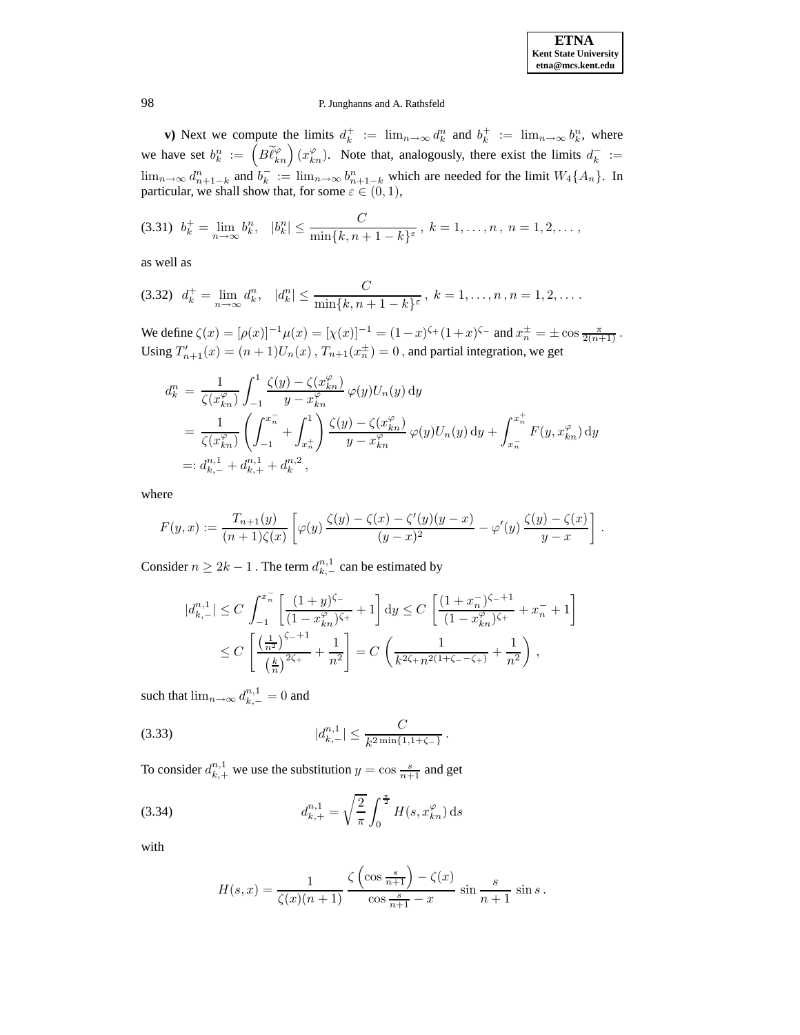**v)** Next we compute the limits $d_k^+ := \lim_{n\to\infty} d_k^n$ and $b_k^+ := \lim_{n\to\infty} b_k^n$, where we have set $b_k^n := \left(B\widetilde{\ell}_{kn}^{\varphi}\right)(x_{kn}^{\varphi})$. Note that, analogously, there exist the limits $d_k^- := \lim_{n\to\infty} d_{n+1-k}^n$ and $b_k^- := \lim_{n\to\infty} b_{n+1-k}^n$ which are needed for the limit $W_4\{A_n\}$. In particular, we shall show that, for some $\varepsilon \in (0,1)$,

$$
\text{(3.31)} \quad b_k^+ = \lim_{n\to\infty} b_k^n, \quad |b_k^n| \le \frac{C}{\min\{k, n+1-k\}^{\varepsilon}}\,,\; k = 1,\dots,n\,,\; n = 1,2,\dots\,,
$$

as well as

$$
\text{(3.32)} \quad d_k^+ = \lim_{n\to\infty} d_k^n, \quad |d_k^n| \le \frac{C}{\min\{k, n+1-k\}^{\varepsilon}}\,,\; k = 1,\dots,n\,, n = 1,2,\dots\,.
$$

We define $\zeta(x) = [\rho(x)]^{-1}\mu(x) = [\chi(x)]^{-1} = (1-x)^{\zeta_+}(1+x)^{\zeta_-}$ and $x_n^{\pm} = \pm\cos\frac{\pi}{2(n+1)}$. Using $T_{n+1}'(x) = (n+1)U_n(x)$, $T_{n+1}(x_n^{\pm}) = 0$, and partial integration, we get

$$
\begin{aligned}
d_k^n &= \frac{1}{\zeta(x_{kn}^{\varphi})}\int_{-1}^{1} \frac{\zeta(y)-\zeta(x_{kn}^{\varphi})}{y - x_{kn}^{\varphi}}\,\varphi(y)U_n(y)\,\mathrm{d}y \\
&= \frac{1}{\zeta(x_{kn}^{\varphi})}\left(\int_{-1}^{x_n^-} + \int_{x_n^+}^{1}\right)\frac{\zeta(y)-\zeta(x_{kn}^{\varphi})}{y - x_{kn}^{\varphi}}\,\varphi(y)U_n(y)\,\mathrm{d}y + \int_{x_n^-}^{x_n^+} F(y, x_{kn}^{\varphi})\,\mathrm{d}y \\
&=: d_{k,-}^{n,1} + d_{k,+}^{n,1} + d_k^{n,2}\,,
\end{aligned}
$$

where

$$
F(y,x) := \frac{T_{n+1}(y)}{(n+1)\zeta(x)}\left[\varphi(y)\,\frac{\zeta(y)-\zeta(x)-\zeta'(y)(y-x)}{(y-x)^2} - \varphi'(y)\,\frac{\zeta(y)-\zeta(x)}{y-x}\right].
$$

Consider $n \ge 2k-1$. The term $d_{k,-}^{n,1}$ can be estimated by

$$
\begin{aligned}
|d_{k,-}^{n,1}| &\le C\int_{-1}^{x_n^-}\left[\frac{(1+y)^{\zeta_-}}{(1-x_{kn}^{\varphi})^{\zeta_+}} + 1\right]\mathrm{d}y \le C\left[\frac{(1+x_n^-)^{\zeta_-+1}}{(1-x_{kn}^{\varphi})^{\zeta_+}} + x_n^- + 1\right] \\
&\le C\left[\frac{\left(\frac{1}{n^2}\right)^{\zeta_-+1}}{\left(\frac{k}{n}\right)^{2\zeta_+}} + \frac{1}{n^2}\right] = C\left(\frac{1}{k^{2\zeta_+}n^{2(1+\zeta_--\zeta_+)}} + \frac{1}{n^2}\right),
\end{aligned}
$$

such that $\lim_{n\to\infty} d_{k,-}^{n,1} = 0$ and

$$
\text{(3.33)} \qquad |d_{k,-}^{n,1}| \le \frac{C}{k^{2\min\{1,1+\zeta_-\}}}\,.
$$

To consider $d_{k,+}^{n,1}$ we use the substitution $y = \cos\frac{s}{n+1}$ and get

$$
\text{(3.34)} \qquad d_{k,+}^{n,1} = \sqrt{\frac{2}{\pi}}\int_0^{\frac{\pi}{2}} H(s, x_{kn}^{\varphi})\,\mathrm{d}s
$$

with

$$
H(s,x) = \frac{1}{\zeta(x)(n+1)}\,\frac{\zeta\left(\cos\frac{s}{n+1}\right)-\zeta(x)}{\cos\frac{s}{n+1} - x}\,\sin\frac{s}{n+1}\,\sin s\,.
$$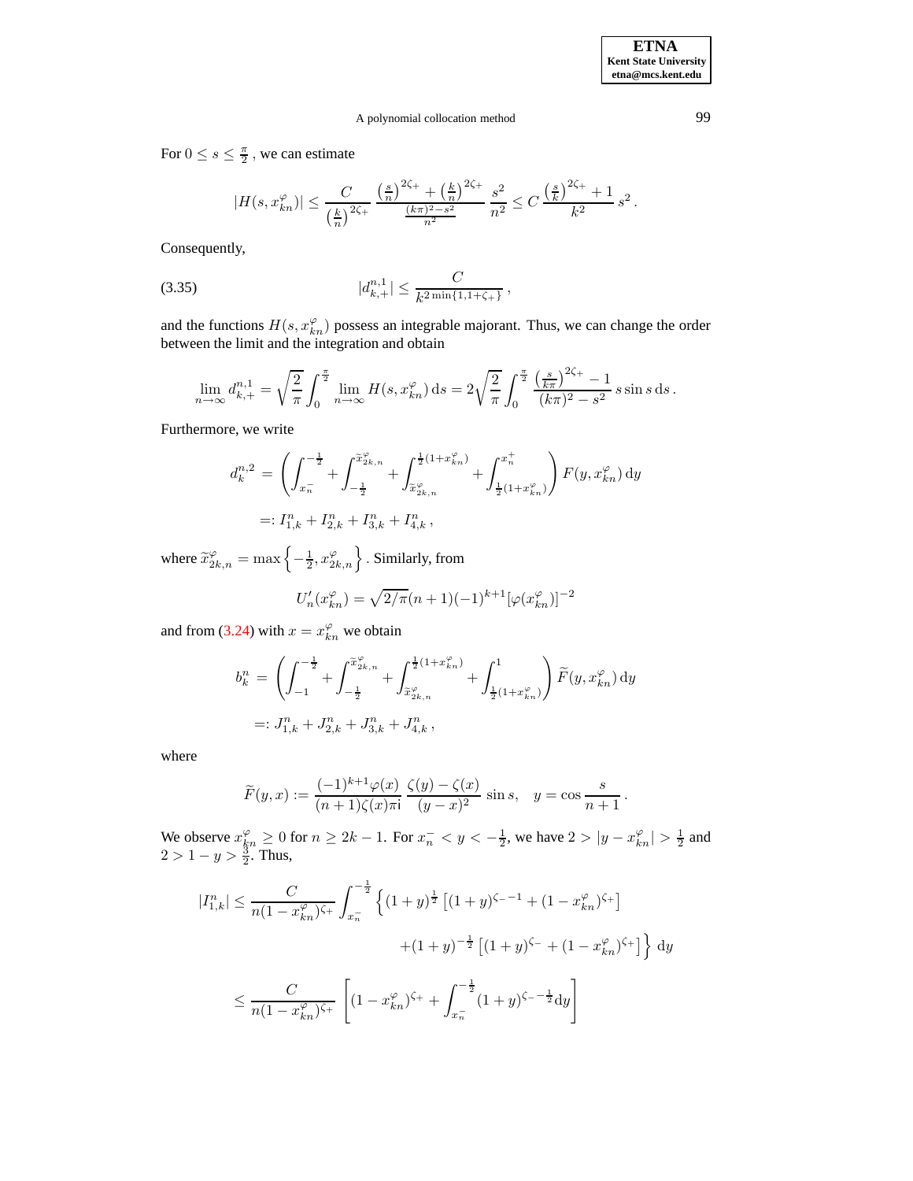For $0 \leq s \leq \frac{\pi}{2}$, we can estimate

$$|H(s, x_{kn}^{\varphi})| \leq \frac{C}{\left(\frac{k}{n}\right)^{2\zeta_+}} \frac{\left(\frac{s}{n}\right)^{2\zeta_+} + \left(\frac{k}{n}\right)^{2\zeta_+}}{\frac{(k\pi)^2 - s^2}{n^2}} \frac{s^2}{n^2} \leq C \frac{\left(\frac{s}{k}\right)^{2\zeta_+} + 1}{k^2} s^2 .$$

Consequently,

$$|d_{k,+}^{n,1}| \leq \frac{C}{k^{2\min\{1, 1+\zeta_+\}}} , \tag{3.35}$$

and the functions $H(s, x_{kn}^{\varphi})$ possess an integrable majorant. Thus, we can change the order between the limit and the integration and obtain

$$\lim_{n\to\infty} d_{k,+}^{n,1} = \sqrt{\frac{2}{\pi}} \int_0^{\frac{\pi}{2}} \lim_{n\to\infty} H(s, x_{kn}^{\varphi}) \, \mathrm{d}s = 2\sqrt{\frac{2}{\pi}} \int_0^{\frac{\pi}{2}} \frac{\left(\frac{s}{k\pi}\right)^{2\zeta_+} - 1}{(k\pi)^2 - s^2} \, s \sin s \, \mathrm{d}s .$$

Furthermore, we write

$$\begin{aligned}
d_k^{n,2} &= \left( \int_{x_n^-}^{-\frac{1}{2}} + \int_{-\frac{1}{2}}^{\widetilde{x}_{2k,n}^{\varphi}} + \int_{\widetilde{x}_{2k,n}^{\varphi}}^{\frac{1}{2}(1+x_{kn}^{\varphi})} + \int_{\frac{1}{2}(1+x_{kn}^{\varphi})}^{x_n^+} \right) F(y, x_{kn}^{\varphi}) \, \mathrm{d}y \\
&=: I_{1,k}^n + I_{2,k}^n + I_{3,k}^n + I_{4,k}^n ,
\end{aligned}$$

where $\widetilde{x}_{2k,n}^{\varphi} = \max\left\{-\frac{1}{2}, x_{2k,n}^{\varphi}\right\}$. Similarly, from

$$U_n'(x_{kn}^{\varphi}) = \sqrt{2/\pi}(n+1)(-1)^{k+1}[\varphi(x_{kn}^{\varphi})]^{-2}$$

and from (3.24) with $x = x_{kn}^{\varphi}$ we obtain

$$\begin{aligned}
b_k^n &= \left( \int_{-1}^{-\frac{1}{2}} + \int_{-\frac{1}{2}}^{\widetilde{x}_{2k,n}^{\varphi}} + \int_{\widetilde{x}_{2k,n}^{\varphi}}^{\frac{1}{2}(1+x_{kn}^{\varphi})} + \int_{\frac{1}{2}(1+x_{kn}^{\varphi})}^{1} \right) \widetilde{F}(y, x_{kn}^{\varphi}) \, \mathrm{d}y \\
&=: J_{1,k}^n + J_{2,k}^n + J_{3,k}^n + J_{4,k}^n ,
\end{aligned}$$

where

$$\widetilde{F}(y, x) := \frac{(-1)^{k+1}\varphi(x)}{(n+1)\zeta(x)\pi\mathrm{i}} \frac{\zeta(y) - \zeta(x)}{(y-x)^2} \sin s, \quad y = \cos\frac{s}{n+1} .$$

We observe $x_{kn}^{\varphi} \geq 0$ for $n \geq 2k-1$. For $x_n^- < y < -\frac{1}{2}$, we have $2 > |y - x_{kn}^{\varphi}| > \frac{1}{2}$ and $2 > 1 - y > \frac{3}{2}$. Thus,

$$\begin{aligned}
|I_{1,k}^n| &\leq \frac{C}{n(1-x_{kn}^{\varphi})^{\zeta_+}} \int_{x_n^-}^{-\frac{1}{2}} \Big\{ (1+y)^{\frac{1}{2}} \left[ (1+y)^{\zeta_- - 1} + (1-x_{kn}^{\varphi})^{\zeta_+} \right] \\
&\qquad\qquad + (1+y)^{-\frac{1}{2}} \left[ (1+y)^{\zeta_-} + (1-x_{kn}^{\varphi})^{\zeta_+} \right] \Big\} \, \mathrm{d}y \\
&\leq \frac{C}{n(1-x_{kn}^{\varphi})^{\zeta_+}} \left[ (1-x_{kn}^{\varphi})^{\zeta_+} + \int_{x_n^-}^{-\frac{1}{2}} (1+y)^{\zeta_- - \frac{1}{2}} \mathrm{d}y \right]
\end{aligned}$$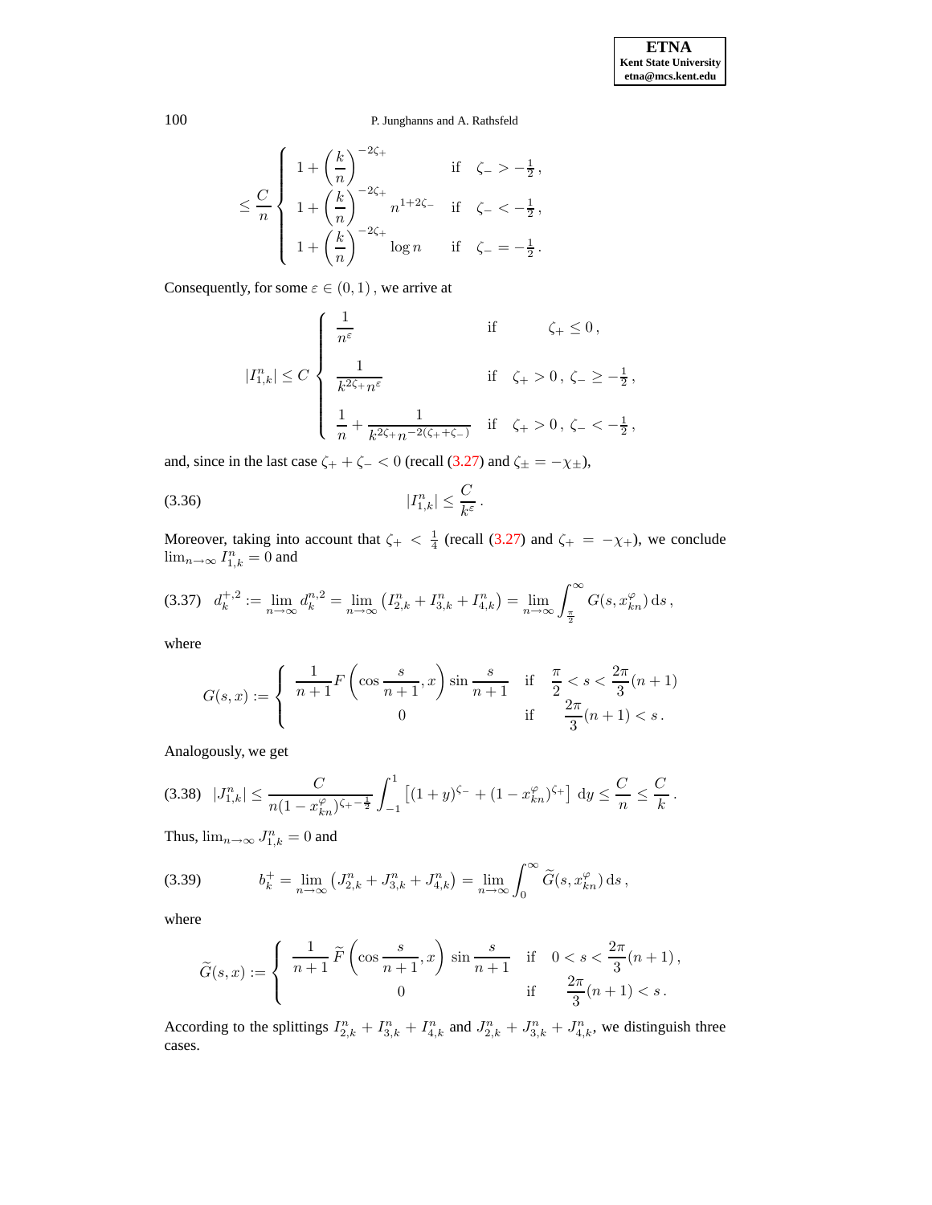$$
\leq \frac{C}{n} \begin{cases} 1 + \left(\dfrac{k}{n}\right)^{-2\zeta_+} & \text{if} \quad \zeta_- > -\frac{1}{2}\,, \\ 1 + \left(\dfrac{k}{n}\right)^{-2\zeta_+} n^{1+2\zeta_-} & \text{if} \quad \zeta_- < -\frac{1}{2}\,, \\ 1 + \left(\dfrac{k}{n}\right)^{-2\zeta_+} \log n & \text{if} \quad \zeta_- = -\frac{1}{2}\,. \end{cases}
$$

Consequently, for some $\varepsilon \in (0,1)$, we arrive at

$$
|I^n_{1,k}| \leq C \begin{cases} \dfrac{1}{n^\varepsilon} & \text{if} \qquad \zeta_+ \leq 0\,, \\ \dfrac{1}{k^{2\zeta_+} n^\varepsilon} & \text{if} \quad \zeta_+ > 0\,,\, \zeta_- \geq -\frac{1}{2}\,, \\ \dfrac{1}{n} + \dfrac{1}{k^{2\zeta_+} n^{-2(\zeta_+ + \zeta_-)}} & \text{if} \quad \zeta_+ > 0\,,\, \zeta_- < -\frac{1}{2}\,, \end{cases}
$$

and, since in the last case $\zeta_+ + \zeta_- < 0$ (recall (3.27) and $\zeta_\pm = -\chi_\pm$),

$$
|I^n_{1,k}| \leq \frac{C}{k^\varepsilon}\,. \tag{3.36}
$$

Moreover, taking into account that $\zeta_+ < \frac{1}{4}$ (recall (3.27) and $\zeta_+ = -\chi_+$), we conclude $\lim_{n\to\infty} I^n_{1,k} = 0$ and

$$
d_k^{+,2} := \lim_{n\to\infty} d_k^{n,2} = \lim_{n\to\infty} \left(I^n_{2,k} + I^n_{3,k} + I^n_{4,k}\right) = \lim_{n\to\infty} \int_{\frac{\pi}{2}}^\infty G(s, x^\varphi_{kn})\, \mathrm{d}s\,, \tag{3.37}
$$

where

$$
G(s,x) := \begin{cases} \dfrac{1}{n+1} F\left(\cos\dfrac{s}{n+1}, x\right) \sin\dfrac{s}{n+1} & \text{if} \quad \dfrac{\pi}{2} < s < \dfrac{2\pi}{3}(n+1) \\ 0 & \text{if} \quad \dfrac{2\pi}{3}(n+1) < s\,. \end{cases}
$$

Analogously, we get

$$
|J^n_{1,k}| \leq \frac{C}{n(1-x^\varphi_{kn})^{\zeta_+ - \frac{1}{2}}} \int_{-1}^1 \left[(1+y)^{\zeta_-} + (1-x^\varphi_{kn})^{\zeta_+}\right] \mathrm{d}y \leq \frac{C}{n} \leq \frac{C}{k}\,. \tag{3.38}
$$

Thus, $\lim_{n\to\infty} J^n_{1,k} = 0$ and

$$
b_k^+ = \lim_{n\to\infty} \left(J^n_{2,k} + J^n_{3,k} + J^n_{4,k}\right) = \lim_{n\to\infty} \int_0^\infty \widetilde{G}(s, x^\varphi_{kn})\, \mathrm{d}s\,, \tag{3.39}
$$

where

$$
\widetilde{G}(s,x) := \begin{cases} \dfrac{1}{n+1} \widetilde{F}\left(\cos\dfrac{s}{n+1}, x\right) \sin\dfrac{s}{n+1} & \text{if} \quad 0 < s < \dfrac{2\pi}{3}(n+1)\,, \\ 0 & \text{if} \quad \dfrac{2\pi}{3}(n+1) < s\,. \end{cases}
$$

According to the splittings $I^n_{2,k} + I^n_{3,k} + I^n_{4,k}$ and $J^n_{2,k} + J^n_{3,k} + J^n_{4,k}$, we distinguish three cases.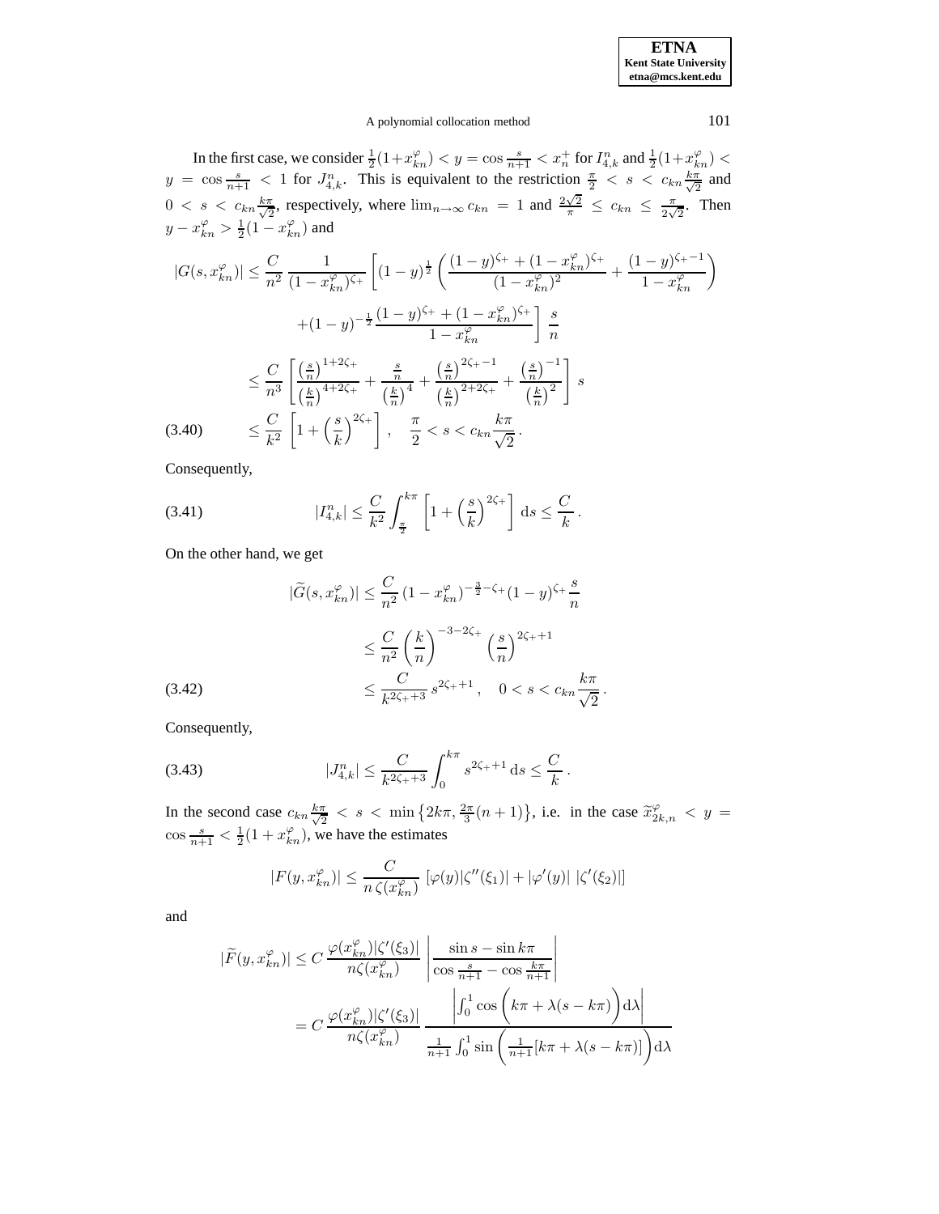In the first case, we consider $\frac{1}{2}(1+x_{kn}^{\varphi}) < y = \cos\frac{s}{n+1} < x_n^+$ for $I_{4,k}^n$ and $\frac{1}{2}(1+x_{kn}^{\varphi}) < y = \cos\frac{s}{n+1} < 1$ for $J_{4,k}^n$. This is equivalent to the restriction $\frac{\pi}{2} < s < c_{kn}\frac{k\pi}{\sqrt{2}}$ and $0 < s < c_{kn}\frac{k\pi}{\sqrt{2}}$, respectively, where $\lim_{n\to\infty} c_{kn} = 1$ and $\frac{2\sqrt{2}}{\pi} \le c_{kn} \le \frac{\pi}{2\sqrt{2}}$. Then $y - x_{kn}^{\varphi} > \frac{1}{2}(1-x_{kn}^{\varphi})$ and

$$
\begin{aligned}
|G(s,x_{kn}^{\varphi})| &\le \frac{C}{n^2}\,\frac{1}{(1-x_{kn}^{\varphi})^{\zeta_+}}\left[(1-y)^{\frac{1}{2}}\left(\frac{(1-y)^{\zeta_+}+(1-x_{kn}^{\varphi})^{\zeta_+}}{(1-x_{kn}^{\varphi})^2}+\frac{(1-y)^{\zeta_+-1}}{1-x_{kn}^{\varphi}}\right)\right.\\
&\qquad\left.+(1-y)^{-\frac{1}{2}}\frac{(1-y)^{\zeta_+}+(1-x_{kn}^{\varphi})^{\zeta_+}}{1-x_{kn}^{\varphi}}\right]\,\frac{s}{n}\\
&\le \frac{C}{n^3}\left[\frac{\left(\frac{s}{n}\right)^{1+2\zeta_+}}{\left(\frac{k}{n}\right)^{4+2\zeta_+}}+\frac{\frac{s}{n}}{\left(\frac{k}{n}\right)^4}+\frac{\left(\frac{s}{n}\right)^{2\zeta_+-1}}{\left(\frac{k}{n}\right)^{2+2\zeta_+}}+\frac{\left(\frac{s}{n}\right)^{-1}}{\left(\frac{k}{n}\right)^2}\right]\,s\\
&\le \frac{C}{k^2}\left[1+\left(\frac{s}{k}\right)^{2\zeta_+}\right],\quad \frac{\pi}{2} < s < c_{kn}\frac{k\pi}{\sqrt{2}}\,.
\end{aligned}
\tag{3.40}
$$

Consequently,

$$
|I_{4,k}^n| \le \frac{C}{k^2}\int_{\frac{\pi}{2}}^{k\pi}\left[1+\left(\frac{s}{k}\right)^{2\zeta_+}\right]\mathrm{d}s \le \frac{C}{k}\,. \tag{3.41}
$$

On the other hand, we get

$$
\begin{aligned}
|\widetilde{G}(s,x_{kn}^{\varphi})| &\le \frac{C}{n^2}\,(1-x_{kn}^{\varphi})^{-\frac{3}{2}-\zeta_+}(1-y)^{\zeta_+}\frac{s}{n}\\
&\le \frac{C}{n^2}\left(\frac{k}{n}\right)^{-3-2\zeta_+}\left(\frac{s}{n}\right)^{2\zeta_++1}\\
&\le \frac{C}{k^{2\zeta_++3}}\,s^{2\zeta_++1},\quad 0 < s < c_{kn}\frac{k\pi}{\sqrt{2}}\,.
\end{aligned}
\tag{3.42}
$$

Consequently,

$$
|J_{4,k}^n| \le \frac{C}{k^{2\zeta_++3}}\int_0^{k\pi} s^{2\zeta_++1}\,\mathrm{d}s \le \frac{C}{k}\,. \tag{3.43}
$$

In the second case $c_{kn}\frac{k\pi}{\sqrt{2}} < s < \min\left\{2k\pi, \frac{2\pi}{3}(n+1)\right\}$, i.e. in the case $\widetilde{x}_{2k,n}^{\varphi} < y = \cos\frac{s}{n+1} < \frac{1}{2}(1+x_{kn}^{\varphi})$, we have the estimates

$$
|F(y,x_{kn}^{\varphi})| \le \frac{C}{n\,\zeta(x_{kn}^{\varphi})}\,\left[\varphi(y)|\zeta''(\xi_1)|+|\varphi'(y)|\,|\zeta'(\xi_2)|\right]
$$

and

$$
\begin{aligned}
|\widetilde{F}(y,x_{kn}^{\varphi})| &\le C\,\frac{\varphi(x_{kn}^{\varphi})|\zeta'(\xi_3)|}{n\zeta(x_{kn}^{\varphi})}\left|\frac{\sin s-\sin k\pi}{\cos\frac{s}{n+1}-\cos\frac{k\pi}{n+1}}\right|\\
&= C\,\frac{\varphi(x_{kn}^{\varphi})|\zeta'(\xi_3)|}{n\zeta(x_{kn}^{\varphi})}\,\frac{\left|\int_0^1\cos\Big(k\pi+\lambda(s-k\pi)\Big)\mathrm{d}\lambda\right|}{\frac{1}{n+1}\int_0^1\sin\Big(\frac{1}{n+1}[k\pi+\lambda(s-k\pi)]\Big)\mathrm{d}\lambda}
\end{aligned}
$$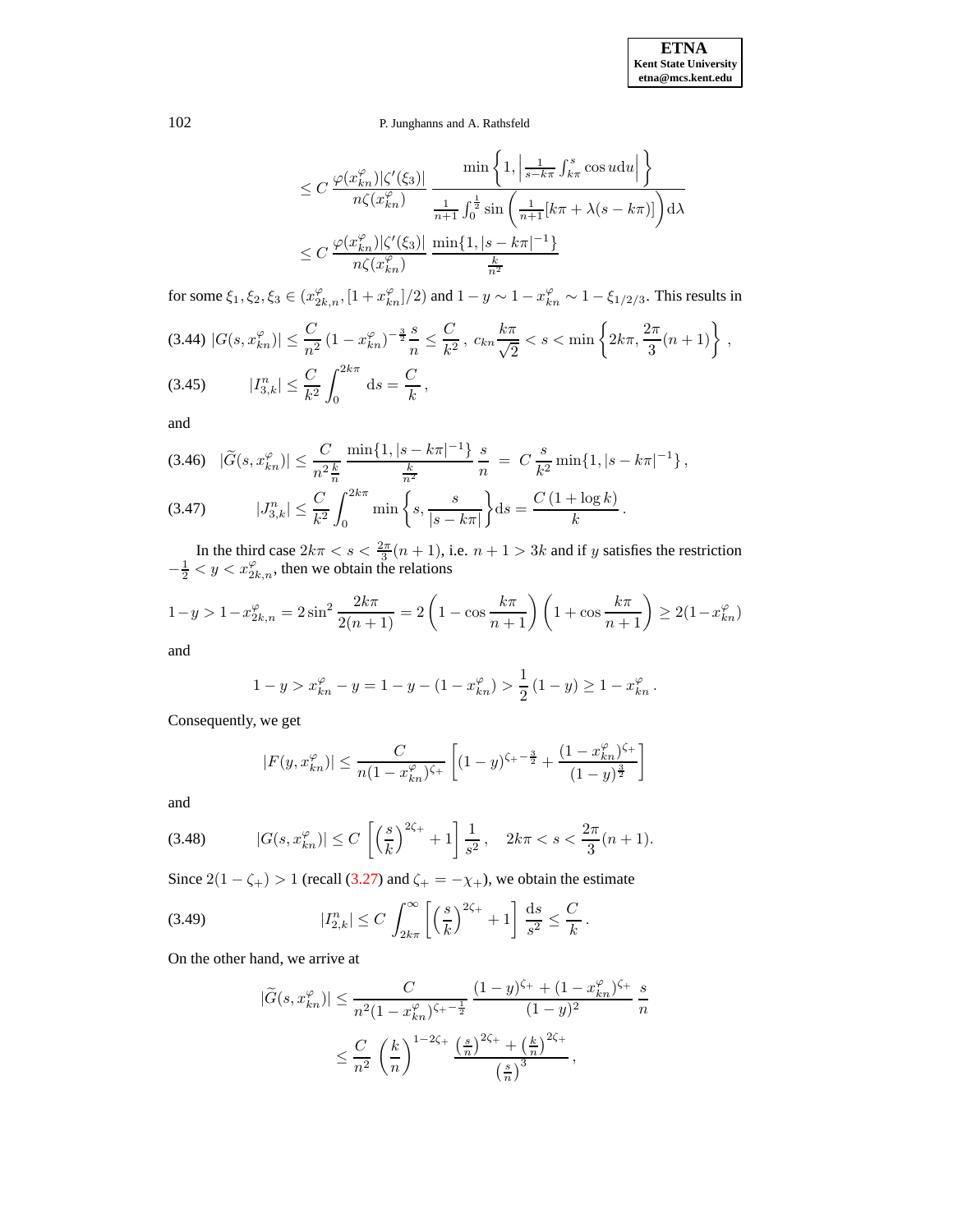$$
\leq C\,\frac{\varphi(x^{\varphi}_{kn})|\zeta'(\xi_3)|}{n\zeta(x^{\varphi}_{kn})}\;\frac{\min\left\{1,\left|\frac{1}{s-k\pi}\int_{k\pi}^{s}\cos u\mathrm{d}u\right|\right\}}{\frac{1}{n+1}\int_0^{\frac{1}{2}}\sin\left(\frac{1}{n+1}[k\pi+\lambda(s-k\pi)]\right)\mathrm{d}\lambda}
$$

$$
\leq C\,\frac{\varphi(x^{\varphi}_{kn})|\zeta'(\xi_3)|}{n\zeta(x^{\varphi}_{kn})}\;\frac{\min\{1,|s-k\pi|^{-1}\}}{\frac{k}{n^2}}
$$

for some $\xi_1,\xi_2,\xi_3\in(x^{\varphi}_{2k,n},[1+x^{\varphi}_{kn}]/2)$ and $1-y\sim 1-x^{\varphi}_{kn}\sim 1-\xi_{1/2/3}$. This results in

$$
|G(s,x^{\varphi}_{kn})|\leq\frac{C}{n^2}\,(1-x^{\varphi}_{kn})^{-\frac{3}{2}}\frac{s}{n}\leq\frac{C}{k^2}\,,\;c_{kn}\frac{k\pi}{\sqrt{2}}<s<\min\left\{2k\pi,\frac{2\pi}{3}(n+1)\right\}\,, \tag{3.44}
$$

$$
|I^n_{3,k}|\leq\frac{C}{k^2}\int_0^{2k\pi}\mathrm{d}s=\frac{C}{k}\,, \tag{3.45}
$$

and

$$
|\widetilde{G}(s,x^{\varphi}_{kn})|\leq\frac{C}{n^2\frac{k}{n}}\,\frac{\min\{1,|s-k\pi|^{-1}\}}{\frac{k}{n^2}}\,\frac{s}{n}\;=\;C\,\frac{s}{k^2}\min\{1,|s-k\pi|^{-1}\}\,, \tag{3.46}
$$

$$
|J^n_{3,k}|\leq\frac{C}{k^2}\int_0^{2k\pi}\min\left\{s,\frac{s}{|s-k\pi|}\right\}\mathrm{d}s=\frac{C\,(1+\log k)}{k}\,. \tag{3.47}
$$

In the third case $2k\pi<s<\frac{2\pi}{3}(n+1)$, i.e. $n+1>3k$ and if $y$ satisfies the restriction $-\frac{1}{2}<y<x^{\varphi}_{2k,n}$, then we obtain the relations

$$
1-y>1-x^{\varphi}_{2k,n}=2\sin^2\frac{2k\pi}{2(n+1)}=2\left(1-\cos\frac{k\pi}{n+1}\right)\left(1+\cos\frac{k\pi}{n+1}\right)\geq 2(1-x^{\varphi}_{kn})
$$

and

$$
1-y>x^{\varphi}_{kn}-y=1-y-(1-x^{\varphi}_{kn})>\frac{1}{2}\,(1-y)\geq 1-x^{\varphi}_{kn}\,.
$$

Consequently, we get

$$
|F(y,x^{\varphi}_{kn})|\leq\frac{C}{n(1-x^{\varphi}_{kn})^{\zeta_+}}\left[(1-y)^{\zeta_+-\frac{3}{2}}+\frac{(1-x^{\varphi}_{kn})^{\zeta_+}}{(1-y)^{\frac{3}{2}}}\right]
$$

and

$$
|G(s,x^{\varphi}_{kn})|\leq C\left[\left(\frac{s}{k}\right)^{2\zeta_+}+1\right]\frac{1}{s^2}\,,\quad 2k\pi<s<\frac{2\pi}{3}(n+1). \tag{3.48}
$$

Since $2(1-\zeta_+)>1$ (recall (3.27) and $\zeta_+=-\chi_+$), we obtain the estimate

$$
|I^n_{2,k}|\leq C\int_{2k\pi}^{\infty}\left[\left(\frac{s}{k}\right)^{2\zeta_+}+1\right]\frac{\mathrm{d}s}{s^2}\leq\frac{C}{k}\,. \tag{3.49}
$$

On the other hand, we arrive at

$$
|\widetilde{G}(s,x^{\varphi}_{kn})|\leq\frac{C}{n^2(1-x^{\varphi}_{kn})^{\zeta_+-\frac{1}{2}}}\,\frac{(1-y)^{\zeta_+}+(1-x^{\varphi}_{kn})^{\zeta_+}}{(1-y)^2}\,\frac{s}{n}
$$

$$
\leq\frac{C}{n^2}\left(\frac{k}{n}\right)^{1-2\zeta_+}\frac{\left(\frac{s}{n}\right)^{2\zeta_+}+\left(\frac{k}{n}\right)^{2\zeta_+}}{\left(\frac{s}{n}\right)^3}\,,
$$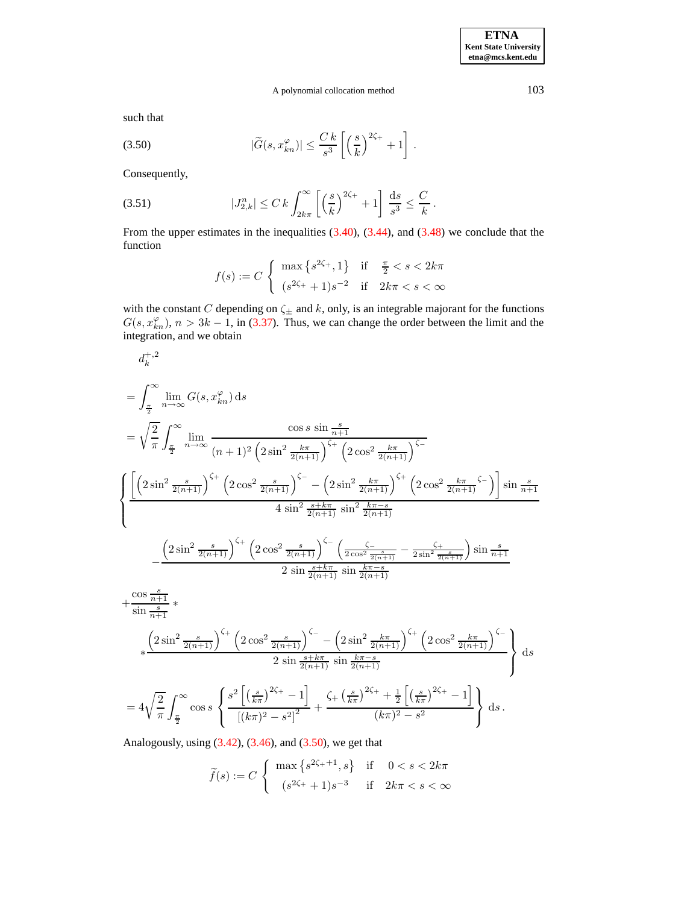such that

$$
|\widetilde{G}(s, x_{kn}^{\varphi})| \leq \frac{C\,k}{s^3}\left[\left(\frac{s}{k}\right)^{2\zeta_+} + 1\right]. \tag{3.50}
$$

Consequently,

$$
|J_{2,k}^n| \leq C\,k \int_{2k\pi}^{\infty} \left[\left(\frac{s}{k}\right)^{2\zeta_+} + 1\right] \frac{\mathrm{d}s}{s^3} \leq \frac{C}{k}. \tag{3.51}
$$

From the upper estimates in the inequalities (3.40), (3.44), and (3.48) we conclude that the function

$$
f(s) := C \left\{ \begin{array}{ll} \max\left\{s^{2\zeta_+}, 1\right\} & \text{if} \quad \frac{\pi}{2} < s < 2k\pi \\ (s^{2\zeta_+} + 1)s^{-2} & \text{if} \quad 2k\pi < s < \infty \end{array} \right.
$$

with the constant $C$ depending on $\zeta_\pm$ and $k$, only, is an integrable majorant for the functions $G(s, x_{kn}^{\varphi})$, $n > 3k - 1$, in (3.37). Thus, we can change the order between the limit and the integration, and we obtain

$$
\begin{aligned}
&d_k^{+,2} \\
&= \int_{\frac{\pi}{2}}^{\infty} \lim_{n\to\infty} G(s, x_{kn}^{\varphi})\,\mathrm{d}s \\
&= \sqrt{\frac{2}{\pi}} \int_{\frac{\pi}{2}}^{\infty} \lim_{n\to\infty} \frac{\cos s\, \sin\frac{s}{n+1}}{(n+1)^2\left(2\sin^2\frac{k\pi}{2(n+1)}\right)^{\zeta_+}\left(2\cos^2\frac{k\pi}{2(n+1)}\right)^{\zeta_-}} \\
&\left\{ \frac{\left[\left(2\sin^2\frac{s}{2(n+1)}\right)^{\zeta_+}\left(2\cos^2\frac{s}{2(n+1)}\right)^{\zeta_-} - \left(2\sin^2\frac{k\pi}{2(n+1)}\right)^{\zeta_+}\left(2\cos^2\frac{k\pi}{2(n+1)}{}^{\zeta_-}\right)\right]\sin\frac{s}{n+1}}{4\,\sin^2\frac{s+k\pi}{2(n+1)}\,\sin^2\frac{k\pi-s}{2(n+1)}} \right. \\
&\quad - \frac{\left(2\sin^2\frac{s}{2(n+1)}\right)^{\zeta_+}\left(2\cos^2\frac{s}{2(n+1)}\right)^{\zeta_-}\left(\frac{\zeta_-}{2\cos^2\frac{s}{2(n+1)}} - \frac{\zeta_+}{2\sin^2\frac{s}{2(n+1)}}\right)\sin\frac{s}{n+1}}{2\,\sin\frac{s+k\pi}{2(n+1)}\,\sin\frac{k\pi-s}{2(n+1)}} \\
&+ \frac{\cos\frac{s}{n+1}}{\sin\frac{s}{n+1}} * \\
&\quad \left. * \frac{\left(2\sin^2\frac{s}{2(n+1)}\right)^{\zeta_+}\left(2\cos^2\frac{s}{2(n+1)}\right)^{\zeta_-} - \left(2\sin^2\frac{k\pi}{2(n+1)}\right)^{\zeta_+}\left(2\cos^2\frac{k\pi}{2(n+1)}\right)^{\zeta_-}}{2\,\sin\frac{s+k\pi}{2(n+1)}\,\sin\frac{k\pi-s}{2(n+1)}} \right\} \mathrm{d}s \\
&= 4\sqrt{\frac{2}{\pi}} \int_{\frac{\pi}{2}}^{\infty} \cos s \left\{ \frac{s^2\left[\left(\frac{s}{k\pi}\right)^{2\zeta_+} - 1\right]}{\left[(k\pi)^2 - s^2\right]^2} + \frac{\zeta_+\left(\frac{s}{k\pi}\right)^{2\zeta_+} + \frac{1}{2}\left[\left(\frac{s}{k\pi}\right)^{2\zeta_+} - 1\right]}{(k\pi)^2 - s^2} \right\} \mathrm{d}s\,.
\end{aligned}
$$

Analogously, using (3.42), (3.46), and (3.50), we get that

$$
\widetilde{f}(s) := C \left\{ \begin{array}{ll} \max\left\{s^{2\zeta_+ + 1}, s\right\} & \text{if} \quad 0 < s < 2k\pi \\ (s^{2\zeta_+} + 1)s^{-3} & \text{if} \quad 2k\pi < s < \infty \end{array} \right.
$$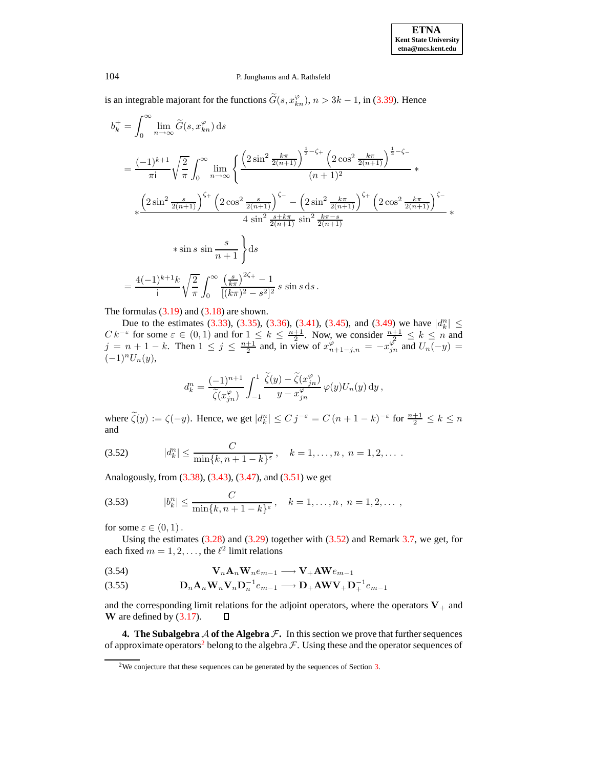is an integrable majorant for the functions $\widetilde{G}(s, x_{kn}^{\varphi})$, $n > 3k-1$, in (3.39). Hence

$$
\begin{aligned}
b_k^+ &= \int_0^\infty \lim_{n\to\infty} \widetilde{G}(s, x_{kn}^{\varphi})\,\mathrm{d}s \\
&= \frac{(-1)^{k+1}}{\pi \mathrm{i}} \sqrt{\frac{2}{\pi}} \int_0^\infty \lim_{n\to\infty} \left\{ \frac{\left(2\sin^2 \frac{k\pi}{2(n+1)}\right)^{\frac{1}{2}-\zeta_+} \left(2\cos^2 \frac{k\pi}{2(n+1)}\right)^{\frac{1}{2}-\zeta_-}}{(n+1)^2} \, * \right. \\
&\quad * \frac{\left(2\sin^2 \frac{s}{2(n+1)}\right)^{\zeta_+} \left(2\cos^2 \frac{s}{2(n+1)}\right)^{\zeta_-} - \left(2\sin^2 \frac{k\pi}{2(n+1)}\right)^{\zeta_+} \left(2\cos^2 \frac{k\pi}{2(n+1)}\right)^{\zeta_-}}{4\,\sin^2 \frac{s+k\pi}{2(n+1)}\,\sin^2 \frac{k\pi - s}{2(n+1)}} \, * \\
&\quad \left. * \sin s\,\sin \frac{s}{n+1} \right\} \mathrm{d}s \\
&= \frac{4(-1)^{k+1} k}{\mathrm{i}} \sqrt{\frac{2}{\pi}} \int_0^\infty \frac{\left(\frac{s}{k\pi}\right)^{2\zeta_+} - 1}{[(k\pi)^2 - s^2]^2}\, s\,\sin s\,\mathrm{d}s\,.
\end{aligned}
$$

The formulas (3.19) and (3.18) are shown.

Due to the estimates (3.33), (3.35), (3.36), (3.41), (3.45), and (3.49) we have $|d_k^n| \le C\,k^{-\varepsilon}$ for some $\varepsilon \in (0,1)$ and for $1 \le k \le \frac{n+1}{2}$. Now, we consider $\frac{n+1}{2} \le k \le n$ and $j = n+1-k$. Then $1 \le j \le \frac{n+1}{2}$ and, in view of $x_{n+1-j,n}^{\varphi} = -x_{jn}^{\varphi}$ and $U_n(-y) = (-1)^n U_n(y)$,

$$
d_k^n = \frac{(-1)^{n+1}}{\widetilde{\zeta}(x_{jn}^{\varphi})} \int_{-1}^1 \frac{\widetilde{\zeta}(y) - \widetilde{\zeta}(x_{jn}^{\varphi})}{y - x_{jn}^{\varphi}}\, \varphi(y) U_n(y)\,\mathrm{d}y\,,
$$

where $\widetilde{\zeta}(y) := \zeta(-y)$. Hence, we get $|d_k^n| \le C\,j^{-\varepsilon} = C\,(n+1-k)^{-\varepsilon}$ for $\frac{n+1}{2} \le k \le n$ and

$$
|d_k^n| \le \frac{C}{\min\{k, n+1-k\}^{\varepsilon}}\,, \quad k = 1, \ldots, n\,,\ n = 1, 2, \ldots\,. \tag{3.52}
$$

Analogously, from (3.38), (3.43), (3.47), and (3.51) we get

$$
|b_k^n| \le \frac{C}{\min\{k, n+1-k\}^{\varepsilon}}\,, \quad k = 1, \ldots, n\,,\ n = 1, 2, \ldots\,, \tag{3.53}
$$

for some $\varepsilon \in (0,1)$.

Using the estimates (3.28) and (3.29) together with (3.52) and Remark 3.7, we get, for each fixed $m = 1, 2, \ldots$, the $\ell^2$ limit relations

$$
\mathbf{V}_n \mathbf{A}_n \mathbf{W}_n e_{m-1} \longrightarrow \mathbf{V}_+ \mathbf{A} \mathbf{W} e_{m-1} \tag{3.54}
$$

$$
\mathbf{D}_n \mathbf{A}_n \mathbf{W}_n \mathbf{V}_n \mathbf{D}_n^{-1} e_{m-1} \longrightarrow \mathbf{D}_+ \mathbf{A} \mathbf{W} \mathbf{V}_+ \mathbf{D}_+^{-1} e_{m-1} \tag{3.55}
$$

and the corresponding limit relations for the adjoint operators, where the operators $\mathbf{V}_+$ and $\mathbf{W}$ are defined by (3.17). □

**4. The Subalgebra $\mathcal{A}$ of the Algebra $\mathcal{F}$.** In this section we prove that further sequences of approximate operators[2] belong to the algebra $\mathcal{F}$. Using these and the operator sequences of

[2] We conjecture that these sequences can be generated by the sequences of Section 3.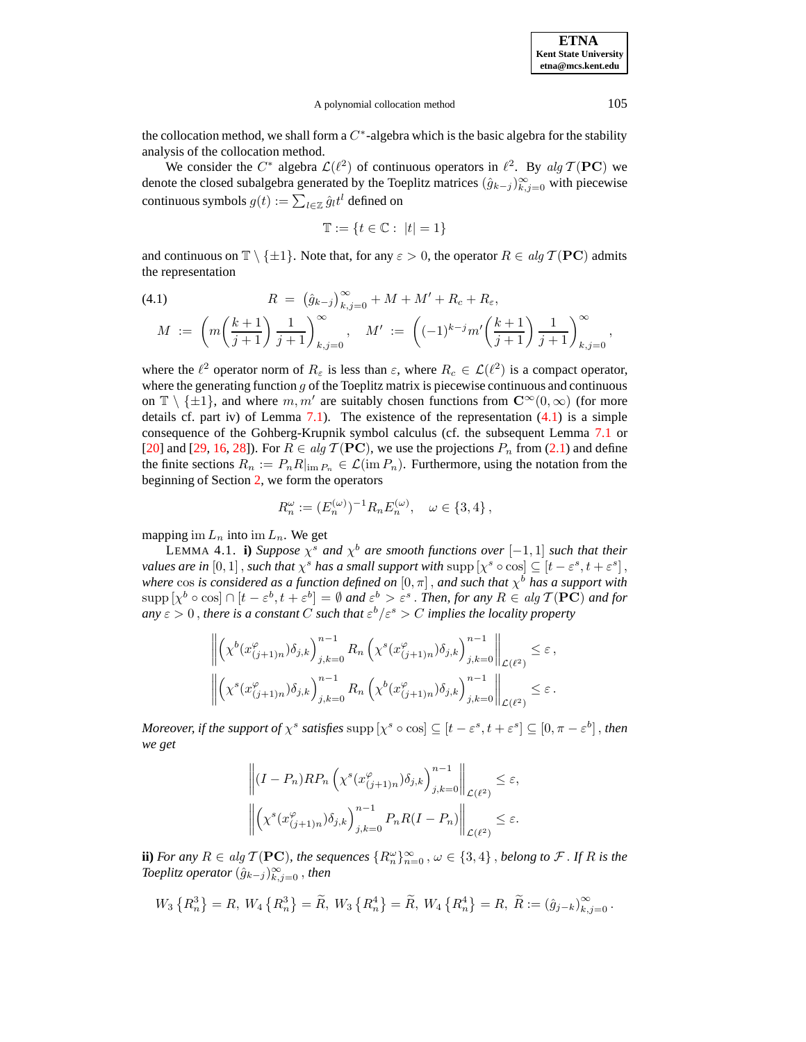the collocation method, we shall form a $C^*$-algebra which is the basic algebra for the stability analysis of the collocation method.

We consider the $C^*$ algebra $\mathcal{L}(\ell^2)$ of continuous operators in $\ell^2$. By $alg\,\mathcal{T}(\mathbf{PC})$ we denote the closed subalgebra generated by the Toeplitz matrices $(\hat{g}_{k-j})_{k,j=0}^{\infty}$ with piecewise continuous symbols $g(t) := \sum_{l\in\mathbb{Z}} \hat{g}_l t^l$ defined on

$$\mathbb{T} := \{t \in \mathbb{C} :\ |t| = 1\}$$

and continuous on $\mathbb{T} \setminus \{\pm 1\}$. Note that, for any $\varepsilon > 0$, the operator $R \in alg\,\mathcal{T}(\mathbf{PC})$ admits the representation

$$
\begin{aligned}
(4.1) \qquad\qquad R \;&=\; \left(\hat{g}_{k-j}\right)_{k,j=0}^{\infty} + M + M' + R_c + R_\varepsilon, \\
M \;:=\; \left( m\!\left(\frac{k+1}{j+1}\right) \frac{1}{j+1} \right)_{k,j=0}^{\infty}&, \quad M' \;:=\; \left( (-1)^{k-j} m'\!\left(\frac{k+1}{j+1}\right) \frac{1}{j+1} \right)_{k,j=0}^{\infty},
\end{aligned}
$$

where the $\ell^2$ operator norm of $R_\varepsilon$ is less than $\varepsilon$, where $R_c \in \mathcal{L}(\ell^2)$ is a compact operator, where the generating function $g$ of the Toeplitz matrix is piecewise continuous and continuous on $\mathbb{T} \setminus \{\pm 1\}$, and where $m, m'$ are suitably chosen functions from $\mathbf{C}^\infty(0,\infty)$ (for more details cf. part iv) of Lemma 7.1). The existence of the representation (4.1) is a simple consequence of the Gohberg-Krupnik symbol calculus (cf. the subsequent Lemma 7.1 or [20] and [29, 16, 28]). For $R \in alg\,\mathcal{T}(\mathbf{PC})$, we use the projections $P_n$ from (2.1) and define the finite sections $R_n := P_n R|_{\mathrm{im}\, P_n} \in \mathcal{L}(\mathrm{im}\, P_n)$. Furthermore, using the notation from the beginning of Section 2, we form the operators

$$R_n^\omega := (E_n^{(\omega)})^{-1} R_n E_n^{(\omega)}, \quad \omega \in \{3,4\},$$

mapping $\mathrm{im}\, L_n$ into $\mathrm{im}\, L_n$. We get

LEMMA 4.1. **i)** *Suppose $\chi^s$ and $\chi^b$ are smooth functions over $[-1,1]$ such that their values are in $[0,1]$, such that $\chi^s$ has a small support with $\mathrm{supp}\,[\chi^s \circ \cos] \subseteq [t-\varepsilon^s, t+\varepsilon^s]$, where $\cos$ is considered as a function defined on $[0,\pi]$, and such that $\chi^b$ has a support with $\mathrm{supp}\,[\chi^b \circ \cos] \cap [t-\varepsilon^b, t+\varepsilon^b] = \emptyset$ and $\varepsilon^b > \varepsilon^s$. Then, for any $R \in alg\,\mathcal{T}(\mathbf{PC})$ and for any $\varepsilon > 0$, there is a constant $C$ such that $\varepsilon^b/\varepsilon^s > C$ implies the locality property*

$$
\begin{aligned}
\left\| \left( \chi^b(x^\varphi_{(j+1)n}) \delta_{j,k} \right)_{j,k=0}^{n-1} R_n \left( \chi^s(x^\varphi_{(j+1)n}) \delta_{j,k} \right)_{j,k=0}^{n-1} \right\|_{\mathcal{L}(\ell^2)} &\le \varepsilon\,, \\
\left\| \left( \chi^s(x^\varphi_{(j+1)n}) \delta_{j,k} \right)_{j,k=0}^{n-1} R_n \left( \chi^b(x^\varphi_{(j+1)n}) \delta_{j,k} \right)_{j,k=0}^{n-1} \right\|_{\mathcal{L}(\ell^2)} &\le \varepsilon\,.
\end{aligned}
$$

*Moreover, if the support of $\chi^s$ satisfies $\mathrm{supp}\,[\chi^s \circ \cos] \subseteq [t-\varepsilon^s, t+\varepsilon^s] \subseteq [0, \pi-\varepsilon^b]$, then we get*

$$
\begin{aligned}
\left\| (I-P_n) R P_n \left( \chi^s(x^\varphi_{(j+1)n}) \delta_{j,k} \right)_{j,k=0}^{n-1} \right\|_{\mathcal{L}(\ell^2)} &\le \varepsilon, \\
\left\| \left( \chi^s(x^\varphi_{(j+1)n}) \delta_{j,k} \right)_{j,k=0}^{n-1} P_n R (I-P_n) \right\|_{\mathcal{L}(\ell^2)} &\le \varepsilon.
\end{aligned}
$$

**ii)** *For any $R \in alg\,\mathcal{T}(\mathbf{PC})$, the sequences $\{R_n^\omega\}_{n=0}^\infty$, $\omega \in \{3,4\}$, belong to $\mathcal{F}$. If $R$ is the Toeplitz operator $(\hat{g}_{k-j})_{k,j=0}^\infty$, then*

$$W_3\left\{R_n^3\right\} = R,\ W_4\left\{R_n^3\right\} = \widetilde{R},\ W_3\left\{R_n^4\right\} = \widetilde{R},\ W_4\left\{R_n^4\right\} = R,\ \widetilde{R} := (\hat{g}_{j-k})_{k,j=0}^\infty.$$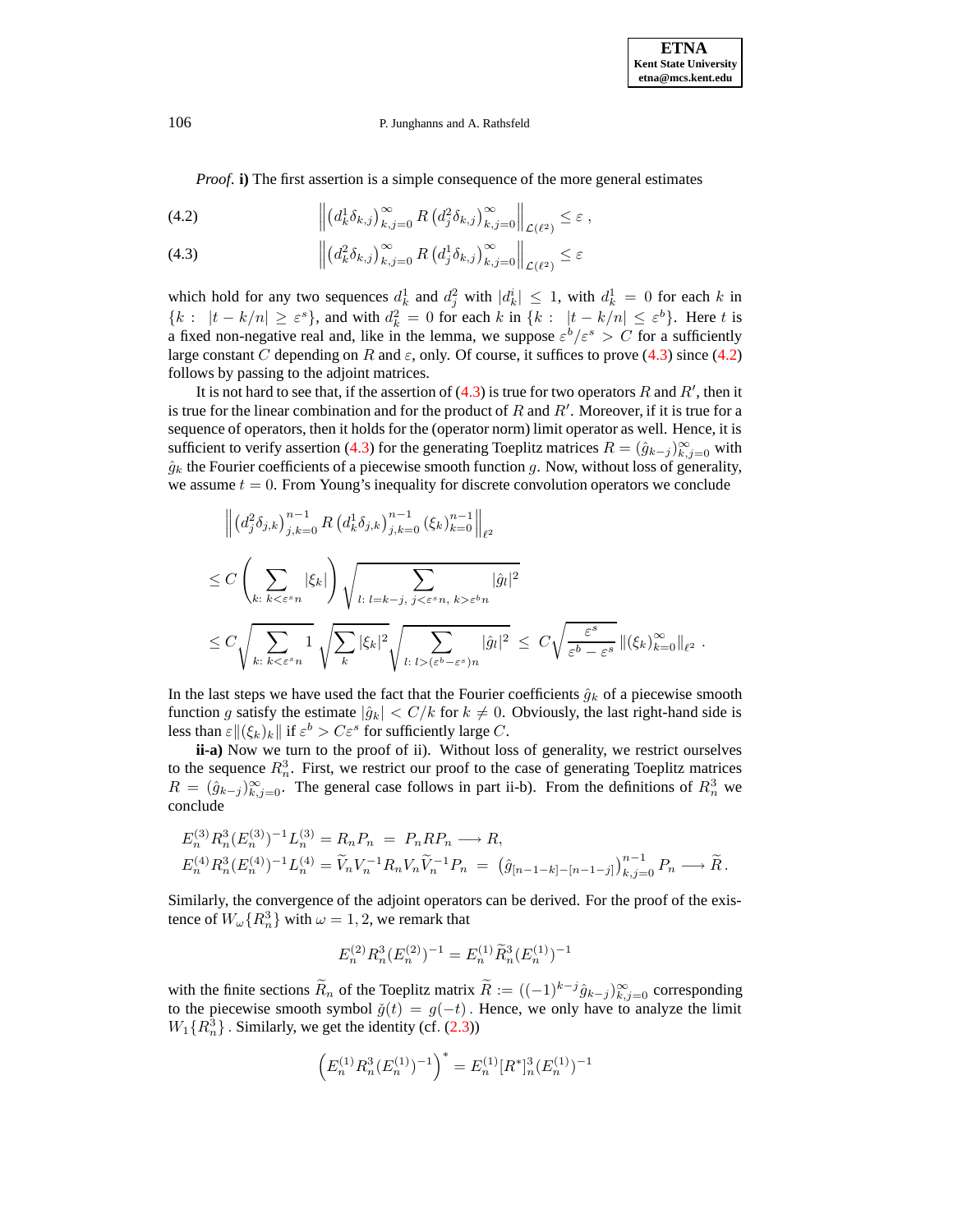*Proof.* **i)** The first assertion is a simple consequence of the more general estimates

$$\left\| \left(d_k^1 \delta_{k,j}\right)_{k,j=0}^{\infty} R \left(d_j^2 \delta_{k,j}\right)_{k,j=0}^{\infty} \right\|_{\mathcal{L}(\ell^2)} \le \varepsilon\,, \tag{4.2}$$

$$\left\| \left(d_k^2 \delta_{k,j}\right)_{k,j=0}^{\infty} R \left(d_j^1 \delta_{k,j}\right)_{k,j=0}^{\infty} \right\|_{\mathcal{L}(\ell^2)} \le \varepsilon \tag{4.3}$$

which hold for any two sequences $d_k^1$ and $d_j^2$ with $|d_k^i| \le 1$, with $d_k^1 = 0$ for each $k$ in $\{k : \ |t - k/n| \ge \varepsilon^s\}$, and with $d_k^2 = 0$ for each $k$ in $\{k : \ |t - k/n| \le \varepsilon^b\}$. Here $t$ is a fixed non-negative real and, like in the lemma, we suppose $\varepsilon^b/\varepsilon^s > C$ for a sufficiently large constant $C$ depending on $R$ and $\varepsilon$, only. Of course, it suffices to prove (4.3) since (4.2) follows by passing to the adjoint matrices.

It is not hard to see that, if the assertion of (4.3) is true for two operators $R$ and $R'$, then it is true for the linear combination and for the product of $R$ and $R'$. Moreover, if it is true for a sequence of operators, then it holds for the (operator norm) limit operator as well. Hence, it is sufficient to verify assertion (4.3) for the generating Toeplitz matrices $R = (\hat{g}_{k-j})_{k,j=0}^{\infty}$ with $\hat{g}_k$ the Fourier coefficients of a piecewise smooth function $g$. Now, without loss of generality, we assume $t = 0$. From Young's inequality for discrete convolution operators we conclude

$$\begin{aligned}
&\left\| \left(d_j^2 \delta_{j,k}\right)_{j,k=0}^{n-1} R \left(d_k^1 \delta_{j,k}\right)_{j,k=0}^{n-1} (\xi_k)_{k=0}^{n-1} \right\|_{\ell^2} \\
&\le C \left( \sum_{k:\ k<\varepsilon^s n} |\xi_k| \right) \sqrt{\sum_{l:\ l=k-j,\ j<\varepsilon^s n,\ k>\varepsilon^b n} |\hat{g}_l|^2} \\
&\le C \sqrt{\sum_{k:\ k<\varepsilon^s n} 1}\ \sqrt{\sum_k |\xi_k|^2}\ \sqrt{\sum_{l:\ l>(\varepsilon^b-\varepsilon^s)n} |\hat{g}_l|^2} \ \le\ C \sqrt{\frac{\varepsilon^s}{\varepsilon^b - \varepsilon^s}}\, \|(\xi_k)_{k=0}^{\infty}\|_{\ell^2}\,.
\end{aligned}$$

In the last steps we have used the fact that the Fourier coefficients $\hat{g}_k$ of a piecewise smooth function $g$ satisfy the estimate $|\hat{g}_k| < C/k$ for $k \neq 0$. Obviously, the last right-hand side is less than $\varepsilon \|(\xi_k)_k\|$ if $\varepsilon^b > C\varepsilon^s$ for sufficiently large $C$.

**ii-a)** Now we turn to the proof of ii). Without loss of generality, we restrict ourselves to the sequence $R_n^3$. First, we restrict our proof to the case of generating Toeplitz matrices $R = (\hat{g}_{k-j})_{k,j=0}^{\infty}$. The general case follows in part ii-b). From the definitions of $R_n^3$ we conclude

$$\begin{aligned}
&E_n^{(3)} R_n^3 (E_n^{(3)})^{-1} L_n^{(3)} = R_n P_n \ = \ P_n R P_n \longrightarrow R, \\
&E_n^{(4)} R_n^3 (E_n^{(4)})^{-1} L_n^{(4)} = \widetilde{V}_n V_n^{-1} R_n V_n \widetilde{V}_n^{-1} P_n \ = \ \left(\hat{g}_{[n-1-k]-[n-1-j]}\right)_{k,j=0}^{n-1} P_n \longrightarrow \widetilde{R}\,.
\end{aligned}$$

Similarly, the convergence of the adjoint operators can be derived. For the proof of the existence of $W_\omega\{R_n^3\}$ with $\omega = 1, 2$, we remark that

$$E_n^{(2)} R_n^3 (E_n^{(2)})^{-1} = E_n^{(1)} \widetilde{R}_n^3 (E_n^{(1)})^{-1}$$

with the finite sections $\widetilde{R}_n$ of the Toeplitz matrix $\widetilde{R} := ((-1)^{k-j} \hat{g}_{k-j})_{k,j=0}^{\infty}$ corresponding to the piecewise smooth symbol $\breve{g}(t) = g(-t)$. Hence, we only have to analyze the limit $W_1\{R_n^3\}$. Similarly, we get the identity (cf. (2.3))

$$\left(E_n^{(1)} R_n^3 (E_n^{(1)})^{-1}\right)^* = E_n^{(1)} [R^*]_n^3 (E_n^{(1)})^{-1}$$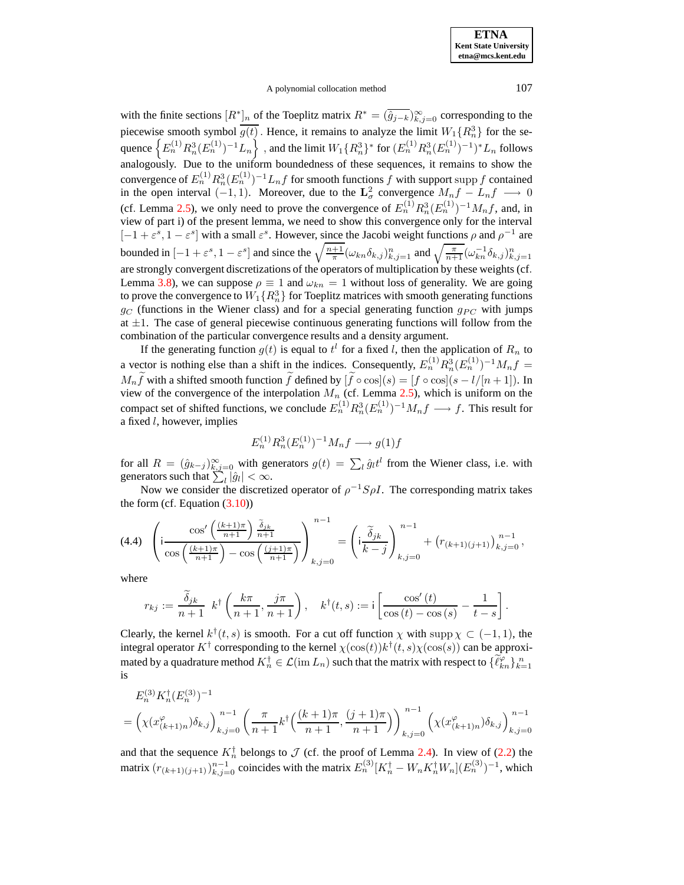with the finite sections $[R^*]_n$ of the Toeplitz matrix $R^* = (\overline{\hat{g}_{j-k}})_{k,j=0}^{\infty}$ corresponding to the piecewise smooth symbol $\overline{g(t)}$. Hence, it remains to analyze the limit $W_1\{R_n^3\}$ for the sequence $\left\{E_n^{(1)} R_n^3 (E_n^{(1)})^{-1} L_n\right\}$, and the limit $W_1\{R_n^3\}^*$ for $(E_n^{(1)} R_n^3 (E_n^{(1)})^{-1})^* L_n$ follows analogously. Due to the uniform boundedness of these sequences, it remains to show the convergence of $E_n^{(1)} R_n^3 (E_n^{(1)})^{-1} L_n f$ for smooth functions $f$ with support $\operatorname{supp} f$ contained in the open interval $(-1, 1)$. Moreover, due to the $\mathbf{L}^2_\sigma$ convergence $M_n f - L_n f \longrightarrow 0$ (cf. Lemma 2.5), we only need to prove the convergence of $E_n^{(1)} R_n^3 (E_n^{(1)})^{-1} M_n f$, and, in view of part i) of the present lemma, we need to show this convergence only for the interval $[-1+\varepsilon^s, 1-\varepsilon^s]$ with a small $\varepsilon^s$. However, since the Jacobi weight functions $\rho$ and $\rho^{-1}$ are bounded in $[-1+\varepsilon^s, 1-\varepsilon^s]$ and since the $\sqrt{\frac{n+1}{\pi}}(\omega_{kn}\delta_{k,j})_{k,j=1}^n$ and $\sqrt{\frac{\pi}{n+1}}(\omega_{kn}^{-1}\delta_{k,j})_{k,j=1}^n$ are strongly convergent discretizations of the operators of multiplication by these weights (cf. Lemma 3.8), we can suppose $\rho \equiv 1$ and $\omega_{kn} = 1$ without loss of generality. We are going to prove the convergence to $W_1\{R_n^3\}$ for Toeplitz matrices with smooth generating functions $g_C$ (functions in the Wiener class) and for a special generating function $g_{PC}$ with jumps at $\pm 1$. The case of general piecewise continuous generating functions will follow from the combination of the particular convergence results and a density argument.

If the generating function $g(t)$ is equal to $t^l$ for a fixed $l$, then the application of $R_n$ to a vector is nothing else than a shift in the indices. Consequently, $E_n^{(1)} R_n^3 (E_n^{(1)})^{-1} M_n f = M_n \widetilde{f}$ with a shifted smooth function $\widetilde{f}$ defined by $[\widetilde{f} \circ \cos](s) = [f \circ \cos](s - l/[n+1])$. In view of the convergence of the interpolation $M_n$ (cf. Lemma 2.5), which is uniform on the compact set of shifted functions, we conclude $E_n^{(1)} R_n^3 (E_n^{(1)})^{-1} M_n f \longrightarrow f$. This result for a fixed $l$, however, implies

$$E_n^{(1)} R_n^3 (E_n^{(1)})^{-1} M_n f \longrightarrow g(1) f$$

for all $R = (\hat{g}_{k-j})_{k,j=0}^{\infty}$ with generators $g(t) = \sum_l \hat{g}_l t^l$ from the Wiener class, i.e. with generators such that $\sum_l |\hat{g}_l| < \infty$.

Now we consider the discretized operator of $\rho^{-1} S \rho I$. The corresponding matrix takes the form (cf. Equation (3.10))

$$\left( \mathrm{i} \frac{\cos'\left(\frac{(k+1)\pi}{n+1}\right) \frac{\widetilde{\delta}_{jk}}{n+1}}{\cos\left(\frac{(k+1)\pi}{n+1}\right) - \cos\left(\frac{(j+1)\pi}{n+1}\right)} \right)_{k,j=0}^{n-1} = \left( \mathrm{i} \frac{\widetilde{\delta}_{jk}}{k-j} \right)_{k,j=0}^{n-1} + \left( r_{(k+1)(j+1)} \right)_{k,j=0}^{n-1}, \tag{4.4}$$

where

$$r_{kj} := \frac{\widetilde{\delta}_{jk}}{n+1}\ k^\dagger\left(\frac{k\pi}{n+1}, \frac{j\pi}{n+1}\right), \quad k^\dagger(t,s) := \mathrm{i}\left[\frac{\cos'(t)}{\cos(t) - \cos(s)} - \frac{1}{t-s}\right].$$

Clearly, the kernel $k^\dagger(t,s)$ is smooth. For a cut off function $\chi$ with $\operatorname{supp} \chi \subset (-1,1)$, the integral operator $K^\dagger$ corresponding to the kernel $\chi(\cos(t)) k^\dagger(t,s) \chi(\cos(s))$ can be approximated by a quadrature method $K_n^\dagger \in \mathcal{L}(\operatorname{im} L_n)$ such that the matrix with respect to $\{\widetilde{\ell}_{kn}^\varphi\}_{k=1}^n$ is

$$\begin{aligned}
&E_n^{(3)} K_n^\dagger (E_n^{(3)})^{-1} \\
&= \left( \chi(x_{(k+1)n}^\varphi) \delta_{k,j} \right)_{k,j=0}^{n-1} \left( \frac{\pi}{n+1} k^\dagger\Big(\frac{(k+1)\pi}{n+1}, \frac{(j+1)\pi}{n+1}\Big) \right)_{k,j=0}^{n-1} \left( \chi(x_{(k+1)n}^\varphi) \delta_{k,j} \right)_{k,j=0}^{n-1}
\end{aligned}$$

and that the sequence $K_n^\dagger$ belongs to $\mathcal{J}$ (cf. the proof of Lemma 2.4). In view of (2.2) the matrix $(r_{(k+1)(j+1)})_{k,j=0}^{n-1}$ coincides with the matrix $E_n^{(3)}[K_n^\dagger - W_n K_n^\dagger W_n](E_n^{(3)})^{-1}$, which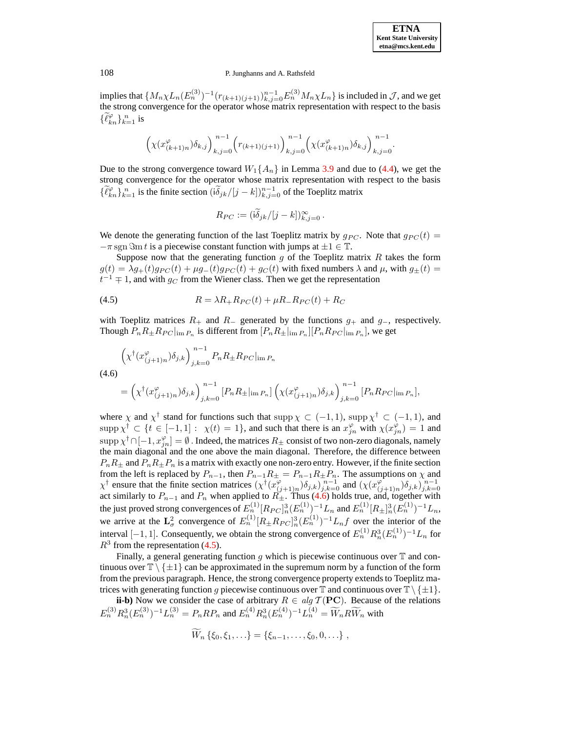implies that $\{M_n \chi L_n (E_n^{(3)})^{-1} (r_{(k+1)(j+1)})_{k,j=0}^{n-1} E_n^{(3)} M_n \chi L_n\}$ is included in $\mathcal{J}$, and we get the strong convergence for the operator whose matrix representation with respect to the basis $\{\widetilde{\ell}_{kn}^{\varphi}\}_{k=1}^{n}$ is

$$\left(\chi(x_{(k+1)n}^{\varphi})\delta_{k,j}\right)_{k,j=0}^{n-1}\left(r_{(k+1)(j+1)}\right)_{k,j=0}^{n-1}\left(\chi(x_{(k+1)n}^{\varphi})\delta_{k,j}\right)_{k,j=0}^{n-1}.$$

Due to the strong convergence toward $W_1\{A_n\}$ in Lemma 3.9 and due to (4.4), we get the strong convergence for the operator whose matrix representation with respect to the basis $\{\widetilde{\ell}_{kn}^{\varphi}\}_{k=1}^{n}$ is the finite section $(\mathrm{i}\widetilde{\delta}_{jk}/[j-k])_{k,j=0}^{n-1}$ of the Toeplitz matrix

$$R_{PC} := (\mathrm{i}\widetilde{\delta}_{jk}/[j-k])_{k,j=0}^{\infty}.$$

We denote the generating function of the last Toeplitz matrix by $g_{PC}$. Note that $g_{PC}(t) = -\pi \operatorname{sgn} \Im\mathrm{m}\, t$ is a piecewise constant function with jumps at $\pm 1 \in \mathbb{T}$.

Suppose now that the generating function $g$ of the Toeplitz matrix $R$ takes the form $g(t) = \lambda g_+(t) g_{PC}(t) + \mu g_-(t) g_{PC}(t) + g_C(t)$ with fixed numbers $\lambda$ and $\mu$, with $g_\pm(t) = t^{-1} \mp 1$, and with $g_C$ from the Wiener class. Then we get the representation

$$R = \lambda R_+ R_{PC}(t) + \mu R_- R_{PC}(t) + R_C \tag{4.5}$$

with Toeplitz matrices $R_+$ and $R_-$ generated by the functions $g_+$ and $g_-$, respectively. Though $P_n R_\pm R_{PC}|_{\operatorname{im} P_n}$ is different from $[P_n R_\pm|_{\operatorname{im} P_n}][P_n R_{PC}|_{\operatorname{im} P_n}]$, we get

$$\begin{aligned}
&\left(\chi^\dagger(x_{(j+1)n}^{\varphi})\delta_{j,k}\right)_{j,k=0}^{n-1} P_n R_\pm R_{PC}|_{\operatorname{im} P_n} \\
&= \left(\chi^\dagger(x_{(j+1)n}^{\varphi})\delta_{j,k}\right)_{j,k=0}^{n-1} [P_n R_\pm|_{\operatorname{im} P_n}] \left(\chi(x_{(j+1)n}^{\varphi})\delta_{j,k}\right)_{j,k=0}^{n-1} [P_n R_{PC}|_{\operatorname{im} P_n}],
\end{aligned} \tag{4.6}$$

where $\chi$ and $\chi^\dagger$ stand for functions such that $\operatorname{supp} \chi \subset (-1,1)$, $\operatorname{supp} \chi^\dagger \subset (-1,1)$, and $\operatorname{supp} \chi^\dagger \subset \{t \in [-1,1] : \ \chi(t) = 1\}$, and such that there is an $x_{jn}^{\varphi}$ with $\chi(x_{jn}^{\varphi}) = 1$ and $\operatorname{supp} \chi^\dagger \cap [-1, x_{jn}^{\varphi}] = \emptyset$. Indeed, the matrices $R_\pm$ consist of two non-zero diagonals, namely the main diagonal and the one above the main diagonal. Therefore, the difference between $P_n R_\pm$ and $P_n R_\pm P_n$ is a matrix with exactly one non-zero entry. However, if the finite section from the left is replaced by $P_{n-1}$, then $P_{n-1} R_\pm = P_{n-1} R_\pm P_n$. The assumptions on $\chi$ and $\chi^\dagger$ ensure that the finite section matrices $(\chi^\dagger(x_{(j+1)n}^{\varphi})\delta_{j,k})_{j,k=0}^{n-1}$ and $(\chi(x_{(j+1)n}^{\varphi})\delta_{j,k})_{j,k=0}^{n-1}$ act similarly to $P_{n-1}$ and $P_n$ when applied to $R_\pm$. Thus (4.6) holds true, and, together with the just proved strong convergences of $E_n^{(1)}[R_{PC}]_n^3 (E_n^{(1)})^{-1} L_n$ and $E_n^{(1)}[R_\pm]_n^3 (E_n^{(1)})^{-1} L_n$, we arrive at the $\mathbf{L}^2_\sigma$ convergence of $E_n^{(1)}[R_\pm R_{PC}]_n^3 (E_n^{(1)})^{-1} L_n f$ over the interior of the interval $[-1,1]$. Consequently, we obtain the strong convergence of $E_n^{(1)} R_n^3 (E_n^{(1)})^{-1} L_n$ for $R^3$ from the representation (4.5).

Finally, a general generating function $g$ which is piecewise continuous over $\mathbb{T}$ and continuous over $\mathbb{T} \setminus \{\pm 1\}$ can be approximated in the supremum norm by a function of the form from the previous paragraph. Hence, the strong convergence property extends to Toeplitz matrices with generating function $g$ piecewise continuous over $\mathbb{T}$ and continuous over $\mathbb{T} \setminus \{\pm 1\}$.

**ii-b)** Now we consider the case of arbitrary $R \in alg\, \mathcal{T}(\mathbf{PC})$. Because of the relations $E_n^{(3)} R_n^3 (E_n^{(3)})^{-1} L_n^{(3)} = P_n R P_n$ and $E_n^{(4)} R_n^3 (E_n^{(4)})^{-1} L_n^{(4)} = \widetilde{W}_n R \widetilde{W}_n$ with

$$\widetilde{W}_n \{\xi_0, \xi_1, \ldots\} = \{\xi_{n-1}, \ldots, \xi_0, 0, \ldots\},$$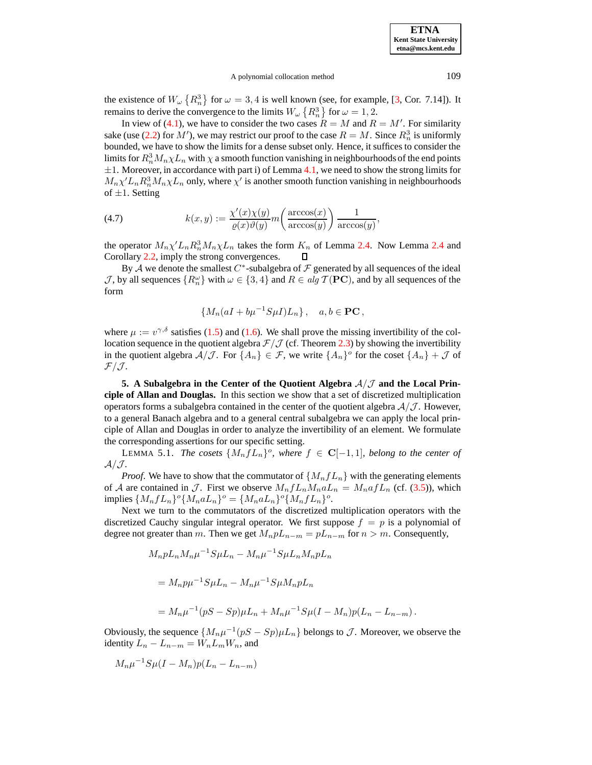the existence of $W_\omega \left\{ R_n^3 \right\}$ for $\omega = 3, 4$ is well known (see, for example, [3, Cor. 7.14]). It remains to derive the convergence to the limits $W_\omega \left\{ R_n^3 \right\}$ for $\omega = 1, 2$.

In view of (4.1), we have to consider the two cases $R = M$ and $R = M'$. For similarity sake (use (2.2) for $M'$), we may restrict our proof to the case $R = M$. Since $R_n^3$ is uniformly bounded, we have to show the limits for a dense subset only. Hence, it suffices to consider the limits for $R_n^3 M_n \chi L_n$ with $\chi$ a smooth function vanishing in neighbourhoods of the end points $\pm 1$. Moreover, in accordance with part i) of Lemma 4.1, we need to show the strong limits for $M_n \chi' L_n R_n^3 M_n \chi L_n$ only, where $\chi'$ is another smooth function vanishing in neighbourhoods of $\pm 1$. Setting

$$k(x,y) := \frac{\chi'(x)\chi(y)}{\varrho(x)\vartheta(y)} m\left( \frac{\arccos(x)}{\arccos(y)} \right) \frac{1}{\arccos(y)}, \tag{4.7}$$

the operator $M_n \chi' L_n R_n^3 M_n \chi L_n$ takes the form $K_n$ of Lemma 2.4. Now Lemma 2.4 and Corollary 2.2, imply the strong convergences. ∎

By $\mathcal{A}$ we denote the smallest $C^*$-subalgebra of $\mathcal{F}$ generated by all sequences of the ideal $\mathcal{J}$, by all sequences $\{R_n^\omega\}$ with $\omega \in \{3, 4\}$ and $R \in alg\, \mathcal{T}(\mathbf{PC})$, and by all sequences of the form

$$\{ M_n (aI + b\mu^{-1} S \mu I) L_n \}, \quad a, b \in \mathbf{PC},$$

where $\mu := v^{\gamma,\delta}$ satisfies (1.5) and (1.6). We shall prove the missing invertibility of the collocation sequence in the quotient algebra $\mathcal{F}/\mathcal{J}$ (cf. Theorem 2.3) by showing the invertibility in the quotient algebra $\mathcal{A}/\mathcal{J}$. For $\{A_n\} \in \mathcal{F}$, we write $\{A_n\}^o$ for the coset $\{A_n\} + \mathcal{J}$ of $\mathcal{F}/\mathcal{J}$.

## 5. A Subalgebra in the Center of the Quotient Algebra $\mathcal{A}/\mathcal{J}$ and the Local Principle of Allan and Douglas.

In this section we show that a set of discretized multiplication operators forms a subalgebra contained in the center of the quotient algebra $\mathcal{A}/\mathcal{J}$. However, to a general Banach algebra and to a general central subalgebra we can apply the local principle of Allan and Douglas in order to analyze the invertibility of an element. We formulate the corresponding assertions for our specific setting.

LEMMA 5.1. *The cosets $\{M_n f L_n\}^o$, where $f \in \mathbf{C}[-1,1]$, belong to the center of $\mathcal{A}/\mathcal{J}$.*

*Proof.* We have to show that the commutator of $\{M_n f L_n\}$ with the generating elements of $\mathcal{A}$ are contained in $\mathcal{J}$. First we observe $M_n f L_n M_n a L_n = M_n a f L_n$ (cf. (3.5)), which implies $\{M_n f L_n\}^o \{M_n a L_n\}^o = \{M_n a L_n\}^o \{M_n f L_n\}^o$.

Next we turn to the commutators of the discretized multiplication operators with the discretized Cauchy singular integral operator. We first suppose $f = p$ is a polynomial of degree not greater than $m$. Then we get $M_n p L_{n-m} = p L_{n-m}$ for $n > m$. Consequently,

$$\begin{aligned}
&M_n p L_n M_n \mu^{-1} S \mu L_n - M_n \mu^{-1} S \mu L_n M_n p L_n \\
&= M_n p \mu^{-1} S \mu L_n - M_n \mu^{-1} S \mu M_n p L_n \\
&= M_n \mu^{-1} (pS - Sp) \mu L_n + M_n \mu^{-1} S \mu (I - M_n) p (L_n - L_{n-m}).
\end{aligned}$$

Obviously, the sequence $\{M_n \mu^{-1} (pS - Sp) \mu L_n\}$ belongs to $\mathcal{J}$. Moreover, we observe the identity $L_n - L_{n-m} = W_n L_m W_n$, and

$$M_n \mu^{-1} S \mu (I - M_n) p (L_n - L_{n-m})$$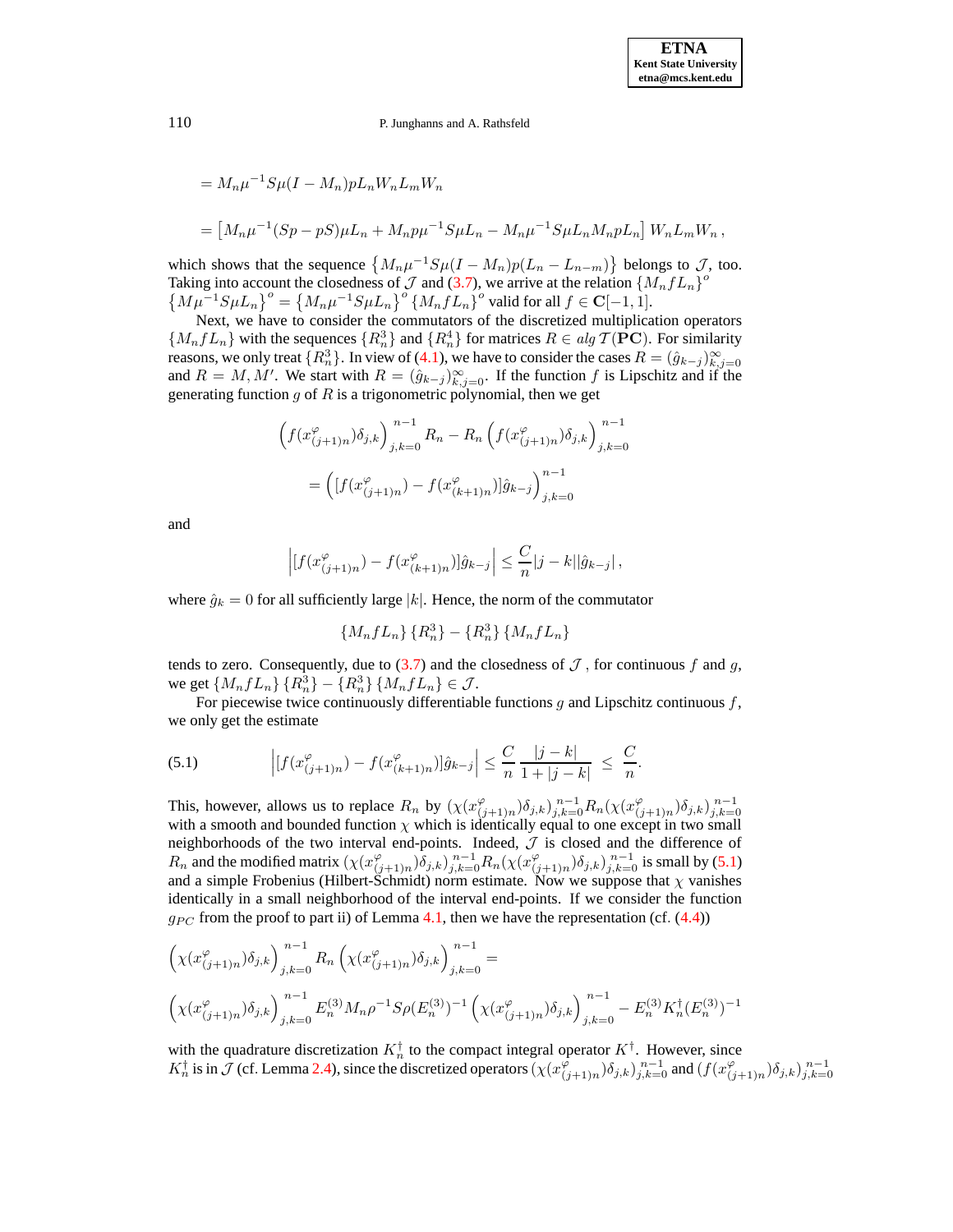$$= M_n \mu^{-1} S \mu (I - M_n) p L_n W_n L_m W_n$$

$$= \left[ M_n \mu^{-1} (Sp - pS) \mu L_n + M_n p \mu^{-1} S \mu L_n - M_n \mu^{-1} S \mu L_n M_n p L_n \right] W_n L_m W_n \,,$$

which shows that the sequence $\left\{ M_n \mu^{-1} S \mu (I - M_n) p (L_n - L_{n-m}) \right\}$ belongs to $\mathcal{J}$, too. Taking into account the closedness of $\mathcal{J}$ and (3.7), we arrive at the relation $\{M_n f L_n\}^o \left\{ M \mu^{-1} S \mu L_n \right\}^o = \left\{ M_n \mu^{-1} S \mu L_n \right\}^o \{M_n f L_n\}^o$ valid for all $f \in \mathbf{C}[-1,1]$.

Next, we have to consider the commutators of the discretized multiplication operators $\{M_n f L_n\}$ with the sequences $\{R_n^3\}$ and $\{R_n^4\}$ for matrices $R \in alg\, \mathcal{T}(\mathbf{PC})$. For similarity reasons, we only treat $\{R_n^3\}$. In view of (4.1), we have to consider the cases $R = (\hat{g}_{k-j})_{k,j=0}^\infty$ and $R = M, M'$. We start with $R = (\hat{g}_{k-j})_{k,j=0}^\infty$. If the function $f$ is Lipschitz and if the generating function $g$ of $R$ is a trigonometric polynomial, then we get

$$\left( f(x_{(j+1)n}^\varphi) \delta_{j,k} \right)_{j,k=0}^{n-1} R_n - R_n \left( f(x_{(j+1)n}^\varphi) \delta_{j,k} \right)_{j,k=0}^{n-1}$$

$$= \left( [f(x_{(j+1)n}^\varphi) - f(x_{(k+1)n}^\varphi)] \hat{g}_{k-j} \right)_{j,k=0}^{n-1}$$

and

$$\left| [f(x_{(j+1)n}^\varphi) - f(x_{(k+1)n}^\varphi)] \hat{g}_{k-j} \right| \le \frac{C}{n} |j-k| |\hat{g}_{k-j}| \,,$$

where $\hat{g}_k = 0$ for all sufficiently large $|k|$. Hence, the norm of the commutator

$$\{M_n f L_n\} \{R_n^3\} - \{R_n^3\} \{M_n f L_n\}$$

tends to zero. Consequently, due to (3.7) and the closedness of $\mathcal{J}$, for continuous $f$ and $g$, we get $\{M_n f L_n\} \{R_n^3\} - \{R_n^3\} \{M_n f L_n\} \in \mathcal{J}$.

For piecewise twice continuously differentiable functions $g$ and Lipschitz continuous $f$, we only get the estimate

$$\left| [f(x_{(j+1)n}^\varphi) - f(x_{(k+1)n}^\varphi)] \hat{g}_{k-j} \right| \le \frac{C}{n} \frac{|j-k|}{1 + |j-k|} \;\le\; \frac{C}{n}. \tag{5.1}$$

This, however, allows us to replace $R_n$ by $(\chi(x_{(j+1)n}^\varphi)\delta_{j,k})_{j,k=0}^{n-1} R_n (\chi(x_{(j+1)n}^\varphi)\delta_{j,k})_{j,k=0}^{n-1}$ with a smooth and bounded function $\chi$ which is identically equal to one except in two small neighborhoods of the two interval end-points. Indeed, $\mathcal{J}$ is closed and the difference of $R_n$ and the modified matrix $(\chi(x_{(j+1)n}^\varphi)\delta_{j,k})_{j,k=0}^{n-1} R_n (\chi(x_{(j+1)n}^\varphi)\delta_{j,k})_{j,k=0}^{n-1}$ is small by (5.1) and a simple Frobenius (Hilbert-Schmidt) norm estimate. Now we suppose that $\chi$ vanishes identically in a small neighborhood of the interval end-points. If we consider the function $g_{PC}$ from the proof to part ii) of Lemma 4.1, then we have the representation (cf. (4.4))

$$\left( \chi(x_{(j+1)n}^\varphi) \delta_{j,k} \right)_{j,k=0}^{n-1} R_n \left( \chi(x_{(j+1)n}^\varphi) \delta_{j,k} \right)_{j,k=0}^{n-1} =$$

$$\left( \chi(x_{(j+1)n}^\varphi) \delta_{j,k} \right)_{j,k=0}^{n-1} E_n^{(3)} M_n \rho^{-1} S \rho (E_n^{(3)})^{-1} \left( \chi(x_{(j+1)n}^\varphi) \delta_{j,k} \right)_{j,k=0}^{n-1} - E_n^{(3)} K_n^\dagger (E_n^{(3)})^{-1}$$

with the quadrature discretization $K_n^\dagger$ to the compact integral operator $K^\dagger$. However, since $K_n^\dagger$ is in $\mathcal{J}$ (cf. Lemma 2.4), since the discretized operators $(\chi(x_{(j+1)n}^\varphi)\delta_{j,k})_{j,k=0}^{n-1}$ and $(f(x_{(j+1)n}^\varphi)\delta_{j,k})_{j,k=0}^{n-1}$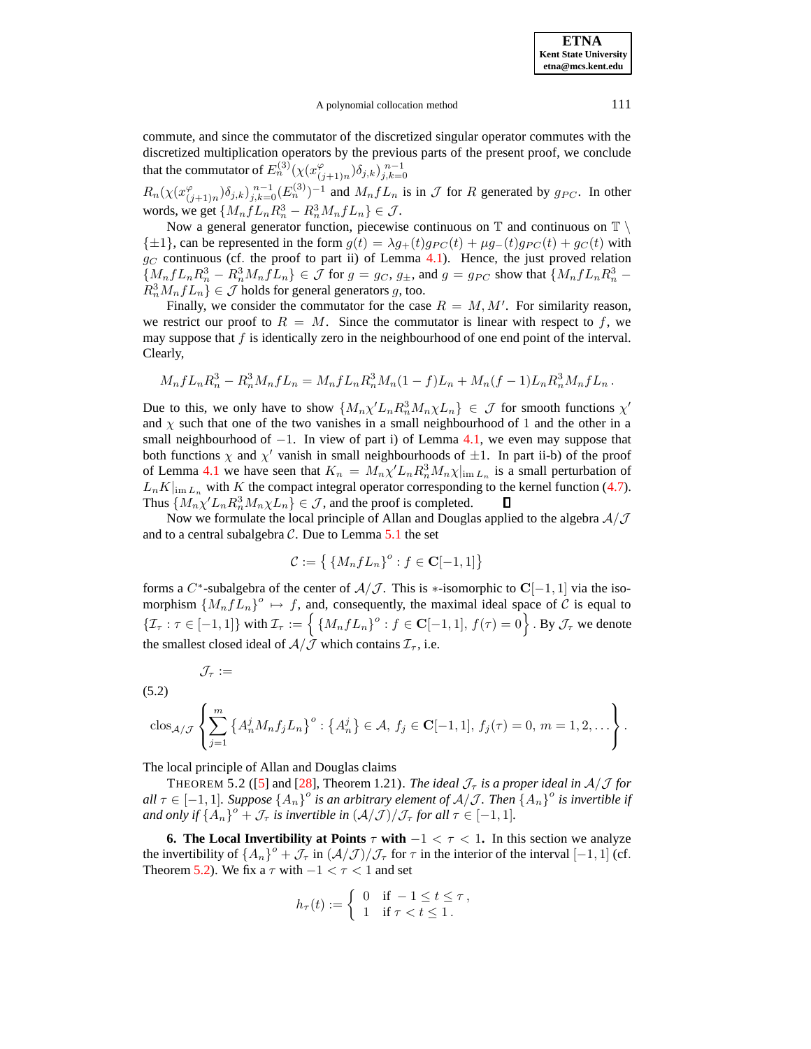commute, and since the commutator of the discretized singular operator commutes with the discretized multiplication operators by the previous parts of the present proof, we conclude that the commutator of $E_n^{(3)}(\chi(x^{\varphi}_{(j+1)n})\delta_{j,k})_{j,k=0}^{n-1}$ $R_n(\chi(x^{\varphi}_{(j+1)n})\delta_{j,k})_{j,k=0}^{n-1}(E_n^{(3)})^{-1}$ and $M_n f L_n$ is in $\mathcal{J}$ for $R$ generated by $g_{PC}$. In other words, we get $\{M_n f L_n R_n^3 - R_n^3 M_n f L_n\} \in \mathcal{J}$.

Now a general generator function, piecewise continuous on $\mathbb{T}$ and continuous on $\mathbb{T} \setminus \{\pm 1\}$, can be represented in the form $g(t) = \lambda g_+(t) g_{PC}(t) + \mu g_-(t) g_{PC}(t) + g_C(t)$ with $g_C$ continuous (cf. the proof to part ii) of Lemma 4.1). Hence, the just proved relation $\{M_n f L_n R_n^3 - R_n^3 M_n f L_n\} \in \mathcal{J}$ for $g = g_C$, $g_\pm$, and $g = g_{PC}$ show that $\{M_n f L_n R_n^3 - R_n^3 M_n f L_n\} \in \mathcal{J}$ holds for general generators $g$, too.

Finally, we consider the commutator for the case $R = M, M'$. For similarity reason, we restrict our proof to $R = M$. Since the commutator is linear with respect to $f$, we may suppose that $f$ is identically zero in the neighbourhood of one end point of the interval. Clearly,

$$M_n f L_n R_n^3 - R_n^3 M_n f L_n = M_n f L_n R_n^3 M_n (1 - f) L_n + M_n (f - 1) L_n R_n^3 M_n f L_n \,.$$

Due to this, we only have to show $\{M_n \chi' L_n R_n^3 M_n \chi L_n\} \in \mathcal{J}$ for smooth functions $\chi'$ and $\chi$ such that one of the two vanishes in a small neighbourhood of $1$ and the other in a small neighbourhood of $-1$. In view of part i) of Lemma 4.1, we even may suppose that both functions $\chi$ and $\chi'$ vanish in small neighbourhoods of $\pm 1$. In part ii-b) of the proof of Lemma 4.1 we have seen that $K_n = M_n \chi' L_n R_n^3 M_n \chi|_{\operatorname{im} L_n}$ is a small perturbation of $L_n K|_{\operatorname{im} L_n}$ with $K$ the compact integral operator corresponding to the kernel function (4.7). Thus $\{M_n \chi' L_n R_n^3 M_n \chi L_n\} \in \mathcal{J}$, and the proof is completed. ∎

Now we formulate the local principle of Allan and Douglas applied to the algebra $\mathcal{A}/\mathcal{J}$ and to a central subalgebra $\mathcal{C}$. Due to Lemma 5.1 the set

$$\mathcal{C} := \left\{ \{M_n f L_n\}^o : f \in \mathbf{C}[-1,1] \right\}$$

forms a $C^*$-subalgebra of the center of $\mathcal{A}/\mathcal{J}$. This is $*$-isomorphic to $\mathbf{C}[-1,1]$ via the isomorphism $\{M_n f L_n\}^o \mapsto f$, and, consequently, the maximal ideal space of $\mathcal{C}$ is equal to $\{\mathcal{I}_\tau : \tau \in [-1,1]\}$ with $\mathcal{I}_\tau := \left\{ \{M_n f L_n\}^o : f \in \mathbf{C}[-1,1],\, f(\tau) = 0 \right\}$. By $\mathcal{J}_\tau$ we denote the smallest closed ideal of $\mathcal{A}/\mathcal{J}$ which contains $\mathcal{I}_\tau$, i.e.

$$\mathcal{J}_\tau := \operatorname{clos}_{\mathcal{A}/\mathcal{J}} \left\{ \sum_{j=1}^{m} \{A_n^j M_n f_j L_n\}^o : \{A_n^j\} \in \mathcal{A},\ f_j \in \mathbf{C}[-1,1],\ f_j(\tau) = 0,\ m = 1, 2, \ldots \right\}. \tag{5.2}$$

The local principle of Allan and Douglas claims

THEOREM 5.2 ([5] and [28], Theorem 1.21). *The ideal $\mathcal{J}_\tau$ is a proper ideal in $\mathcal{A}/\mathcal{J}$ for all $\tau \in [-1,1]$. Suppose $\{A_n\}^o$ is an arbitrary element of $\mathcal{A}/\mathcal{J}$. Then $\{A_n\}^o$ is invertible if and only if $\{A_n\}^o + \mathcal{J}_\tau$ is invertible in $(\mathcal{A}/\mathcal{J})/\mathcal{J}_\tau$ for all $\tau \in [-1,1]$.*

## 6. The Local Invertibility at Points $\tau$ with $-1 < \tau < 1$.

In this section we analyze the invertibility of $\{A_n\}^o + \mathcal{J}_\tau$ in $(\mathcal{A}/\mathcal{J})/\mathcal{J}_\tau$ for $\tau$ in the interior of the interval $[-1,1]$ (cf. Theorem 5.2). We fix a $\tau$ with $-1 < \tau < 1$ and set

$$h_\tau(t) := \begin{cases} 0 & \text{if } -1 \le t \le \tau\,, \\ 1 & \text{if } \tau < t \le 1\,. \end{cases}$$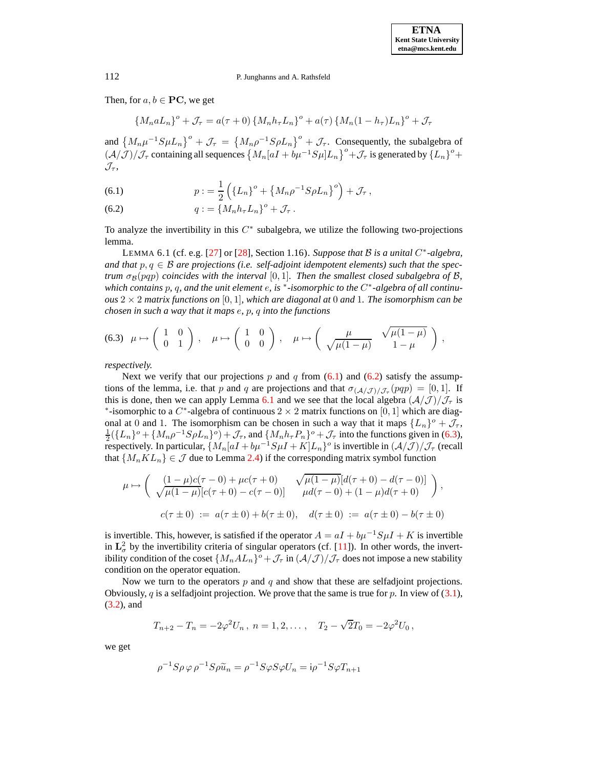Then, for $a, b \in \mathbf{PC}$, we get

$$\{M_n a L_n\}^o + \mathcal{J}_\tau = a(\tau+0)\,\{M_n h_\tau L_n\}^o + a(\tau)\,\{M_n(1-h_\tau)L_n\}^o + \mathcal{J}_\tau$$

and $\left\{M_n \mu^{-1} S \mu L_n\right\}^o + \mathcal{J}_\tau = \left\{M_n \rho^{-1} S \rho L_n\right\}^o + \mathcal{J}_\tau$. Consequently, the subalgebra of $(\mathcal{A}/\mathcal{J})/\mathcal{J}_\tau$ containing all sequences $\left\{M_n[aI + b\mu^{-1}S\mu]L_n\right\}^o + \mathcal{J}_\tau$ is generated by $\{L_n\}^o + \mathcal{J}_\tau$,

$$p := \frac{1}{2}\left(\{L_n\}^o + \left\{M_n \rho^{-1} S \rho L_n\right\}^o\right) + \mathcal{J}_\tau\,, \tag{6.1}$$

$$q := \{M_n h_\tau L_n\}^o + \mathcal{J}_\tau\,. \tag{6.2}$$

To analyze the invertibility in this $C^*$ subalgebra, we utilize the following two-projections lemma.

LEMMA 6.1 (cf. e.g. [27] or [28], Section 1.16). *Suppose that $\mathcal{B}$ is a unital $C^*$-algebra, and that $p, q \in \mathcal{B}$ are projections (i.e. self-adjoint idempotent elements) such that the spectrum $\sigma_{\mathcal{B}}(pqp)$ coincides with the interval $[0,1]$. Then the smallest closed subalgebra of $\mathcal{B}$, which contains $p$, $q$, and the unit element $e$, is $^*$-isomorphic to the $C^*$-algebra of all continuous $2\times 2$ matrix functions on $[0,1]$, which are diagonal at $0$ and $1$. The isomorphism can be chosen in such a way that it maps $e$, $p$, $q$ into the functions*

$$\mu \mapsto \begin{pmatrix} 1 & 0 \\ 0 & 1 \end{pmatrix}, \quad \mu \mapsto \begin{pmatrix} 1 & 0 \\ 0 & 0 \end{pmatrix}, \quad \mu \mapsto \begin{pmatrix} \mu & \sqrt{\mu(1-\mu)} \\ \sqrt{\mu(1-\mu)} & 1-\mu \end{pmatrix}, \tag{6.3}$$

*respectively.*

Next we verify that our projections $p$ and $q$ from (6.1) and (6.2) satisfy the assumptions of the lemma, i.e. that $p$ and $q$ are projections and that $\sigma_{(\mathcal{A}/\mathcal{J})/\mathcal{J}_\tau}(pqp) = [0,1]$. If this is done, then we can apply Lemma 6.1 and we see that the local algebra $(\mathcal{A}/\mathcal{J})/\mathcal{J}_\tau$ is $^*$-isomorphic to a $C^*$-algebra of continuous $2\times 2$ matrix functions on $[0,1]$ which are diagonal at $0$ and $1$. The isomorphism can be chosen in such a way that it maps $\{L_n\}^o + \mathcal{J}_\tau$, $\frac{1}{2}(\{L_n\}^o + \{M_n\rho^{-1}S\rho L_n\}^o) + \mathcal{J}_\tau$, and $\{M_n h_\tau P_n\}^o + \mathcal{J}_\tau$ into the functions given in (6.3), respectively. In particular, $\{M_n[aI + b\mu^{-1}S\mu I + K]L_n\}^o$ is invertible in $(\mathcal{A}/\mathcal{J})/\mathcal{J}_\tau$ (recall that $\{M_n K L_n\} \in \mathcal{J}$ due to Lemma 2.4) if the corresponding matrix symbol function

$$\mu \mapsto \begin{pmatrix} (1-\mu)c(\tau-0) + \mu c(\tau+0) & \sqrt{\mu(1-\mu)}[d(\tau+0) - d(\tau-0)] \\ \sqrt{\mu(1-\mu)}[c(\tau+0) - c(\tau-0)] & \mu d(\tau-0) + (1-\mu)d(\tau+0) \end{pmatrix},$$

$$c(\tau\pm 0) \;:=\; a(\tau\pm 0) + b(\tau\pm 0), \quad d(\tau\pm 0) \;:=\; a(\tau\pm 0) - b(\tau\pm 0)$$

is invertible. This, however, is satisfied if the operator $A = aI + b\mu^{-1}S\mu I + K$ is invertible in $\mathbf{L}^2_\sigma$ by the invertibility criteria of singular operators (cf. [11]). In other words, the invertibility condition of the coset $\{M_n A L_n\}^o + \mathcal{J}_\tau$ in $(\mathcal{A}/\mathcal{J})/\mathcal{J}_\tau$ does not impose a new stability condition on the operator equation.

Now we turn to the operators $p$ and $q$ and show that these are selfadjoint projections. Obviously, $q$ is a selfadjoint projection. We prove that the same is true for $p$. In view of (3.1), (3.2), and

$$T_{n+2} - T_n = -2\varphi^2 U_n\,,\; n = 1, 2, \dots\,, \quad T_2 - \sqrt{2}T_0 = -2\varphi^2 U_0\,,$$

we get

$$\rho^{-1} S \rho\, \varphi\, \rho^{-1} S \rho \widetilde{u}_n = \rho^{-1} S \varphi S \varphi U_n = \mathrm{i}\rho^{-1} S \varphi T_{n+1}$$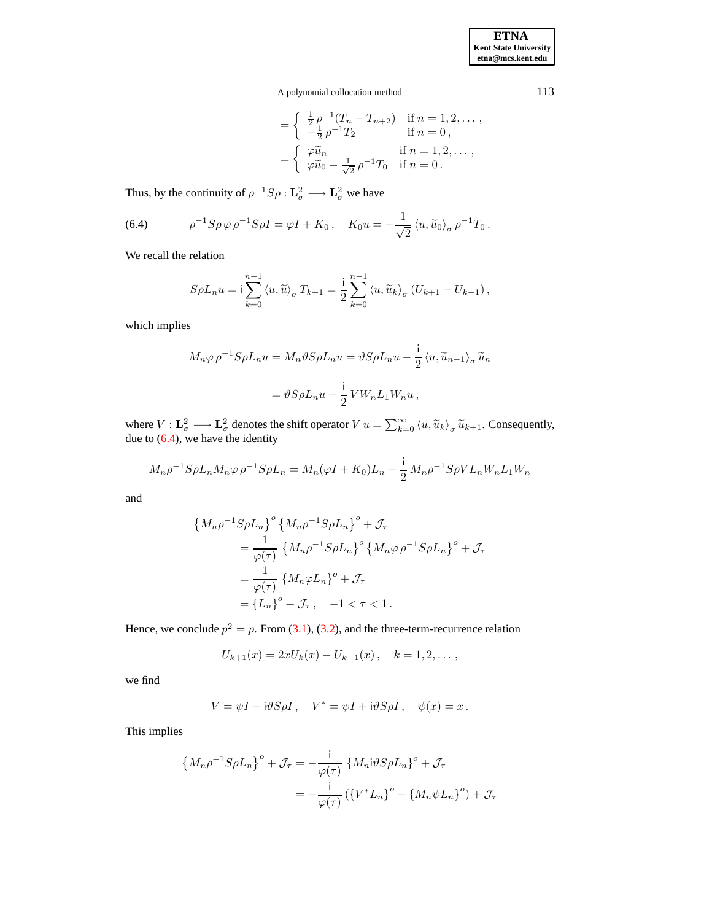$$
= \begin{cases} \frac{1}{2}\,\rho^{-1}(T_n - T_{n+2}) & \text{if } n = 1, 2, \dots, \\ -\frac{1}{2}\,\rho^{-1}T_2 & \text{if } n = 0, \end{cases}
$$

$$
= \begin{cases} \varphi\widetilde{u}_n & \text{if } n = 1, 2, \dots, \\ \varphi\widetilde{u}_0 - \frac{1}{\sqrt{2}}\,\rho^{-1}T_0 & \text{if } n = 0. \end{cases}
$$

Thus, by the continuity of $\rho^{-1}S\rho : \mathbf{L}^2_\sigma \longrightarrow \mathbf{L}^2_\sigma$ we have

$$
\rho^{-1}S\rho\,\varphi\,\rho^{-1}S\rho I = \varphi I + K_0\,, \quad K_0 u = -\frac{1}{\sqrt{2}}\left\langle u, \widetilde{u}_0 \right\rangle_\sigma \rho^{-1}T_0\,. \tag{6.4}
$$

We recall the relation

$$
S\rho L_n u = \mathrm{i}\sum_{k=0}^{n-1}\left\langle u, \widetilde{u} \right\rangle_\sigma T_{k+1} = \frac{\mathrm{i}}{2}\sum_{k=0}^{n-1}\left\langle u, \widetilde{u}_k \right\rangle_\sigma (U_{k+1} - U_{k-1})\,,
$$

which implies

$$
M_n\varphi\,\rho^{-1}S\rho L_n u = M_n\vartheta S\rho L_n u = \vartheta S\rho L_n u - \frac{\mathrm{i}}{2}\left\langle u, \widetilde{u}_{n-1} \right\rangle_\sigma \widetilde{u}_n
$$

$$
= \vartheta S\rho L_n u - \frac{\mathrm{i}}{2}\,V W_n L_1 W_n u\,,
$$

where $V : \mathbf{L}^2_\sigma \longrightarrow \mathbf{L}^2_\sigma$ denotes the shift operator $V\,u = \sum_{k=0}^{\infty}\left\langle u, \widetilde{u}_k \right\rangle_\sigma \widetilde{u}_{k+1}$. Consequently, due to (6.4), we have the identity

$$
M_n\rho^{-1}S\rho L_n M_n\varphi\,\rho^{-1}S\rho L_n = M_n(\varphi I + K_0)L_n - \frac{\mathrm{i}}{2}\,M_n\rho^{-1}S\rho V L_n W_n L_1 W_n
$$

and

$$
\begin{aligned}
&\left\{M_n\rho^{-1}S\rho L_n\right\}^o\left\{M_n\rho^{-1}S\rho L_n\right\}^o + \mathcal{J}_\tau \\
&\quad = \frac{1}{\varphi(\tau)}\,\left\{M_n\rho^{-1}S\rho L_n\right\}^o\left\{M_n\varphi\,\rho^{-1}S\rho L_n\right\}^o + \mathcal{J}_\tau \\
&\quad = \frac{1}{\varphi(\tau)}\,\left\{M_n\varphi L_n\right\}^o + \mathcal{J}_\tau \\
&\quad = \left\{L_n\right\}^o + \mathcal{J}_\tau\,, \quad -1 < \tau < 1\,.
\end{aligned}
$$

Hence, we conclude $p^2 = p$. From (3.1), (3.2), and the three-term-recurrence relation

$$
U_{k+1}(x) = 2xU_k(x) - U_{k-1}(x)\,, \quad k = 1, 2, \dots,
$$

we find

$$
V = \psi I - \mathrm{i}\vartheta S\rho I\,, \quad V^* = \psi I + \mathrm{i}\vartheta S\rho I\,, \quad \psi(x) = x\,.
$$

This implies

$$
\begin{aligned}
\left\{M_n\rho^{-1}S\rho L_n\right\}^o + \mathcal{J}_\tau &= -\frac{\mathrm{i}}{\varphi(\tau)}\,\left\{M_n\mathrm{i}\vartheta S\rho L_n\right\}^o + \mathcal{J}_\tau \\
&= -\frac{\mathrm{i}}{\varphi(\tau)}\left(\left\{V^*L_n\right\}^o - \left\{M_n\psi L_n\right\}^o\right) + \mathcal{J}_\tau
\end{aligned}
$$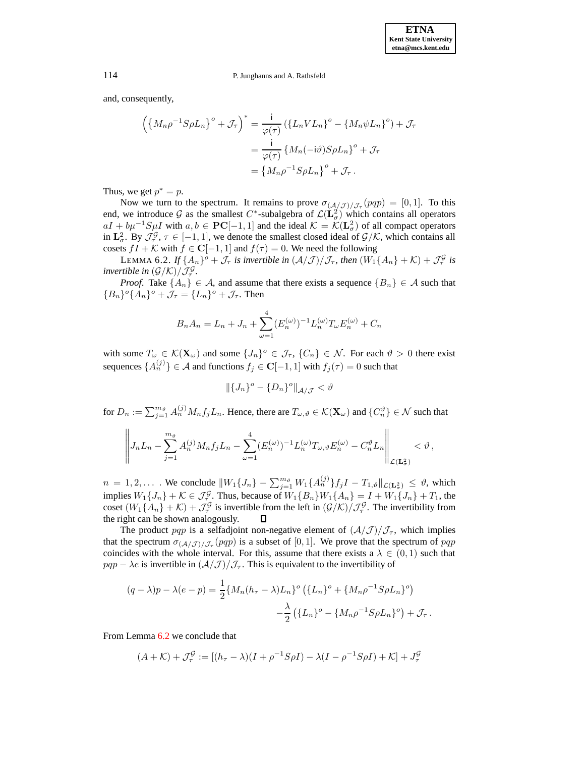and, consequently,

$$\left(\left\{M_n\rho^{-1}S\rho L_n\right\}^o + \mathcal{J}_\tau\right)^* = \frac{\mathrm{i}}{\varphi(\tau)}\left(\{L_nVL_n\}^o - \{M_n\psi L_n\}^o\right) + \mathcal{J}_\tau$$
$$= \frac{\mathrm{i}}{\varphi(\tau)}\left\{M_n(-\mathrm{i}\vartheta)S\rho L_n\right\}^o + \mathcal{J}_\tau$$
$$= \left\{M_n\rho^{-1}S\rho L_n\right\}^o + \mathcal{J}_\tau\,.$$

Thus, we get $p^* = p$.

Now we turn to the spectrum. It remains to prove $\sigma_{(\mathcal{A}/\mathcal{J})/\mathcal{J}_\tau}(pqp) = [0,1]$. To this end, we introduce $\mathcal{G}$ as the smallest $C^*$-subalgebra of $\mathcal{L}(\mathbf{L}^2_\sigma)$ which contains all operators $aI + b\mu^{-1}S\mu I$ with $a, b \in \mathbf{PC}[-1,1]$ and the ideal $\mathcal{K} = \mathcal{K}(\mathbf{L}^2_\sigma)$ of all compact operators in $\mathbf{L}^2_\sigma$. By $\mathcal{J}^{\mathcal{G}}_\tau$, $\tau \in [-1,1]$, we denote the smallest closed ideal of $\mathcal{G}/\mathcal{K}$, which contains all cosets $fI + \mathcal{K}$ with $f \in \mathbf{C}[-1,1]$ and $f(\tau) = 0$. We need the following

LEMMA 6.2. *If $\{A_n\}^o + \mathcal{J}_\tau$ is invertible in $(\mathcal{A}/\mathcal{J})/\mathcal{J}_\tau$, then $(W_1\{A_n\} + \mathcal{K}) + \mathcal{J}^{\mathcal{G}}_\tau$ is invertible in $(\mathcal{G}/\mathcal{K})/\mathcal{J}^{\mathcal{G}}_\tau$.*

*Proof.* Take $\{A_n\} \in \mathcal{A}$, and assume that there exists a sequence $\{B_n\} \in \mathcal{A}$ such that $\{B_n\}^o\{A_n\}^o + \mathcal{J}_\tau = \{L_n\}^o + \mathcal{J}_\tau$. Then

$$B_nA_n = L_n + J_n + \sum_{\omega=1}^{4}(E^{(\omega)}_n)^{-1}L^{(\omega)}_nT_\omega E^{(\omega)}_n + C_n$$

with some $T_\omega \in \mathcal{K}(\mathbf{X}_\omega)$ and some $\{J_n\}^o \in \mathcal{J}_\tau$, $\{C_n\} \in \mathcal{N}$. For each $\vartheta > 0$ there exist sequences $\{A^{(j)}_n\} \in \mathcal{A}$ and functions $f_j \in \mathbf{C}[-1,1]$ with $f_j(\tau) = 0$ such that

$$\|\{J_n\}^o - \{D_n\}^o\|_{\mathcal{A}/\mathcal{J}} < \vartheta$$

for $D_n := \sum_{j=1}^{m_\vartheta} A^{(j)}_n M_n f_j L_n$. Hence, there are $T_{\omega,\vartheta} \in \mathcal{K}(\mathbf{X}_\omega)$ and $\{C^\vartheta_n\} \in \mathcal{N}$ such that

$$\left\|J_nL_n - \sum_{j=1}^{m_\vartheta} A^{(j)}_n M_n f_j L_n - \sum_{\omega=1}^{4}(E^{(\omega)}_n)^{-1}L^{(\omega)}_n T_{\omega,\vartheta}E^{(\omega)}_n - C^\vartheta_n L_n\right\|_{\mathcal{L}(\mathbf{L}^2_\sigma)} < \vartheta\,,$$

$n = 1, 2, \ldots$ . We conclude $\|W_1\{J_n\} - \sum_{j=1}^{m_\vartheta} W_1\{A^{(j)}_n\}f_jI - T_{1,\vartheta}\|_{\mathcal{L}(\mathbf{L}^2_\sigma)} \le \vartheta$, which implies $W_1\{J_n\} + \mathcal{K} \in \mathcal{J}^{\mathcal{G}}_\tau$. Thus, because of $W_1\{B_n\}W_1\{A_n\} = I + W_1\{J_n\} + T_1$, the coset $(W_1\{A_n\} + \mathcal{K}) + \mathcal{J}^{\mathcal{G}}_\tau$ is invertible from the left in $(\mathcal{G}/\mathcal{K})/\mathcal{J}^{\mathcal{G}}_\tau$. The invertibility from the right can be shown analogously. ∎

The product $pqp$ is a selfadjoint non-negative element of $(\mathcal{A}/\mathcal{J})/\mathcal{J}_\tau$, which implies that the spectrum $\sigma_{(\mathcal{A}/\mathcal{J})/\mathcal{J}_\tau}(pqp)$ is a subset of $[0,1]$. We prove that the spectrum of $pqp$ coincides with the whole interval. For this, assume that there exists a $\lambda \in (0,1)$ such that $pqp - \lambda e$ is invertible in $(\mathcal{A}/\mathcal{J})/\mathcal{J}_\tau$. This is equivalent to the invertibility of

$$(q-\lambda)p - \lambda(e-p) = \frac{1}{2}\{M_n(h_\tau - \lambda)L_n\}^o\left(\{L_n\}^o + \{M_n\rho^{-1}S\rho L_n\}^o\right)$$
$$-\frac{\lambda}{2}\left(\{L_n\}^o - \{M_n\rho^{-1}S\rho L_n\}^o\right) + \mathcal{J}_\tau\,.$$

From Lemma 6.2 we conclude that

$$(A + \mathcal{K}) + \mathcal{J}^{\mathcal{G}}_\tau := [(h_\tau - \lambda)(I + \rho^{-1}S\rho I) - \lambda(I - \rho^{-1}S\rho I) + \mathcal{K}] + J^{\mathcal{G}}_\tau$$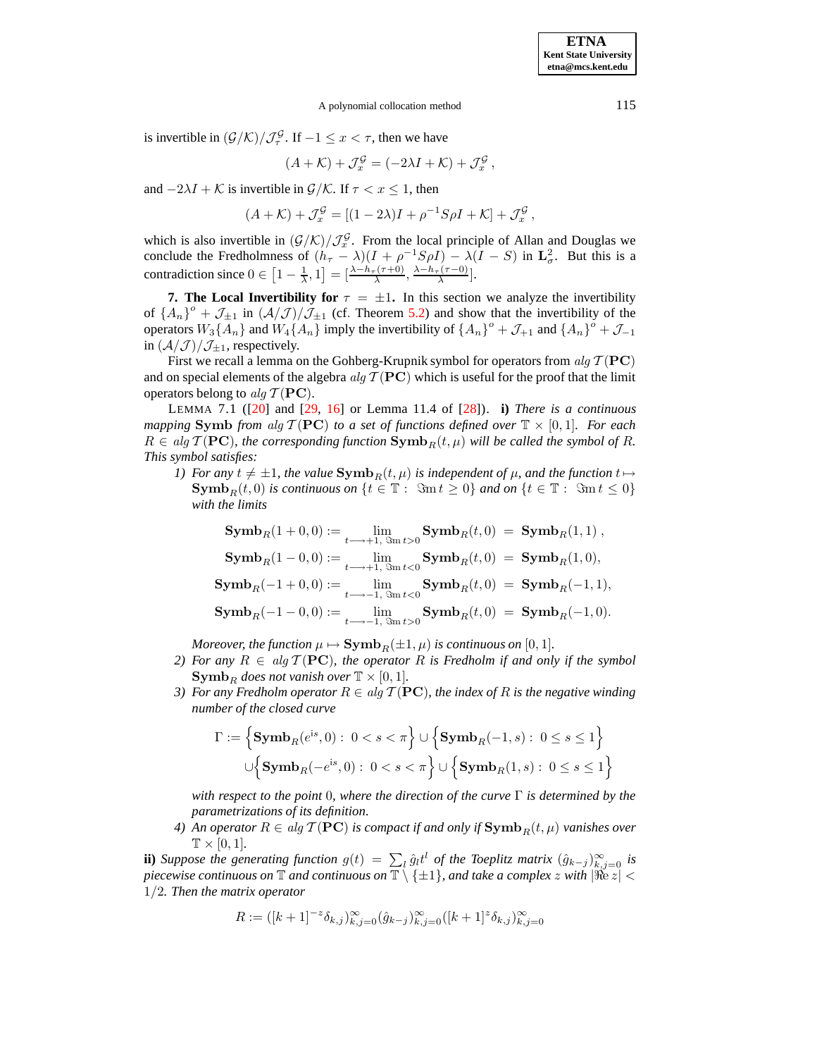is invertible in $(\mathcal{G}/\mathcal{K})/\mathcal{J}_\tau^{\mathcal{G}}$. If $-1 \le x < \tau$, then we have

$$(A+\mathcal{K}) + \mathcal{J}_x^{\mathcal{G}} = (-2\lambda I + \mathcal{K}) + \mathcal{J}_x^{\mathcal{G}}\,,$$

and $-2\lambda I + \mathcal{K}$ is invertible in $\mathcal{G}/\mathcal{K}$. If $\tau < x \le 1$, then

$$(A+\mathcal{K}) + \mathcal{J}_x^{\mathcal{G}} = [(1-2\lambda)I + \rho^{-1}S\rho I + \mathcal{K}] + \mathcal{J}_x^{\mathcal{G}}\,,$$

which is also invertible in $(\mathcal{G}/\mathcal{K})/\mathcal{J}_x^{\mathcal{G}}$. From the local principle of Allan and Douglas we conclude the Fredholmness of $(h_\tau - \lambda)(I + \rho^{-1}S\rho I) - \lambda(I - S)$ in $\mathbf{L}^2_\sigma$. But this is a contradiction since $0 \in \left[1 - \frac{1}{\lambda}, 1\right] = \left[\frac{\lambda - h_\tau(\tau+0)}{\lambda}, \frac{\lambda - h_\tau(\tau-0)}{\lambda}\right]$.

**7. The Local Invertibility for $\tau = \pm 1$.** In this section we analyze the invertibility of $\{A_n\}^o + \mathcal{J}_{\pm 1}$ in $(\mathcal{A}/\mathcal{J})/\mathcal{J}_{\pm 1}$ (cf. Theorem 5.2) and show that the invertibility of the operators $W_3\{A_n\}$ and $W_4\{A_n\}$ imply the invertibility of $\{A_n\}^o + \mathcal{J}_{+1}$ and $\{A_n\}^o + \mathcal{J}_{-1}$ in $(\mathcal{A}/\mathcal{J})/\mathcal{J}_{\pm 1}$, respectively.

First we recall a lemma on the Gohberg-Krupnik symbol for operators from $alg\,\mathcal{T}(\mathbf{PC})$ and on special elements of the algebra $alg\,\mathcal{T}(\mathbf{PC})$ which is useful for the proof that the limit operators belong to $alg\,\mathcal{T}(\mathbf{PC})$.

LEMMA 7.1 ([20] and [29, 16] or Lemma 11.4 of [28]). **i)** *There is a continuous mapping* $\mathbf{Symb}$ *from* $alg\,\mathcal{T}(\mathbf{PC})$ *to a set of functions defined over* $\mathbb{T} \times [0,1]$*. For each* $R \in alg\,\mathcal{T}(\mathbf{PC})$*, the corresponding function* $\mathbf{Symb}_R(t,\mu)$ *will be called the symbol of* $R$*. This symbol satisfies:*

1) *For any* $t \ne \pm 1$*, the value* $\mathbf{Symb}_R(t,\mu)$ *is independent of* $\mu$*, and the function* $t \mapsto \mathbf{Symb}_R(t,0)$ *is continuous on* $\{t \in \mathbb{T} : \Im\mathrm{m}\, t \ge 0\}$ *and on* $\{t \in \mathbb{T} : \Im\mathrm{m}\, t \le 0\}$ *with the limits*

$$\begin{aligned}
\mathbf{Symb}_R(1+0,0) &:= \lim_{t \longrightarrow +1,\ \Im\mathrm{m}\, t > 0} \mathbf{Symb}_R(t,0) \;=\; \mathbf{Symb}_R(1,1)\,,\\
\mathbf{Symb}_R(1-0,0) &:= \lim_{t \longrightarrow +1,\ \Im\mathrm{m}\, t < 0} \mathbf{Symb}_R(t,0) \;=\; \mathbf{Symb}_R(1,0),\\
\mathbf{Symb}_R(-1+0,0) &:= \lim_{t \longrightarrow -1,\ \Im\mathrm{m}\, t < 0} \mathbf{Symb}_R(t,0) \;=\; \mathbf{Symb}_R(-1,1),\\
\mathbf{Symb}_R(-1-0,0) &:= \lim_{t \longrightarrow -1,\ \Im\mathrm{m}\, t > 0} \mathbf{Symb}_R(t,0) \;=\; \mathbf{Symb}_R(-1,0).
\end{aligned}$$

*Moreover, the function* $\mu \mapsto \mathbf{Symb}_R(\pm 1,\mu)$ *is continuous on* $[0,1]$*.*

2) *For any* $R \in alg\,\mathcal{T}(\mathbf{PC})$*, the operator* $R$ *is Fredholm if and only if the symbol* $\mathbf{Symb}_R$ *does not vanish over* $\mathbb{T} \times [0,1]$*.*

3) *For any Fredholm operator* $R \in alg\,\mathcal{T}(\mathbf{PC})$*, the index of* $R$ *is the negative winding number of the closed curve*

$$\begin{aligned}
\Gamma := &\Big\{\mathbf{Symb}_R(e^{\mathrm{i}s},0) :\ 0 < s < \pi\Big\} \cup \Big\{\mathbf{Symb}_R(-1,s) :\ 0 \le s \le 1\Big\}\\
&\cup \Big\{\mathbf{Symb}_R(-e^{\mathrm{i}s},0) :\ 0 < s < \pi\Big\} \cup \Big\{\mathbf{Symb}_R(1,s) :\ 0 \le s \le 1\Big\}
\end{aligned}$$

*with respect to the point* $0$*, where the direction of the curve* $\Gamma$ *is determined by the parametrizations of its definition.*

4) *An operator* $R \in alg\,\mathcal{T}(\mathbf{PC})$ *is compact if and only if* $\mathbf{Symb}_R(t,\mu)$ *vanishes over* $\mathbb{T} \times [0,1]$*.*

**ii)** *Suppose the generating function* $g(t) = \sum_l \hat{g}_l t^l$ *of the Toeplitz matrix* $(\hat{g}_{k-j})_{k,j=0}^\infty$ *is piecewise continuous on* $\mathbb{T}$ *and continuous on* $\mathbb{T} \setminus \{\pm 1\}$*, and take a complex* $z$ *with* $|\Re\mathrm{e}\, z| < 1/2$*. Then the matrix operator*

$$R := ([k+1]^{-z}\delta_{k,j})_{k,j=0}^\infty (\hat{g}_{k-j})_{k,j=0}^\infty ([k+1]^{z}\delta_{k,j})_{k,j=0}^\infty$$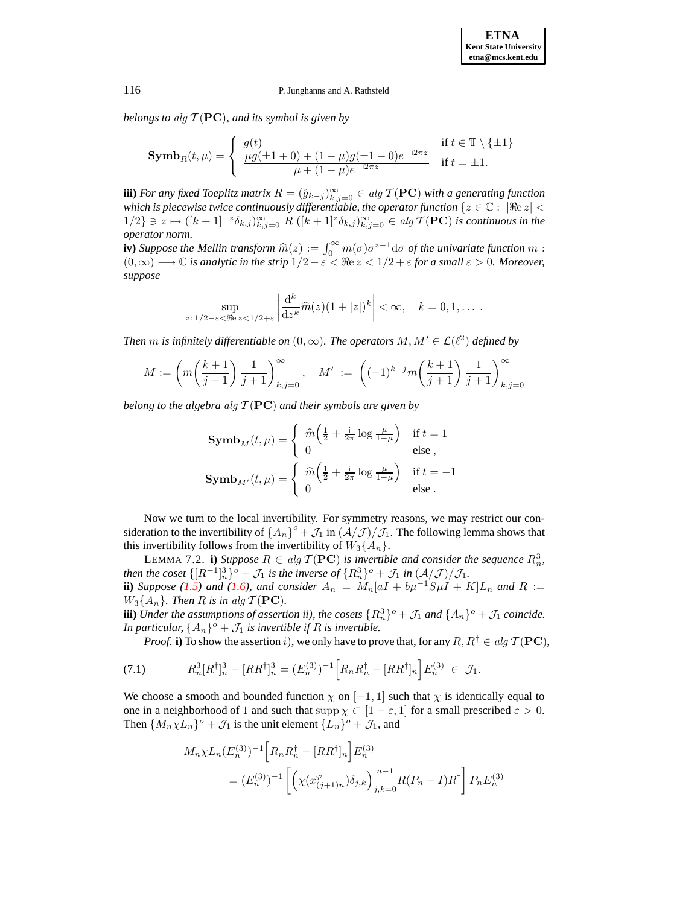*belongs to* $alg\,\mathcal{T}(\mathbf{PC})$*, and its symbol is given by*

$$\mathbf{Symb}_R(t,\mu) = \begin{cases} g(t) & \text{if } t \in \mathbb{T} \setminus \{\pm 1\} \\ \dfrac{\mu g(\pm 1 + 0) + (1-\mu) g(\pm 1 - 0) e^{-\mathrm{i}2\pi z}}{\mu + (1-\mu)e^{-\mathrm{i}2\pi z}} & \text{if } t = \pm 1. \end{cases}$$

**iii)** *For any fixed Toeplitz matrix* $R = (\hat{g}_{k-j})_{k,j=0}^{\infty} \in alg\,\mathcal{T}(\mathbf{PC})$ *with a generating function which is piecewise twice continuously differentiable, the operator function* $\{z \in \mathbb{C} : |\Re e\, z| < 1/2\} \ni z \mapsto ([k+1]^{-z}\delta_{k,j})_{k,j=0}^{\infty}\, R\, ([k+1]^{z}\delta_{k,j})_{k,j=0}^{\infty} \in alg\,\mathcal{T}(\mathbf{PC})$ *is continuous in the operator norm.*

**iv)** *Suppose the Mellin transform* $\widehat{m}(z) := \int_0^\infty m(\sigma)\sigma^{z-1}\mathrm{d}\sigma$ *of the univariate function* $m : (0,\infty) \longrightarrow \mathbb{C}$ *is analytic in the strip* $1/2 - \varepsilon < \Re e\, z < 1/2 + \varepsilon$ *for a small* $\varepsilon > 0$*. Moreover, suppose*

$$\sup_{z:\,1/2-\varepsilon<\Re e\, z<1/2+\varepsilon} \left| \frac{\mathrm{d}^k}{\mathrm{d}z^k}\widehat{m}(z)(1+|z|)^k \right| < \infty, \quad k = 0, 1, \ldots .$$

*Then* $m$ *is infinitely differentiable on* $(0,\infty)$*. The operators* $M, M' \in \mathcal{L}(\ell^2)$ *defined by*

$$M := \left( m\!\left(\frac{k+1}{j+1}\right)\frac{1}{j+1}\right)_{k,j=0}^{\infty}, \quad M' := \left( (-1)^{k-j} m\!\left(\frac{k+1}{j+1}\right)\frac{1}{j+1}\right)_{k,j=0}^{\infty}$$

*belong to the algebra* $alg\,\mathcal{T}(\mathbf{PC})$ *and their symbols are given by*

$$\mathbf{Symb}_M(t,\mu) = \begin{cases} \widehat{m}\!\left(\frac{1}{2} + \frac{\mathrm{i}}{2\pi}\log\frac{\mu}{1-\mu}\right) & \text{if } t = 1 \\ 0 & \text{else}, \end{cases}$$

$$\mathbf{Symb}_{M'}(t,\mu) = \begin{cases} \widehat{m}\!\left(\frac{1}{2} + \frac{\mathrm{i}}{2\pi}\log\frac{\mu}{1-\mu}\right) & \text{if } t = -1 \\ 0 & \text{else}. \end{cases}$$

Now we turn to the local invertibility. For symmetry reasons, we may restrict our consideration to the invertibility of $\{A_n\}^o + \mathcal{J}_1$ in $(\mathcal{A}/\mathcal{J})/\mathcal{J}_1$. The following lemma shows that this invertibility follows from the invertibility of $W_3\{A_n\}$.

LEMMA 7.2. **i)** *Suppose* $R \in alg\,\mathcal{T}(\mathbf{PC})$ *is invertible and consider the sequence* $R_n^3$*, then the coset* $\{[R^{-1}]_n^3\}^o + \mathcal{J}_1$ *is the inverse of* $\{R_n^3\}^o + \mathcal{J}_1$ *in* $(\mathcal{A}/\mathcal{J})/\mathcal{J}_1$*.*
**ii)** *Suppose (1.5) and (1.6), and consider* $A_n = M_n[aI + b\mu^{-1}S\mu I + K]L_n$ *and* $R := W_3\{A_n\}$*. Then* $R$ *is in* $alg\,\mathcal{T}(\mathbf{PC})$*.*
**iii)** *Under the assumptions of assertion ii), the cosets* $\{R_n^3\}^o + \mathcal{J}_1$ *and* $\{A_n\}^o + \mathcal{J}_1$ *coincide. In particular,* $\{A_n\}^o + \mathcal{J}_1$ *is invertible if* $R$ *is invertible.*

*Proof.* **i)** To show the assertion $i)$, we only have to prove that, for any $R, R^\dagger \in alg\,\mathcal{T}(\mathbf{PC})$,

$$R_n^3[R^\dagger]_n^3 - [RR^\dagger]_n^3 = (E_n^{(3)})^{-1}\Big[R_nR_n^\dagger - [RR^\dagger]_n\Big]E_n^{(3)} \in \mathcal{J}_1. \tag{7.1}$$

We choose a smooth and bounded function $\chi$ on $[-1,1]$ such that $\chi$ is identically equal to one in a neighborhood of 1 and such that $\operatorname{supp}\chi \subset [1-\varepsilon, 1]$ for a small prescribed $\varepsilon > 0$. Then $\{M_n\chi L_n\}^o + \mathcal{J}_1$ is the unit element $\{L_n\}^o + \mathcal{J}_1$, and

$$\begin{aligned} M_n\chi L_n(E_n^{(3)})^{-1}&\Big[R_nR_n^\dagger - [RR^\dagger]_n\Big]E_n^{(3)} \\ &= (E_n^{(3)})^{-1}\left[\left(\chi(x_{(j+1)n}^{\varphi})\delta_{j,k}\right)_{j,k=0}^{n-1} R(P_n - I)R^\dagger\right]P_nE_n^{(3)} \end{aligned}$$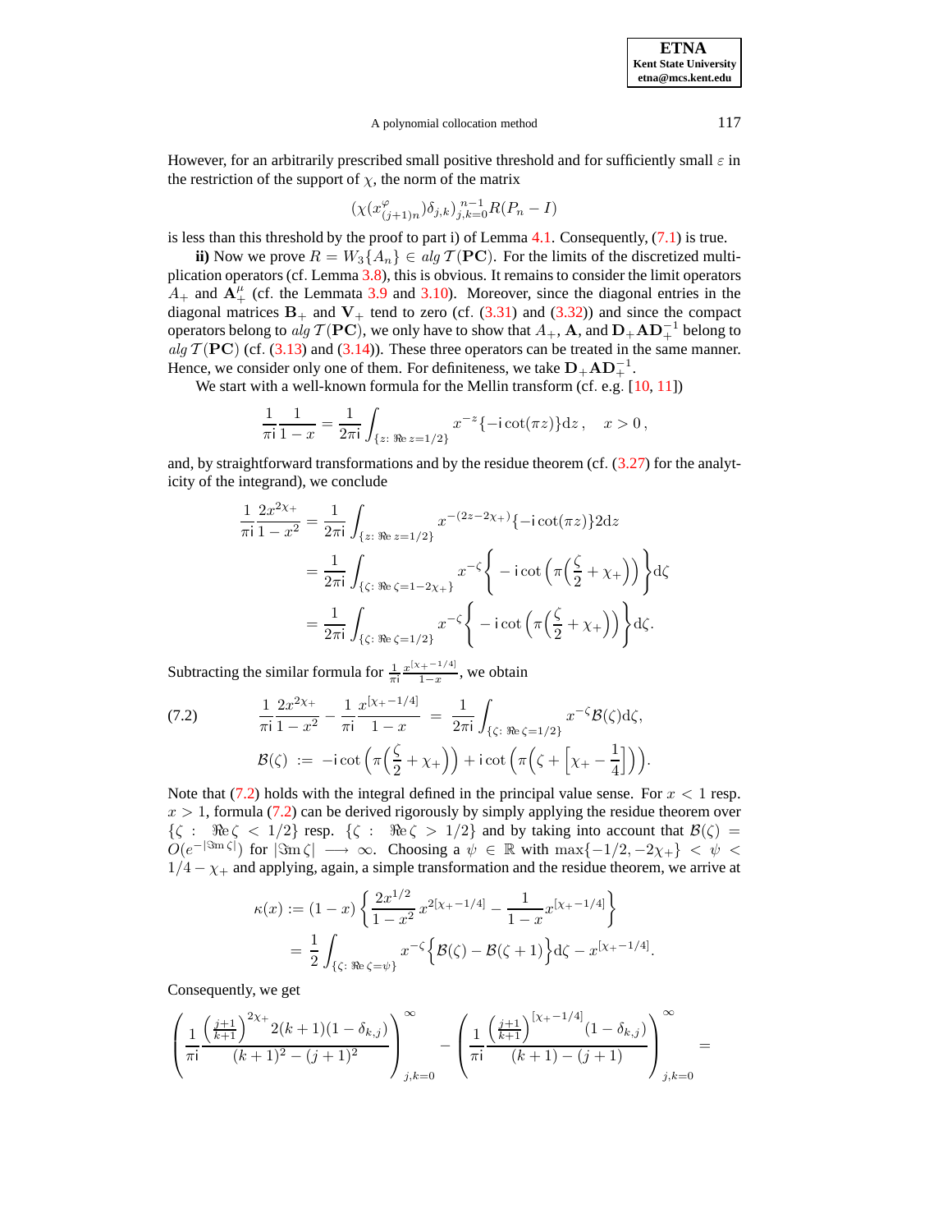However, for an arbitrarily prescribed small positive threshold and for sufficiently small $\varepsilon$ in the restriction of the support of $\chi$, the norm of the matrix

$$(\chi(x^{\varphi}_{(j+1)n})\delta_{j,k})_{j,k=0}^{n-1} R(P_n - I)$$

is less than this threshold by the proof to part i) of Lemma 4.1. Consequently, (7.1) is true.

**ii)** Now we prove $R = W_3\{A_n\} \in alg\, \mathcal{T}(\mathbf{PC})$. For the limits of the discretized multiplication operators (cf. Lemma 3.8), this is obvious. It remains to consider the limit operators $A_+$ and $\mathbf{A}^{\mu}_{+}$ (cf. the Lemmata 3.9 and 3.10). Moreover, since the diagonal entries in the diagonal matrices $\mathbf{B}_+$ and $\mathbf{V}_+$ tend to zero (cf. (3.31) and (3.32)) and since the compact operators belong to $alg\, \mathcal{T}(\mathbf{PC})$, we only have to show that $A_+$, $\mathbf{A}$, and $\mathbf{D}_+\mathbf{A}\mathbf{D}_+^{-1}$ belong to $alg\, \mathcal{T}(\mathbf{PC})$ (cf. (3.13) and (3.14)). These three operators can be treated in the same manner. Hence, we consider only one of them. For definiteness, we take $\mathbf{D}_+\mathbf{A}\mathbf{D}_+^{-1}$.

We start with a well-known formula for the Mellin transform (cf. e.g. [10, 11])

$$\frac{1}{\pi \mathrm{i}}\frac{1}{1-x} = \frac{1}{2\pi\mathrm{i}}\int_{\{z:\, \Re e\, z = 1/2\}} x^{-z}\{-\mathrm{i}\cot(\pi z)\}\mathrm{d}z\,, \quad x>0\,,$$

and, by straightforward transformations and by the residue theorem (cf. (3.27) for the analyticity of the integrand), we conclude

$$\begin{aligned}
\frac{1}{\pi\mathrm{i}}\frac{2x^{2\chi_+}}{1-x^2} &= \frac{1}{2\pi\mathrm{i}}\int_{\{z:\, \Re e\, z=1/2\}} x^{-(2z-2\chi_+)}\{-\mathrm{i}\cot(\pi z)\}2\mathrm{d}z\\
&= \frac{1}{2\pi\mathrm{i}}\int_{\{\zeta:\, \Re e\, \zeta=1-2\chi_+\}} x^{-\zeta}\Big\{-\mathrm{i}\cot\Big(\pi\Big(\frac{\zeta}{2}+\chi_+\Big)\Big)\Big\}\mathrm{d}\zeta\\
&= \frac{1}{2\pi\mathrm{i}}\int_{\{\zeta:\, \Re e\, \zeta=1/2\}} x^{-\zeta}\Big\{-\mathrm{i}\cot\Big(\pi\Big(\frac{\zeta}{2}+\chi_+\Big)\Big)\Big\}\mathrm{d}\zeta.
\end{aligned}$$

Subtracting the similar formula for $\frac{1}{\pi\mathrm{i}}\frac{x^{[\chi_+-1/4]}}{1-x}$, we obtain

$$\begin{aligned}
\frac{1}{\pi\mathrm{i}}\frac{2x^{2\chi_+}}{1-x^2} - \frac{1}{\pi\mathrm{i}}\frac{x^{[\chi_+-1/4]}}{1-x} \;&=\; \frac{1}{2\pi\mathrm{i}}\int_{\{\zeta:\, \Re e\, \zeta=1/2\}} x^{-\zeta}\mathcal{B}(\zeta)\mathrm{d}\zeta,\\
\mathcal{B}(\zeta) \;&:=\; -\mathrm{i}\cot\Big(\pi\Big(\frac{\zeta}{2}+\chi_+\Big)\Big) + \mathrm{i}\cot\Big(\pi\Big(\zeta+\Big[\chi_+-\frac{1}{4}\Big]\Big)\Big).
\end{aligned} \tag{7.2}$$

Note that (7.2) holds with the integral defined in the principal value sense. For $x<1$ resp. $x>1$, formula (7.2) can be derived rigorously by simply applying the residue theorem over $\{\zeta:\ \Re e\,\zeta < 1/2\}$ resp. $\{\zeta:\ \Re e\,\zeta > 1/2\}$ and by taking into account that $\mathcal{B}(\zeta) = O(e^{-|\Im m\,\zeta|})$ for $|\Im m\,\zeta| \longrightarrow \infty$. Choosing a $\psi \in \mathbb{R}$ with $\max\{-1/2, -2\chi_+\} < \psi < 1/4 - \chi_+$ and applying, again, a simple transformation and the residue theorem, we arrive at

$$\begin{aligned}
\kappa(x) &:= (1-x)\left\{\frac{2x^{1/2}}{1-x^2}x^{2[\chi_+-1/4]} - \frac{1}{1-x}x^{[\chi_+-1/4]}\right\}\\
&= \frac{1}{2}\int_{\{\zeta:\, \Re e\, \zeta=\psi\}} x^{-\zeta}\Big\{\mathcal{B}(\zeta)-\mathcal{B}(\zeta+1)\Big\}\mathrm{d}\zeta - x^{[\chi_+-1/4]}.
\end{aligned}$$

Consequently, we get

$$\left(\frac{1}{\pi\mathrm{i}}\frac{\left(\frac{j+1}{k+1}\right)^{2\chi_+}2(k+1)(1-\delta_{k,j})}{(k+1)^2-(j+1)^2}\right)_{j,k=0}^{\infty} - \left(\frac{1}{\pi\mathrm{i}}\frac{\left(\frac{j+1}{k+1}\right)^{[\chi_+-1/4]}(1-\delta_{k,j})}{(k+1)-(j+1)}\right)_{j,k=0}^{\infty} =$$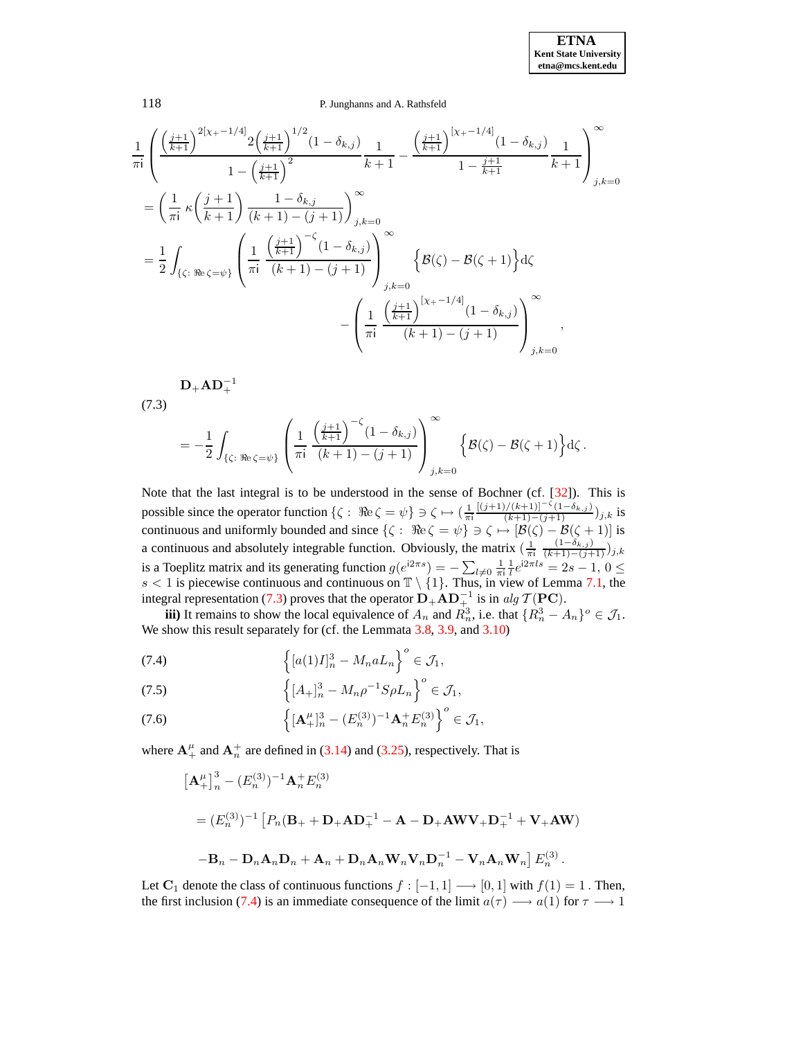$$
\frac{1}{\pi \mathrm{i}}\left(\frac{\left(\frac{j+1}{k+1}\right)^{2[\chi_+-1/4]} 2\left(\frac{j+1}{k+1}\right)^{1/2}(1-\delta_{k,j})}{1-\left(\frac{j+1}{k+1}\right)^2}\frac{1}{k+1} - \frac{\left(\frac{j+1}{k+1}\right)^{[\chi_+-1/4]}(1-\delta_{k,j})}{1-\frac{j+1}{k+1}}\frac{1}{k+1}\right)_{j,k=0}^{\infty}
$$

$$
= \left(\frac{1}{\pi \mathrm{i}}\,\kappa\left(\frac{j+1}{k+1}\right)\frac{1-\delta_{k,j}}{(k+1)-(j+1)}\right)_{j,k=0}^{\infty}
$$

$$
= \frac{1}{2}\int_{\{\zeta:\ \Re\mathrm{e}\,\zeta=\psi\}}\left(\frac{1}{\pi \mathrm{i}}\,\frac{\left(\frac{j+1}{k+1}\right)^{-\zeta}(1-\delta_{k,j})}{(k+1)-(j+1)}\right)_{j,k=0}^{\infty}\Big\{\mathcal{B}(\zeta)-\mathcal{B}(\zeta+1)\Big\}\mathrm{d}\zeta
$$

$$
- \left(\frac{1}{\pi \mathrm{i}}\,\frac{\left(\frac{j+1}{k+1}\right)^{[\chi_+-1/4]}(1-\delta_{k,j})}{(k+1)-(j+1)}\right)_{j,k=0}^{\infty},
$$

$$
\mathbf{D}_+\mathbf{A}\mathbf{D}_+^{-1} = -\frac{1}{2}\int_{\{\zeta:\ \Re\mathrm{e}\,\zeta=\psi\}}\left(\frac{1}{\pi \mathrm{i}}\,\frac{\left(\frac{j+1}{k+1}\right)^{-\zeta}(1-\delta_{k,j})}{(k+1)-(j+1)}\right)_{j,k=0}^{\infty}\Big\{\mathcal{B}(\zeta)-\mathcal{B}(\zeta+1)\Big\}\mathrm{d}\zeta\,. \tag{7.3}
$$

Note that the last integral is to be understood in the sense of Bochner (cf. [32]). This is possible since the operator function $\{\zeta:\ \Re\mathrm{e}\,\zeta=\psi\}\ni\zeta\mapsto\left(\frac{1}{\pi\mathrm{i}}\frac{[(j+1)/(k+1)]^{-\zeta}(1-\delta_{k,j})}{(k+1)-(j+1)}\right)_{j,k}$ is continuous and uniformly bounded and since $\{\zeta:\ \Re\mathrm{e}\,\zeta=\psi\}\ni\zeta\mapsto[\mathcal{B}(\zeta)-\mathcal{B}(\zeta+1)]$ is a continuous and absolutely integrable function. Obviously, the matrix $\left(\frac{1}{\pi\mathrm{i}}\,\frac{(1-\delta_{k,j})}{(k+1)-(j+1)}\right)_{j,k}$ is a Toeplitz matrix and its generating function $g(e^{\mathrm{i}2\pi s})=-\sum_{l\neq0}\frac{1}{\pi\mathrm{i}}\frac{1}{l}e^{\mathrm{i}2\pi ls}=2s-1$, $0\le s<1$ is piecewise continuous and continuous on $\mathbb{T}\setminus\{1\}$. Thus, in view of Lemma 7.1, the integral representation (7.3) proves that the operator $\mathbf{D}_+\mathbf{A}\mathbf{D}_+^{-1}$ is in $alg\,\mathcal{T}(\mathbf{PC})$.

**iii)** It remains to show the local equivalence of $A_n$ and $R_n^3$, i.e. that $\{R_n^3-A_n\}^o\in\mathcal{J}_1$. We show this result separately for (cf. the Lemmata 3.8, 3.9, and 3.10)

$$
\Big\{[a(1)I]_n^3 - M_n a L_n\Big\}^o \in \mathcal{J}_1, \tag{7.4}
$$

$$
\Big\{[A_+]_n^3 - M_n\rho^{-1}S\rho L_n\Big\}^o \in \mathcal{J}_1, \tag{7.5}
$$

$$
\Big\{[\mathbf{A}_+^{\mu}]_n^3 - (E_n^{(3)})^{-1}\mathbf{A}_n^+E_n^{(3)}\Big\}^o \in \mathcal{J}_1, \tag{7.6}
$$

where $\mathbf{A}_+^{\mu}$ and $\mathbf{A}_n^+$ are defined in (3.14) and (3.25), respectively. That is

$$
\big[\mathbf{A}_+^{\mu}\big]_n^3 - (E_n^{(3)})^{-1}\mathbf{A}_n^+E_n^{(3)}
$$

$$
= (E_n^{(3)})^{-1}\big[P_n(\mathbf{B}_+ + \mathbf{D}_+\mathbf{A}\mathbf{D}_+^{-1} - \mathbf{A} - \mathbf{D}_+\mathbf{A}\mathbf{W}\mathbf{V}_+\mathbf{D}_+^{-1} + \mathbf{V}_+\mathbf{A}\mathbf{W})
$$

$$
-\mathbf{B}_n - \mathbf{D}_n\mathbf{A}_n\mathbf{D}_n + \mathbf{A}_n + \mathbf{D}_n\mathbf{A}_n\mathbf{W}_n\mathbf{V}_n\mathbf{D}_n^{-1} - \mathbf{V}_n\mathbf{A}_n\mathbf{W}_n\big]\,E_n^{(3)}\,.
$$

Let $\mathbf{C}_1$ denote the class of continuous functions $f:[-1,1]\longrightarrow[0,1]$ with $f(1)=1$. Then, the first inclusion (7.4) is an immediate consequence of the limit $a(\tau)\longrightarrow a(1)$ for $\tau\longrightarrow 1$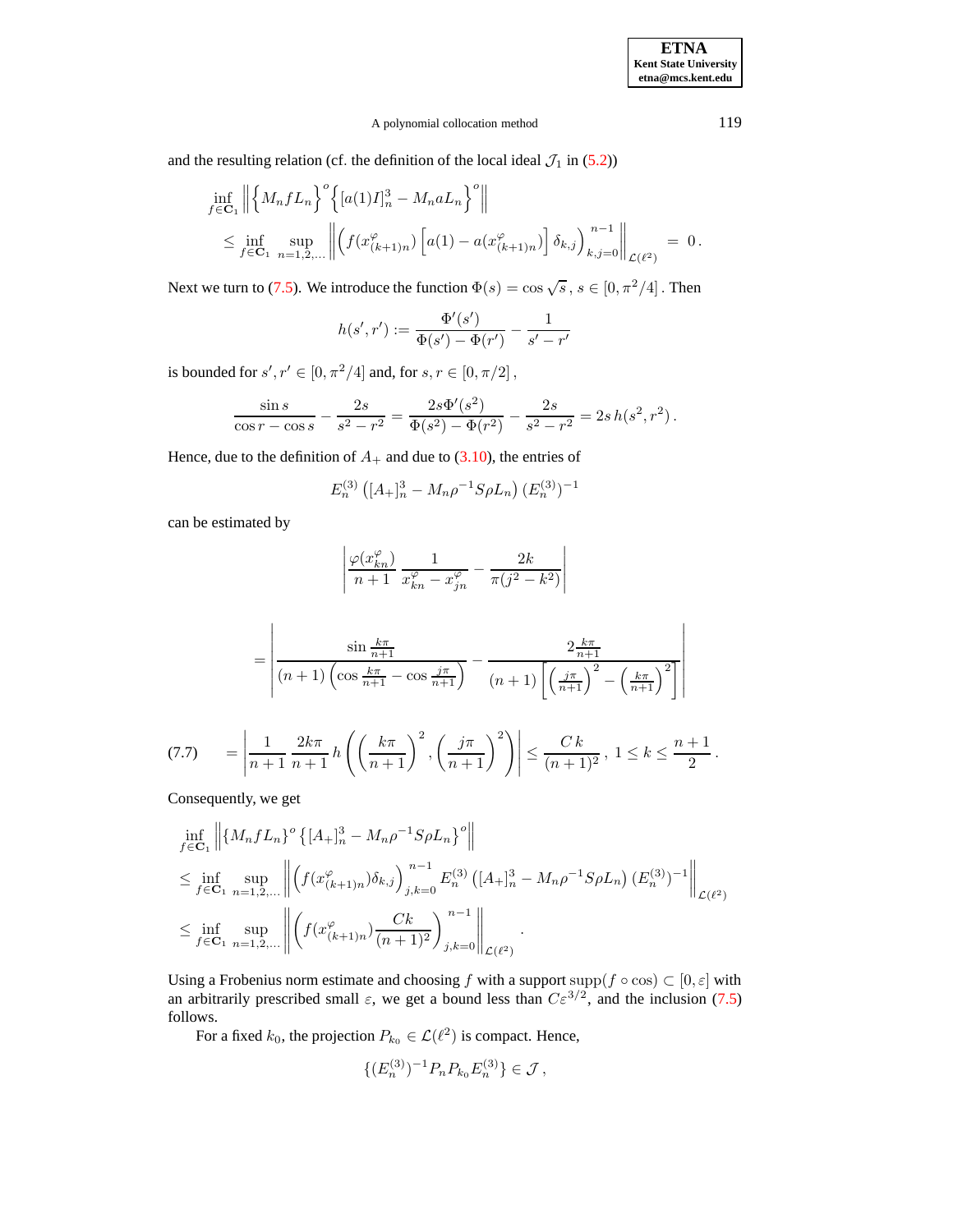and the resulting relation (cf. the definition of the local ideal $\mathcal{J}_1$ in (5.2))

$$
\begin{aligned}
&\inf_{f\in\mathbf{C}_1} \left\| \left\{ M_n f L_n \right\}^o \left\{ [a(1)I]_n^3 - M_n a L_n \right\}^o \right\| \\
&\le \inf_{f\in\mathbf{C}_1} \sup_{n=1,2,\dots} \left\| \left( f(x^\varphi_{(k+1)n}) \left[ a(1) - a(x^\varphi_{(k+1)n}) \right] \delta_{k,j} \right)_{k,j=0}^{n-1} \right\|_{\mathcal{L}(\ell^2)} = 0 .
\end{aligned}
$$

Next we turn to (7.5). We introduce the function $\Phi(s) = \cos\sqrt{s}$, $s \in [0, \pi^2/4]$. Then

$$
h(s', r') := \frac{\Phi'(s')}{\Phi(s') - \Phi(r')} - \frac{1}{s' - r'}
$$

is bounded for $s', r' \in [0, \pi^2/4]$ and, for $s, r \in [0, \pi/2]$,

$$
\frac{\sin s}{\cos r - \cos s} - \frac{2s}{s^2 - r^2} = \frac{2s\Phi'(s^2)}{\Phi(s^2) - \Phi(r^2)} - \frac{2s}{s^2 - r^2} = 2s\, h(s^2, r^2) .
$$

Hence, due to the definition of $A_+$ and due to (3.10), the entries of

$$
E_n^{(3)} \left( [A_+]_n^3 - M_n \rho^{-1} S \rho L_n \right) (E_n^{(3)})^{-1}
$$

can be estimated by

$$
\left| \frac{\varphi(x^\varphi_{kn})}{n+1} \, \frac{1}{x^\varphi_{kn} - x^\varphi_{jn}} - \frac{2k}{\pi(j^2 - k^2)} \right|
$$

$$
= \left| \frac{\sin \frac{k\pi}{n+1}}{(n+1)\left( \cos\frac{k\pi}{n+1} - \cos\frac{j\pi}{n+1} \right)} - \frac{2\frac{k\pi}{n+1}}{(n+1)\left[ \left( \frac{j\pi}{n+1} \right)^2 - \left( \frac{k\pi}{n+1} \right)^2 \right]} \right|
$$

$$
= \left| \frac{1}{n+1} \, \frac{2k\pi}{n+1} \, h\left( \left( \frac{k\pi}{n+1} \right)^2, \left( \frac{j\pi}{n+1} \right)^2 \right) \right| \le \frac{C\,k}{(n+1)^2}, \; 1 \le k \le \frac{n+1}{2} . \tag{7.7}
$$

Consequently, we get

$$
\begin{aligned}
&\inf_{f\in\mathbf{C}_1} \left\| \{ M_n f L_n \}^o \left\{ [A_+]_n^3 - M_n \rho^{-1} S \rho L_n \right\}^o \right\| \\
&\le \inf_{f\in\mathbf{C}_1} \sup_{n=1,2,\dots} \left\| \left( f(x^\varphi_{(k+1)n}) \delta_{k,j} \right)_{j,k=0}^{n-1} E_n^{(3)} \left( [A_+]_n^3 - M_n \rho^{-1} S \rho L_n \right) (E_n^{(3)})^{-1} \right\|_{\mathcal{L}(\ell^2)} \\
&\le \inf_{f\in\mathbf{C}_1} \sup_{n=1,2,\dots} \left\| \left( f(x^\varphi_{(k+1)n}) \frac{Ck}{(n+1)^2} \right)_{j,k=0}^{n-1} \right\|_{\mathcal{L}(\ell^2)} .
\end{aligned}
$$

Using a Frobenius norm estimate and choosing $f$ with a support $\operatorname{supp}(f \circ \cos) \subset [0, \varepsilon]$ with an arbitrarily prescribed small $\varepsilon$, we get a bound less than $C\varepsilon^{3/2}$, and the inclusion (7.5) follows.

For a fixed $k_0$, the projection $P_{k_0} \in \mathcal{L}(\ell^2)$ is compact. Hence,

$$
\{ (E_n^{(3)})^{-1} P_n P_{k_0} E_n^{(3)} \} \in \mathcal{J} ,
$$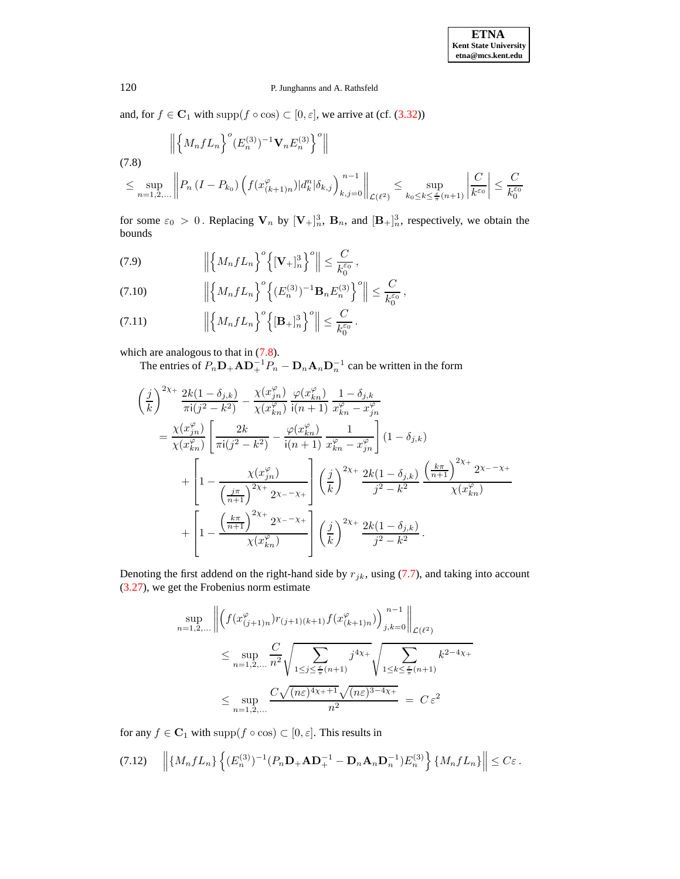and, for $f \in \mathbf{C}_1$ with $\operatorname{supp}(f \circ \cos) \subset [0, \varepsilon]$, we arrive at (cf. (3.32))

$$
\begin{aligned}
&\left\| \left\{ M_n f L_n \right\}^o (E_n^{(3)})^{-1} \mathbf{V}_n E_n^{(3)} \right\}^o \Big\| \\
&\leq \sup_{n=1,2,\dots} \left\| P_n \left( I - P_{k_0} \right) \left( f(x^\varphi_{(k+1)n}) |d^n_k| \delta_{k,j} \right)_{k,j=0}^{n-1} \right\|_{\mathcal{L}(\ell^2)} \leq \sup_{k_0 \leq k \leq \frac{\varepsilon}{\pi}(n+1)} \left| \frac{C}{k^{\varepsilon_0}} \right| \leq \frac{C}{k_0^{\varepsilon_0}}
\end{aligned} \tag{7.8}
$$

for some $\varepsilon_0 > 0$. Replacing $\mathbf{V}_n$ by $[\mathbf{V}_+]_n^3$, $\mathbf{B}_n$, and $[\mathbf{B}_+]_n^3$, respectively, we obtain the bounds

$$
\left\| \left\{ M_n f L_n \right\}^o \left\{ [\mathbf{V}_+]_n^3 \right\}^o \right\| \leq \frac{C}{k_0^{\varepsilon_0}}\,, \tag{7.9}
$$

$$
\left\| \left\{ M_n f L_n \right\}^o \left\{ (E_n^{(3)})^{-1} \mathbf{B}_n E_n^{(3)} \right\}^o \right\| \leq \frac{C}{k_0^{\varepsilon_0}}\,, \tag{7.10}
$$

$$
\left\| \left\{ M_n f L_n \right\}^o \left\{ [\mathbf{B}_+]_n^3 \right\}^o \right\| \leq \frac{C}{k_0^{\varepsilon_0}}\,. \tag{7.11}
$$

which are analogous to that in (7.8).

The entries of $P_n \mathbf{D}_+ \mathbf{A} \mathbf{D}_+^{-1} P_n - \mathbf{D}_n \mathbf{A}_n \mathbf{D}_n^{-1}$ can be written in the form

$$
\begin{aligned}
&\left(\frac{j}{k}\right)^{2\chi_+} \frac{2k(1-\delta_{j,k})}{\pi \mathrm{i}(j^2-k^2)} - \frac{\chi(x^\varphi_{jn})}{\chi(x^\varphi_{kn})} \, \frac{\varphi(x^\varphi_{kn})}{\mathrm{i}(n+1)} \, \frac{1-\delta_{j,k}}{x^\varphi_{kn} - x^\varphi_{jn}} \\
&= \frac{\chi(x^\varphi_{jn})}{\chi(x^\varphi_{kn})} \left[ \frac{2k}{\pi \mathrm{i}(j^2-k^2)} - \frac{\varphi(x^\varphi_{kn})}{\mathrm{i}(n+1)} \, \frac{1}{x^\varphi_{kn} - x^\varphi_{jn}} \right] (1-\delta_{j,k}) \\
&\quad + \left[ 1 - \frac{\chi(x^\varphi_{jn})}{\left(\frac{j\pi}{n+1}\right)^{2\chi_+} 2^{\chi_- - \chi_+}} \right] \left(\frac{j}{k}\right)^{2\chi_+} \frac{2k(1-\delta_{j,k})}{j^2-k^2} \, \frac{\left(\frac{k\pi}{n+1}\right)^{2\chi_+} 2^{\chi_- - \chi_+}}{\chi(x^\varphi_{kn})} \\
&\quad + \left[ 1 - \frac{\left(\frac{k\pi}{n+1}\right)^{2\chi_+} 2^{\chi_- - \chi_+}}{\chi(x^\varphi_{kn})} \right] \left(\frac{j}{k}\right)^{2\chi_+} \frac{2k(1-\delta_{j,k})}{j^2-k^2}\,.
\end{aligned}
$$

Denoting the first addend on the right-hand side by $r_{jk}$, using (7.7), and taking into account (3.27), we get the Frobenius norm estimate

$$
\begin{aligned}
&\sup_{n=1,2,\dots} \left\| \left( f(x^\varphi_{(j+1)n}) r_{(j+1)(k+1)} f(x^\varphi_{(k+1)n}) \right)_{j,k=0}^{n-1} \right\|_{\mathcal{L}(\ell^2)} \\
&\leq \sup_{n=1,2,\dots} \frac{C}{n^2} \sqrt{\sum_{1 \leq j \leq \frac{\varepsilon}{\pi}(n+1)} j^{4\chi_+}} \sqrt{\sum_{1 \leq k \leq \frac{\varepsilon}{\pi}(n+1)} k^{2-4\chi_+}} \\
&\leq \sup_{n=1,2,\dots} \frac{C\sqrt{(n\varepsilon)^{4\chi_+ + 1}} \sqrt{(n\varepsilon)^{3-4\chi_+}}}{n^2} = C\,\varepsilon^2
\end{aligned}
$$

for any $f \in \mathbf{C}_1$ with $\operatorname{supp}(f \circ \cos) \subset [0, \varepsilon]$. This results in

$$
\left\| \{ M_n f L_n \} \left\{ (E_n^{(3)})^{-1} (P_n \mathbf{D}_+ \mathbf{A} \mathbf{D}_+^{-1} - \mathbf{D}_n \mathbf{A}_n \mathbf{D}_n^{-1}) E_n^{(3)} \right\} \{ M_n f L_n \} \right\| \leq C\varepsilon\,. \tag{7.12}
$$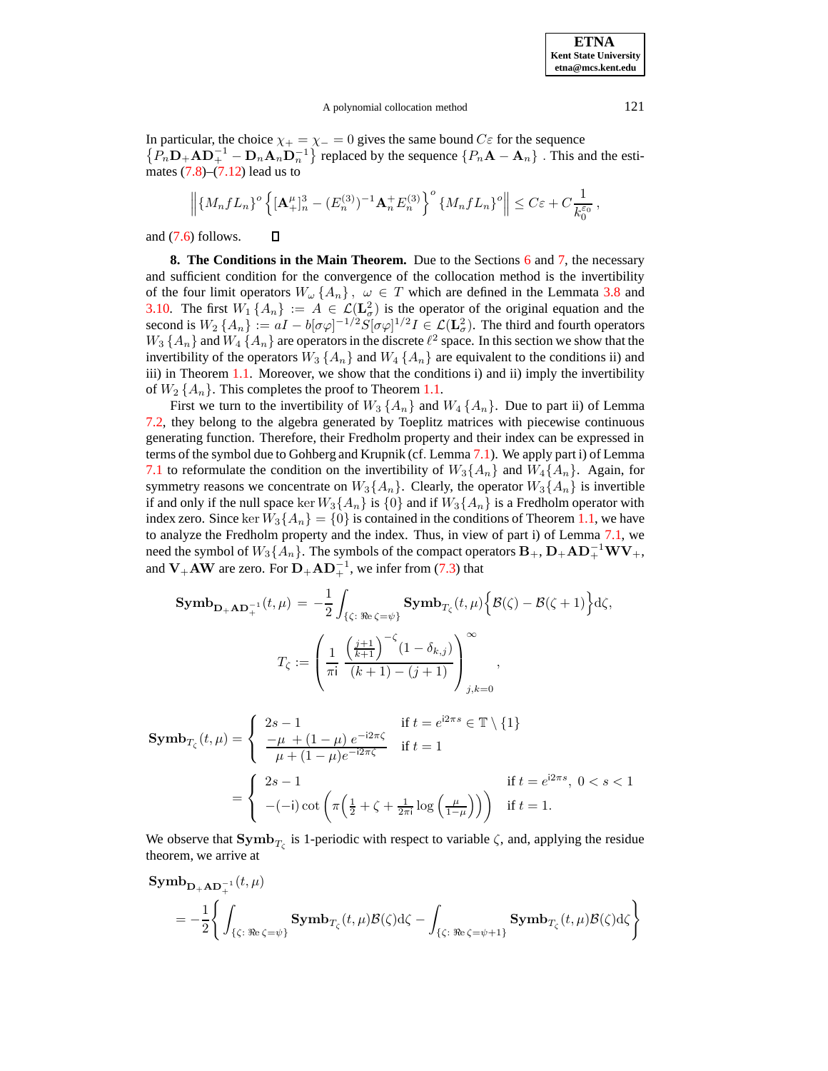In particular, the choice $\chi_+ = \chi_- = 0$ gives the same bound $C\varepsilon$ for the sequence $\left\{P_n \mathbf{D}_+ \mathbf{A} \mathbf{D}_+^{-1} - \mathbf{D}_n \mathbf{A}_n \mathbf{D}_n^{-1}\right\}$ replaced by the sequence $\{P_n \mathbf{A} - \mathbf{A}_n\}$ . This and the estimates (7.8)–(7.12) lead us to

$$\left\| \{M_n f L_n\}^o \left\{ [\mathbf{A}_+^\mu]_n^3 - (E_n^{(3)})^{-1} \mathbf{A}_n^+ E_n^{(3)} \right\}^o \{M_n f L_n\}^o \right\| \le C\varepsilon + C \frac{1}{k_0^{\varepsilon_0}} \,,$$

and (7.6) follows. □

**8. The Conditions in the Main Theorem.** Due to the Sections 6 and 7, the necessary and sufficient condition for the convergence of the collocation method is the invertibility of the four limit operators $W_\omega\{A_n\}$, $\omega \in T$ which are defined in the Lemmata 3.8 and 3.10. The first $W_1\{A_n\} := A \in \mathcal{L}(\mathbf{L}_\sigma^2)$ is the operator of the original equation and the second is $W_2\{A_n\} := aI - b[\sigma\varphi]^{-1/2} S [\sigma\varphi]^{1/2} I \in \mathcal{L}(\mathbf{L}_\sigma^2)$. The third and fourth operators $W_3\{A_n\}$ and $W_4\{A_n\}$ are operators in the discrete $\ell^2$ space. In this section we show that the invertibility of the operators $W_3\{A_n\}$ and $W_4\{A_n\}$ are equivalent to the conditions ii) and iii) in Theorem 1.1. Moreover, we show that the conditions i) and ii) imply the invertibility of $W_2\{A_n\}$. This completes the proof to Theorem 1.1.

First we turn to the invertibility of $W_3\{A_n\}$ and $W_4\{A_n\}$. Due to part ii) of Lemma 7.2, they belong to the algebra generated by Toeplitz matrices with piecewise continuous generating function. Therefore, their Fredholm property and their index can be expressed in terms of the symbol due to Gohberg and Krupnik (cf. Lemma 7.1). We apply part i) of Lemma 7.1 to reformulate the condition on the invertibility of $W_3\{A_n\}$ and $W_4\{A_n\}$. Again, for symmetry reasons we concentrate on $W_3\{A_n\}$. Clearly, the operator $W_3\{A_n\}$ is invertible if and only if the null space $\ker W_3\{A_n\}$ is $\{0\}$ and if $W_3\{A_n\}$ is a Fredholm operator with index zero. Since $\ker W_3\{A_n\} = \{0\}$ is contained in the conditions of Theorem 1.1, we have to analyze the Fredholm property and the index. Thus, in view of part i) of Lemma 7.1, we need the symbol of $W_3\{A_n\}$. The symbols of the compact operators $\mathbf{B}_+$, $\mathbf{D}_+\mathbf{A}\mathbf{D}_+^{-1}\mathbf{W}\mathbf{V}_+$, and $\mathbf{V}_+\mathbf{A}\mathbf{W}$ are zero. For $\mathbf{D}_+\mathbf{A}\mathbf{D}_+^{-1}$, we infer from (7.3) that

$$\mathbf{Symb}_{\mathbf{D}_+\mathbf{A}\mathbf{D}_+^{-1}}(t,\mu) \;=\; -\frac{1}{2} \int_{\{\zeta:\, \Re\mathrm{e}\,\zeta = \psi\}} \mathbf{Symb}_{T_\zeta}(t,\mu) \Big\{ \mathcal{B}(\zeta) - \mathcal{B}(\zeta+1) \Big\} \mathrm{d}\zeta,$$

$$T_\zeta := \left( \frac{1}{\pi \mathrm{i}} \; \frac{\left(\frac{j+1}{k+1}\right)^{-\zeta} (1 - \delta_{k,j})}{(k+1) - (j+1)} \right)_{j,k=0}^{\infty},$$

$$\mathbf{Symb}_{T_\zeta}(t,\mu) = \begin{cases} 2s - 1 & \text{if } t = e^{\mathrm{i}2\pi s} \in \mathbb{T} \setminus \{1\} \\ \dfrac{-\mu + (1-\mu)\, e^{-\mathrm{i}2\pi\zeta}}{\mu + (1-\mu) e^{-\mathrm{i}2\pi\zeta}} & \text{if } t = 1 \end{cases}$$

$$= \begin{cases} 2s - 1 & \text{if } t = e^{\mathrm{i}2\pi s},\ 0 < s < 1 \\ -(-\mathrm{i}) \cot\left( \pi\left( \frac{1}{2} + \zeta + \frac{1}{2\pi \mathrm{i}} \log\left(\frac{\mu}{1-\mu}\right) \right) \right) & \text{if } t = 1. \end{cases}$$

We observe that $\mathbf{Symb}_{T_\zeta}$ is 1-periodic with respect to variable $\zeta$, and, applying the residue theorem, we arrive at

$$\begin{aligned} &\mathbf{Symb}_{\mathbf{D}_+\mathbf{A}\mathbf{D}_+^{-1}}(t,\mu) \\ &\quad = -\frac{1}{2} \left\{ \int_{\{\zeta:\, \Re\mathrm{e}\,\zeta = \psi\}} \mathbf{Symb}_{T_\zeta}(t,\mu) \mathcal{B}(\zeta) \mathrm{d}\zeta - \int_{\{\zeta:\, \Re\mathrm{e}\,\zeta = \psi+1\}} \mathbf{Symb}_{T_\zeta}(t,\mu) \mathcal{B}(\zeta) \mathrm{d}\zeta \right\} \end{aligned}$$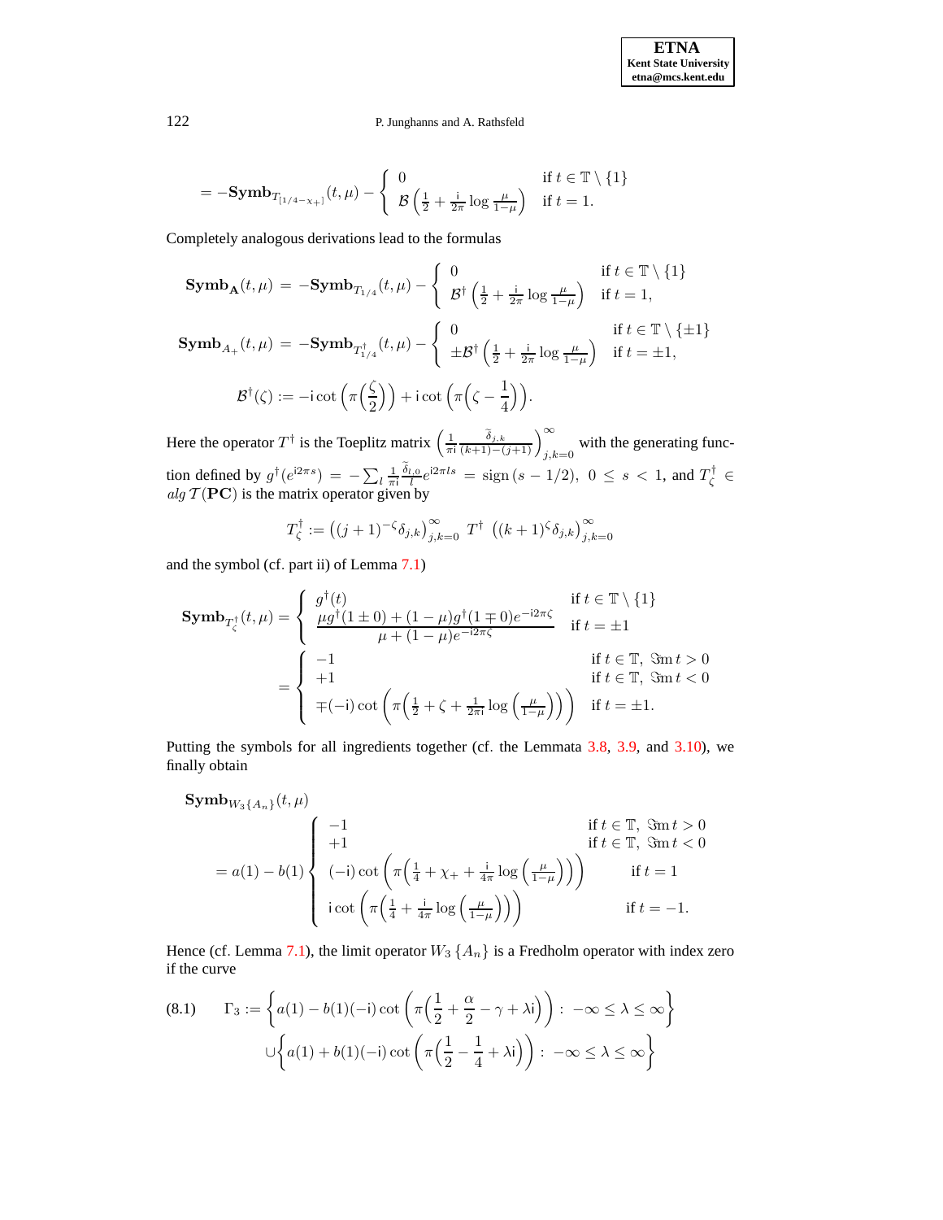$$= -\mathbf{Symb}_{T_{[1/4-\chi_+]}}(t,\mu) - \begin{cases} 0 & \text{if } t \in \mathbb{T}\setminus\{1\} \\ \mathcal{B}\left(\frac{1}{2} + \frac{\mathrm{i}}{2\pi}\log\frac{\mu}{1-\mu}\right) & \text{if } t = 1. \end{cases}$$

Completely analogous derivations lead to the formulas

$$\mathbf{Symb}_{\mathbf{A}}(t,\mu) = -\mathbf{Symb}_{T_{1/4}}(t,\mu) - \begin{cases} 0 & \text{if } t \in \mathbb{T}\setminus\{1\} \\ \mathcal{B}^\dagger\left(\frac{1}{2} + \frac{\mathrm{i}}{2\pi}\log\frac{\mu}{1-\mu}\right) & \text{if } t = 1, \end{cases}$$

$$\mathbf{Symb}_{A_+}(t,\mu) = -\mathbf{Symb}_{T^\dagger_{1/4}}(t,\mu) - \begin{cases} 0 & \text{if } t \in \mathbb{T}\setminus\{\pm 1\} \\ \pm\mathcal{B}^\dagger\left(\frac{1}{2} + \frac{\mathrm{i}}{2\pi}\log\frac{\mu}{1-\mu}\right) & \text{if } t = \pm 1, \end{cases}$$

$$\mathcal{B}^\dagger(\zeta) := -\mathrm{i}\cot\left(\pi\Big(\frac{\zeta}{2}\Big)\right) + \mathrm{i}\cot\left(\pi\Big(\zeta - \frac{1}{4}\Big)\right).$$

Here the operator $T^\dagger$ is the Toeplitz matrix $\left(\frac{1}{\pi\mathrm{i}}\frac{\widetilde{\delta}_{j,k}}{(k+1)-(j+1)}\right)_{j,k=0}^{\infty}$ with the generating function defined by $g^\dagger(e^{\mathrm{i}2\pi s}) = -\sum_l \frac{1}{\pi\mathrm{i}}\frac{\widetilde{\delta}_{l,0}}{l}e^{\mathrm{i}2\pi ls} = \operatorname{sign}(s-1/2),\ 0 \le s < 1$, and $T^\dagger_\zeta \in alg\,\mathcal{T}(\mathbf{PC})$ is the matrix operator given by

$$T^\dagger_\zeta := \left((j+1)^{-\zeta}\delta_{j,k}\right)_{j,k=0}^{\infty}\ T^\dagger\ \left((k+1)^{\zeta}\delta_{j,k}\right)_{j,k=0}^{\infty}$$

and the symbol (cf. part ii) of Lemma 7.1)

$$\mathbf{Symb}_{T^\dagger_\zeta}(t,\mu) = \begin{cases} g^\dagger(t) & \text{if } t \in \mathbb{T}\setminus\{1\} \\ \dfrac{\mu g^\dagger(1\pm 0) + (1-\mu)g^\dagger(1\mp 0)e^{-\mathrm{i}2\pi\zeta}}{\mu + (1-\mu)e^{-\mathrm{i}2\pi\zeta}} & \text{if } t = \pm 1 \end{cases}$$

$$= \begin{cases} -1 & \text{if } t \in \mathbb{T},\ \Im\mathrm{m}\, t > 0 \\ +1 & \text{if } t \in \mathbb{T},\ \Im\mathrm{m}\, t < 0 \\ \mp(-\mathrm{i})\cot\left(\pi\Big(\frac{1}{2} + \zeta + \frac{1}{2\pi\mathrm{i}}\log\Big(\frac{\mu}{1-\mu}\Big)\Big)\right) & \text{if } t = \pm 1. \end{cases}$$

Putting the symbols for all ingredients together (cf. the Lemmata 3.8, 3.9, and 3.10), we finally obtain

$$\mathbf{Symb}_{W_3\{A_n\}}(t,\mu)$$
$$= a(1) - b(1)\begin{cases} -1 & \text{if } t \in \mathbb{T},\ \Im\mathrm{m}\, t > 0 \\ +1 & \text{if } t \in \mathbb{T},\ \Im\mathrm{m}\, t < 0 \\ (-\mathrm{i})\cot\left(\pi\Big(\frac{1}{4} + \chi_+ + \frac{\mathrm{i}}{4\pi}\log\Big(\frac{\mu}{1-\mu}\Big)\Big)\right) & \text{if } t = 1 \\ \mathrm{i}\cot\left(\pi\Big(\frac{1}{4} + \frac{\mathrm{i}}{4\pi}\log\Big(\frac{\mu}{1-\mu}\Big)\Big)\right) & \text{if } t = -1. \end{cases}$$

Hence (cf. Lemma 7.1), the limit operator $W_3\{A_n\}$ is a Fredholm operator with index zero if the curve

$$\Gamma_3 := \left\{a(1) - b(1)(-\mathrm{i})\cot\left(\pi\Big(\frac{1}{2} + \frac{\alpha}{2} - \gamma + \lambda\mathrm{i}\Big)\right) :\ -\infty \le \lambda \le \infty\right\} \tag{8.1}$$
$$\cup\left\{a(1) + b(1)(-\mathrm{i})\cot\left(\pi\Big(\frac{1}{2} - \frac{1}{4} + \lambda\mathrm{i}\Big)\right) :\ -\infty \le \lambda \le \infty\right\}$$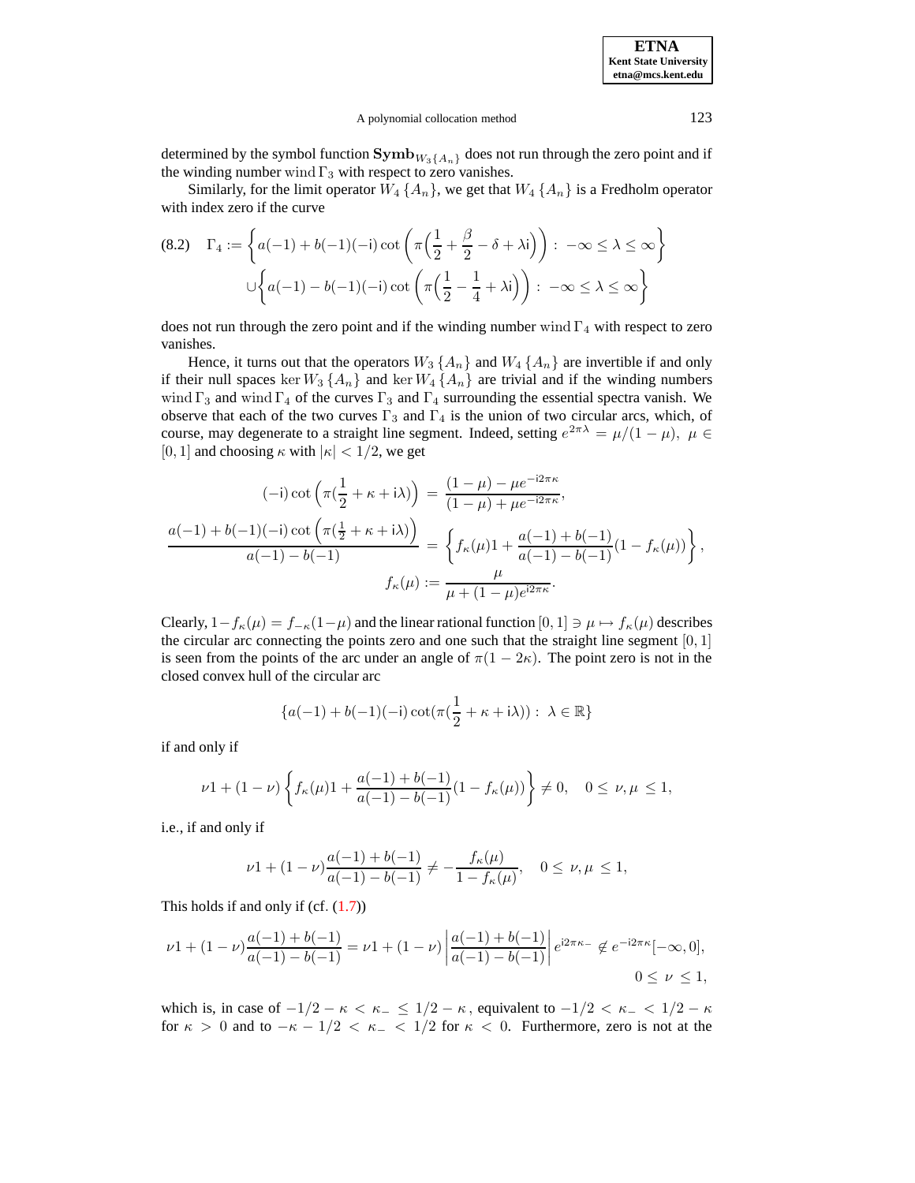determined by the symbol function $\mathbf{Symb}_{W_3\{A_n\}}$ does not run through the zero point and if the winding number $\operatorname{wind}\Gamma_3$ with respect to zero vanishes.

Similarly, for the limit operator $W_4\{A_n\}$, we get that $W_4\{A_n\}$ is a Fredholm operator with index zero if the curve

$$
\begin{aligned}
(8.2)\quad \Gamma_4 := &\left\{ a(-1) + b(-1)(-\mathrm{i})\cot\left(\pi\Big(\frac{1}{2} + \frac{\beta}{2} - \delta + \lambda\mathrm{i}\Big)\right) :\ -\infty \le \lambda \le \infty \right\} \\
&\cup \left\{ a(-1) - b(-1)(-\mathrm{i})\cot\left(\pi\Big(\frac{1}{2} - \frac{1}{4} + \lambda\mathrm{i}\Big)\right) :\ -\infty \le \lambda \le \infty \right\}
\end{aligned}
$$

does not run through the zero point and if the winding number $\operatorname{wind}\Gamma_4$ with respect to zero vanishes.

Hence, it turns out that the operators $W_3\{A_n\}$ and $W_4\{A_n\}$ are invertible if and only if their null spaces $\ker W_3\{A_n\}$ and $\ker W_4\{A_n\}$ are trivial and if the winding numbers $\operatorname{wind}\Gamma_3$ and $\operatorname{wind}\Gamma_4$ of the curves $\Gamma_3$ and $\Gamma_4$ surrounding the essential spectra vanish. We observe that each of the two curves $\Gamma_3$ and $\Gamma_4$ is the union of two circular arcs, which, of course, may degenerate to a straight line segment. Indeed, setting $e^{2\pi\lambda} = \mu/(1-\mu)$, $\mu \in [0,1]$ and choosing $\kappa$ with $|\kappa| < 1/2$, we get

$$
\begin{aligned}
(-\mathrm{i})\cot\left(\pi(\frac{1}{2} + \kappa + \mathrm{i}\lambda)\right) &= \frac{(1-\mu) - \mu e^{-\mathrm{i}2\pi\kappa}}{(1-\mu) + \mu e^{-\mathrm{i}2\pi\kappa}}, \\
\frac{a(-1) + b(-1)(-\mathrm{i})\cot\left(\pi(\frac{1}{2} + \kappa + \mathrm{i}\lambda)\right)}{a(-1) - b(-1)} &= \left\{ f_\kappa(\mu)1 + \frac{a(-1)+b(-1)}{a(-1)-b(-1)}(1 - f_\kappa(\mu)) \right\}, \\
f_\kappa(\mu) &:= \frac{\mu}{\mu + (1-\mu)e^{\mathrm{i}2\pi\kappa}}.
\end{aligned}
$$

Clearly, $1 - f_\kappa(\mu) = f_{-\kappa}(1-\mu)$ and the linear rational function $[0,1] \ni \mu \mapsto f_\kappa(\mu)$ describes the circular arc connecting the points zero and one such that the straight line segment $[0,1]$ is seen from the points of the arc under an angle of $\pi(1-2\kappa)$. The point zero is not in the closed convex hull of the circular arc

$$
\{a(-1) + b(-1)(-\mathrm{i})\cot(\pi(\frac{1}{2} + \kappa + \mathrm{i}\lambda)) :\ \lambda \in \mathbb{R}\}
$$

if and only if

$$
\nu 1 + (1-\nu)\left\{ f_\kappa(\mu)1 + \frac{a(-1)+b(-1)}{a(-1)-b(-1)}(1 - f_\kappa(\mu)) \right\} \ne 0, \quad 0 \le \nu, \mu \le 1,
$$

i.e., if and only if

$$
\nu 1 + (1-\nu)\frac{a(-1)+b(-1)}{a(-1)-b(-1)} \ne -\frac{f_\kappa(\mu)}{1 - f_\kappa(\mu)}, \quad 0 \le \nu, \mu \le 1,
$$

This holds if and only if (cf. (1.7))

$$
\nu 1 + (1-\nu)\frac{a(-1)+b(-1)}{a(-1)-b(-1)} = \nu 1 + (1-\nu)\left|\frac{a(-1)+b(-1)}{a(-1)-b(-1)}\right| e^{\mathrm{i}2\pi\kappa_-} \notin e^{-\mathrm{i}2\pi\kappa}[-\infty, 0], \quad 0 \le \nu \le 1,
$$

which is, in case of $-1/2 - \kappa < \kappa_- \le 1/2 - \kappa$, equivalent to $-1/2 < \kappa_- < 1/2 - \kappa$ for $\kappa > 0$ and to $-\kappa - 1/2 < \kappa_- < 1/2$ for $\kappa < 0$. Furthermore, zero is not at the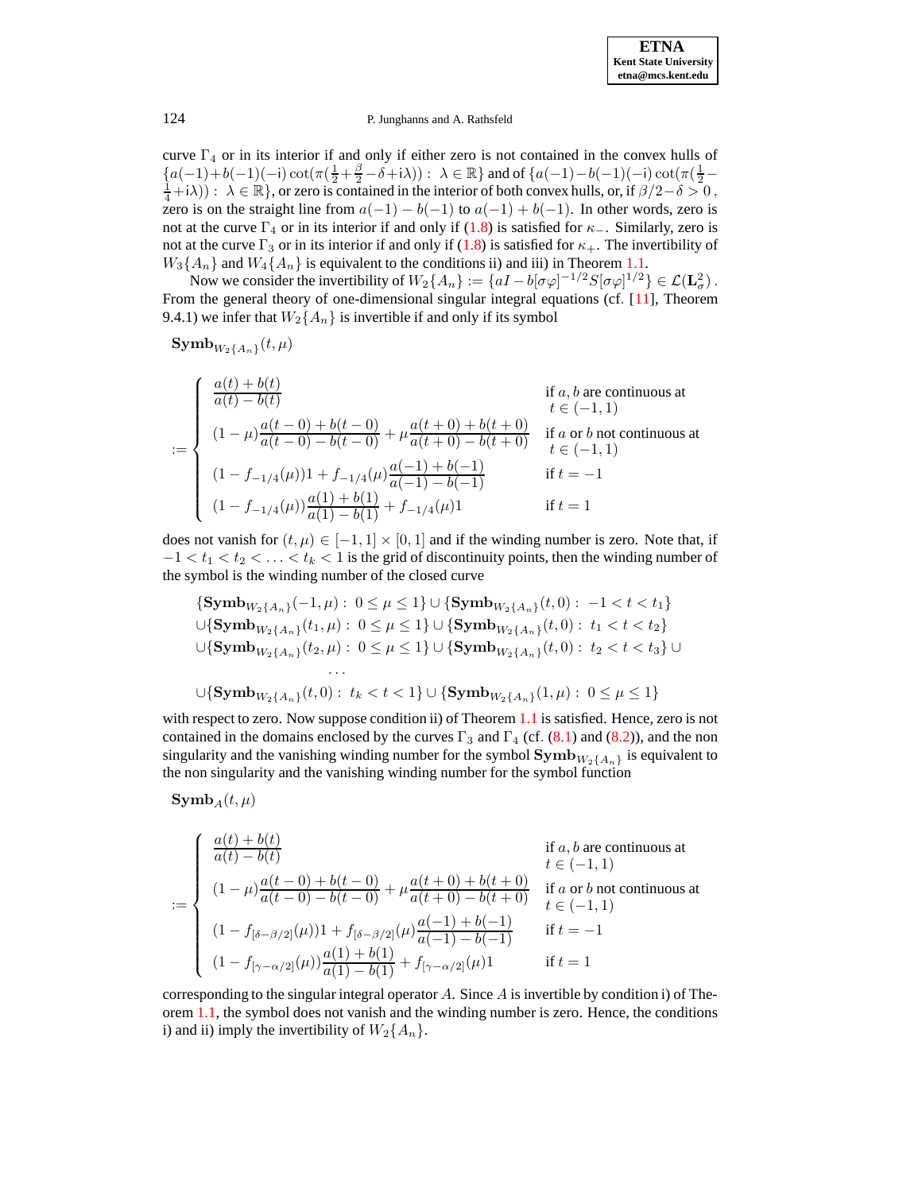curve $\Gamma_4$ or in its interior if and only if either zero is not contained in the convex hulls of $\{a(-1)+b(-1)(-\mathrm{i})\cot(\pi(\frac{1}{2}+\frac{\beta}{2}-\delta+\mathrm{i}\lambda)) : \lambda \in \mathbb{R}\}$ and of $\{a(-1)-b(-1)(-\mathrm{i})\cot(\pi(\frac{1}{2}-\frac{1}{4}+\mathrm{i}\lambda)) : \lambda \in \mathbb{R}\}$, or zero is contained in the interior of both convex hulls, or, if $\beta/2-\delta > 0$, zero is on the straight line from $a(-1)-b(-1)$ to $a(-1)+b(-1)$. In other words, zero is not at the curve $\Gamma_4$ or in its interior if and only if (1.8) is satisfied for $\kappa_-$. Similarly, zero is not at the curve $\Gamma_3$ or in its interior if and only if (1.8) is satisfied for $\kappa_+$. The invertibility of $W_3\{A_n\}$ and $W_4\{A_n\}$ is equivalent to the conditions ii) and iii) in Theorem 1.1.

Now we consider the invertibility of $W_2\{A_n\} := \{aI - b[\sigma\varphi]^{-1/2}S[\sigma\varphi]^{1/2}\} \in \mathcal{L}(\mathbf{L}^2_\sigma)$. From the general theory of one-dimensional singular integral equations (cf. [11], Theorem 9.4.1) we infer that $W_2\{A_n\}$ is invertible if and only if its symbol

$$
\mathbf{Symb}_{W_2\{A_n\}}(t,\mu)
$$

$$
:= \begin{cases} \dfrac{a(t)+b(t)}{a(t)-b(t)} & \text{if } a, b \text{ are continuous at } t \in (-1,1) \\[2ex] (1-\mu)\dfrac{a(t-0)+b(t-0)}{a(t-0)-b(t-0)} + \mu\dfrac{a(t+0)+b(t+0)}{a(t+0)-b(t+0)} & \text{if } a \text{ or } b \text{ not continuous at } t \in (-1,1) \\[2ex] (1-f_{-1/4}(\mu))1 + f_{-1/4}(\mu)\dfrac{a(-1)+b(-1)}{a(-1)-b(-1)} & \text{if } t=-1 \\[2ex] (1-f_{-1/4}(\mu))\dfrac{a(1)+b(1)}{a(1)-b(1)} + f_{-1/4}(\mu)1 & \text{if } t=1 \end{cases}
$$

does not vanish for $(t,\mu) \in [-1,1]\times[0,1]$ and if the winding number is zero. Note that, if $-1 < t_1 < t_2 < \ldots < t_k < 1$ is the grid of discontinuity points, then the winding number of the symbol is the winding number of the closed curve

$$
\begin{aligned}
&\{\mathbf{Symb}_{W_2\{A_n\}}(-1,\mu) :\ 0 \le \mu \le 1\} \cup \{\mathbf{Symb}_{W_2\{A_n\}}(t,0) :\ -1 < t < t_1\} \\
&\cup \{\mathbf{Symb}_{W_2\{A_n\}}(t_1,\mu) :\ 0 \le \mu \le 1\} \cup \{\mathbf{Symb}_{W_2\{A_n\}}(t,0) :\ t_1 < t < t_2\} \\
&\cup \{\mathbf{Symb}_{W_2\{A_n\}}(t_2,\mu) :\ 0 \le \mu \le 1\} \cup \{\mathbf{Symb}_{W_2\{A_n\}}(t,0) :\ t_2 < t < t_3\} \cup \\
&\qquad \cdots \\
&\cup \{\mathbf{Symb}_{W_2\{A_n\}}(t,0) :\ t_k < t < 1\} \cup \{\mathbf{Symb}_{W_2\{A_n\}}(1,\mu) :\ 0 \le \mu \le 1\}
\end{aligned}
$$

with respect to zero. Now suppose condition ii) of Theorem 1.1 is satisfied. Hence, zero is not contained in the domains enclosed by the curves $\Gamma_3$ and $\Gamma_4$ (cf. (8.1) and (8.2)), and the non singularity and the vanishing winding number for the symbol $\mathbf{Symb}_{W_2\{A_n\}}$ is equivalent to the non singularity and the vanishing winding number for the symbol function

$$
\mathbf{Symb}_{A}(t,\mu)
$$

$$
:= \begin{cases} \dfrac{a(t)+b(t)}{a(t)-b(t)} & \text{if } a, b \text{ are continuous at } t \in (-1,1) \\[2ex] (1-\mu)\dfrac{a(t-0)+b(t-0)}{a(t-0)-b(t-0)} + \mu\dfrac{a(t+0)+b(t+0)}{a(t+0)-b(t+0)} & \text{if } a \text{ or } b \text{ not continuous at } t \in (-1,1) \\[2ex] (1-f_{[\delta-\beta/2]}(\mu))1 + f_{[\delta-\beta/2]}(\mu)\dfrac{a(-1)+b(-1)}{a(-1)-b(-1)} & \text{if } t=-1 \\[2ex] (1-f_{[\gamma-\alpha/2]}(\mu))\dfrac{a(1)+b(1)}{a(1)-b(1)} + f_{[\gamma-\alpha/2]}(\mu)1 & \text{if } t=1 \end{cases}
$$

corresponding to the singular integral operator $A$. Since $A$ is invertible by condition i) of Theorem 1.1, the symbol does not vanish and the winding number is zero. Hence, the conditions i) and ii) imply the invertibility of $W_2\{A_n\}$.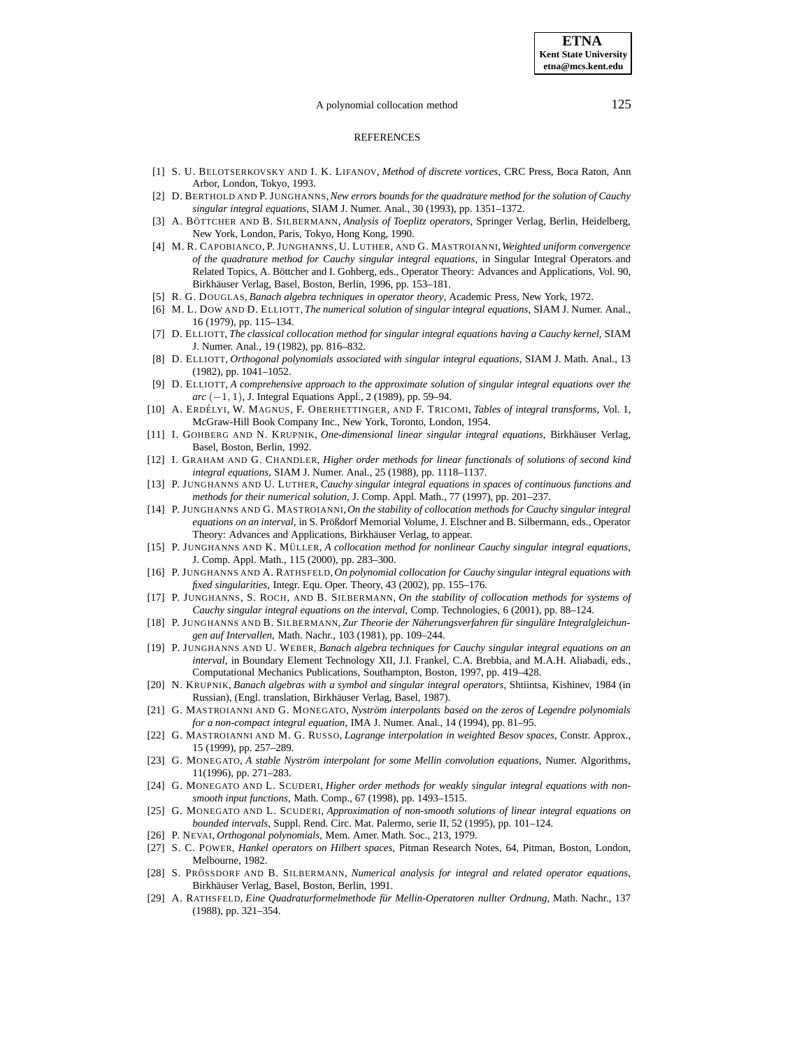## REFERENCES

[1] S. U. Belotserkovsky and I. K. Lifanov, *Method of discrete vortices*, CRC Press, Boca Raton, Ann Arbor, London, Tokyo, 1993.

[2] D. Berthold and P. Junghanns, *New errors bounds for the quadrature method for the solution of Cauchy singular integral equations*, SIAM J. Numer. Anal., 30 (1993), pp. 1351–1372.

[3] A. Böttcher and B. Silbermann, *Analysis of Toeplitz operators*, Springer Verlag, Berlin, Heidelberg, New York, London, Paris, Tokyo, Hong Kong, 1990.

[4] M. R. Capobianco, P. Junghanns, U. Luther, and G. Mastroianni, *Weighted uniform convergence of the quadrature method for Cauchy singular integral equations*, in Singular Integral Operators and Related Topics, A. Böttcher and I. Gohberg, eds., Operator Theory: Advances and Applications, Vol. 90, Birkhäuser Verlag, Basel, Boston, Berlin, 1996, pp. 153–181.

[5] R. G. Douglas, *Banach algebra techniques in operator theory*, Academic Press, New York, 1972.

[6] M. L. Dow and D. Elliott, *The numerical solution of singular integral equations*, SIAM J. Numer. Anal., 16 (1979), pp. 115–134.

[7] D. Elliott, *The classical collocation method for singular integral equations having a Cauchy kernel*, SIAM J. Numer. Anal., 19 (1982), pp. 816–832.

[8] D. Elliott, *Orthogonal polynomials associated with singular integral equations*, SIAM J. Math. Anal., 13 (1982), pp. 1041–1052.

[9] D. Elliott, *A comprehensive approach to the approximate solution of singular integral equations over the arc* $(-1, 1)$, J. Integral Equations Appl., 2 (1989), pp. 59–94.

[10] A. Erdélyi, W. Magnus, F. Oberhettinger, and F. Tricomi, *Tables of integral transforms*, Vol. 1, McGraw-Hill Book Company Inc., New York, Toronto, London, 1954.

[11] I. Gohberg and N. Krupnik, *One-dimensional linear singular integral equations*, Birkhäuser Verlag, Basel, Boston, Berlin, 1992.

[12] I. Graham and G. Chandler, *Higher order methods for linear functionals of solutions of second kind integral equations*, SIAM J. Numer. Anal., 25 (1988), pp. 1118–1137.

[13] P. Junghanns and U. Luther, *Cauchy singular integral equations in spaces of continuous functions and methods for their numerical solution*, J. Comp. Appl. Math., 77 (1997), pp. 201–237.

[14] P. Junghanns and G. Mastroianni, *On the stability of collocation methods for Cauchy singular integral equations on an interval*, in S. Prößdorf Memorial Volume, J. Elschner and B. Silbermann, eds., Operator Theory: Advances and Applications, Birkhäuser Verlag, to appear.

[15] P. Junghanns and K. Müller, *A collocation method for nonlinear Cauchy singular integral equations*, J. Comp. Appl. Math., 115 (2000), pp. 283–300.

[16] P. Junghanns and A. Rathsfeld, *On polynomial collocation for Cauchy singular integral equations with fixed singularities*, Integr. Equ. Oper. Theory, 43 (2002), pp. 155–176.

[17] P. Junghanns, S. Roch, and B. Silbermann, *On the stability of collocation methods for systems of Cauchy singular integral equations on the interval*, Comp. Technologies, 6 (2001), pp. 88–124.

[18] P. Junghanns and B. Silbermann, *Zur Theorie der Näherungsverfahren für singuläre Integralgleichungen auf Intervallen*, Math. Nachr., 103 (1981), pp. 109–244.

[19] P. Junghanns and U. Weber, *Banach algebra techniques for Cauchy singular integral equations on an interval*, in Boundary Element Technology XII, J.I. Frankel, C.A. Brebbia, and M.A.H. Aliabadi, eds., Computational Mechanics Publications, Southampton, Boston, 1997, pp. 419–428.

[20] N. Krupnik, *Banach algebras with a symbol and singular integral operators*, Shtiintsa, Kishinev, 1984 (in Russian), (Engl. translation, Birkhäuser Verlag, Basel, 1987).

[21] G. Mastroianni and G. Monegato, *Nyström interpolants based on the zeros of Legendre polynomials for a non-compact integral equation*, IMA J. Numer. Anal., 14 (1994), pp. 81–95.

[22] G. Mastroianni and M. G. Russo, *Lagrange interpolation in weighted Besov spaces*, Constr. Approx., 15 (1999), pp. 257–289.

[23] G. Monegato, *A stable Nyström interpolant for some Mellin convolution equations*, Numer. Algorithms, 11(1996), pp. 271–283.

[24] G. Monegato and L. Scuderi, *Higher order methods for weakly singular integral equations with nonsmooth input functions*, Math. Comp., 67 (1998), pp. 1493–1515.

[25] G. Monegato and L. Scuderi, *Approximation of non-smooth solutions of linear integral equations on bounded intervals*, Suppl. Rend. Circ. Mat. Palermo, serie II, 52 (1995), pp. 101–124.

[26] P. Nevai, *Orthogonal polynomials*, Mem. Amer. Math. Soc., 213, 1979.

[27] S. C. Power, *Hankel operators on Hilbert spaces*, Pitman Research Notes, 64, Pitman, Boston, London, Melbourne, 1982.

[28] S. Prössdorf and B. Silbermann, *Numerical analysis for integral and related operator equations*, Birkhäuser Verlag, Basel, Boston, Berlin, 1991.

[29] A. Rathsfeld, *Eine Quadraturformelmethode für Mellin-Operatoren nullter Ordnung*, Math. Nachr., 137 (1988), pp. 321–354.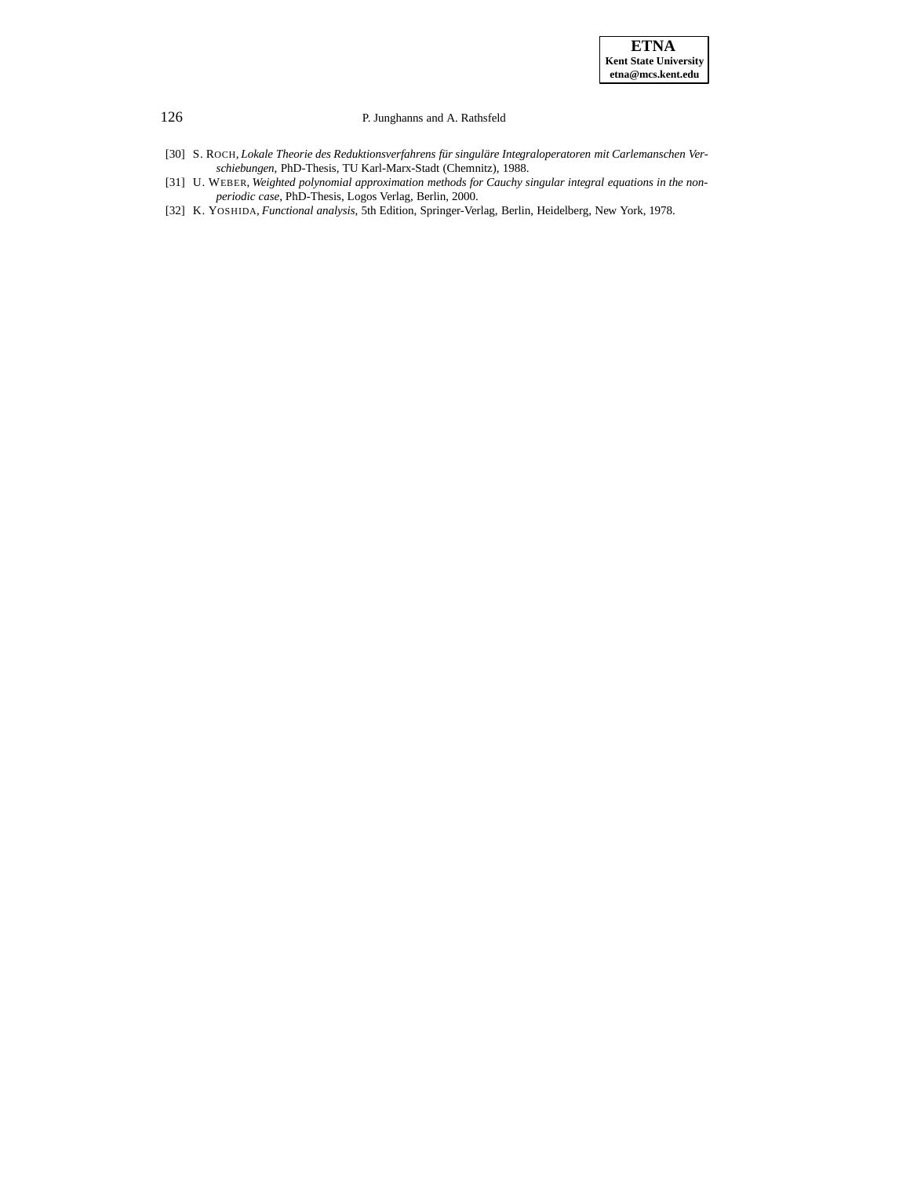[30] S. Roch, *Lokale Theorie des Reduktionsverfahrens für singuläre Integraloperatoren mit Carlemanschen Verschiebungen*, PhD-Thesis, TU Karl-Marx-Stadt (Chemnitz), 1988.

[31] U. Weber, *Weighted polynomial approximation methods for Cauchy singular integral equations in the non-periodic case*, PhD-Thesis, Logos Verlag, Berlin, 2000.

[32] K. Yoshida, *Functional analysis*, 5th Edition, Springer-Verlag, Berlin, Heidelberg, New York, 1978.